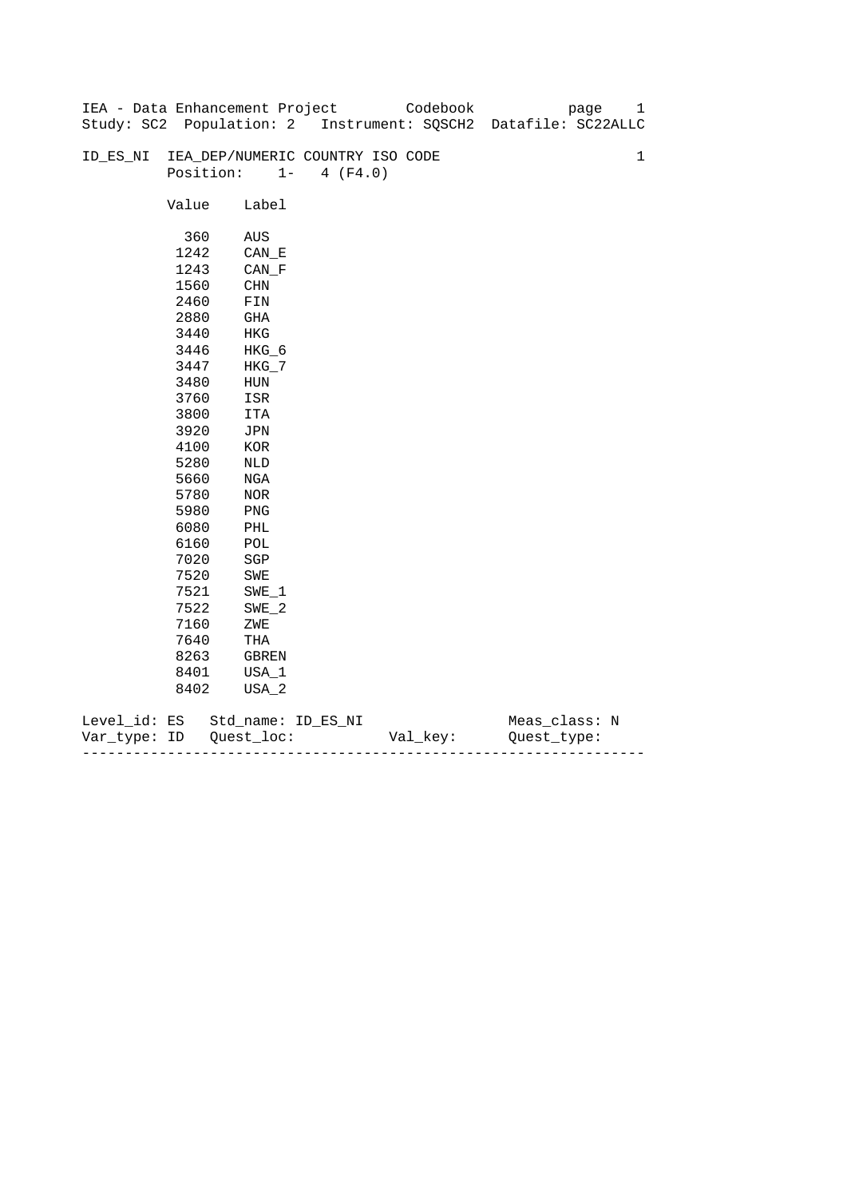IEA - Data Enhancement Project Codebook
Study: SC2 Population: 2 Instrument: SQSCH2 Datafile: SC22ALLC

ID_ES_NI IEA_DEP/NUMERIC COUNTRY ISO CODE 1
Position: 1- 4 (F4.0)

| Value | Label |
|---|---|
| 360 | AUS |
| 1242 | CAN_E |
| 1243 | CAN_F |
| 1560 | CHN |
| 2460 | FIN |
| 2880 | GHA |
| 3440 | HKG |
| 3446 | HKG_6 |
| 3447 | HKG_7 |
| 3480 | HUN |
| 3760 | ISR |
| 3800 | ITA |
| 3920 | JPN |
| 4100 | KOR |
| 5280 | NLD |
| 5660 | NGA |
| 5780 | NOR |
| 5980 | PNG |
| 6080 | PHL |
| 6160 | POL |
| 7020 | SGP |
| 7520 | SWE |
| 7521 | SWE_1 |
| 7522 | SWE_2 |
| 7160 | ZWE |
| 7640 | THA |
| 8263 | GBREN |
| 8401 | USA_1 |
| 8402 | USA_2 |

Level_id: ES Std_name: ID_ES_NI Meas_class: N
Var_type: ID Quest_loc: Val_key: Quest_type:

---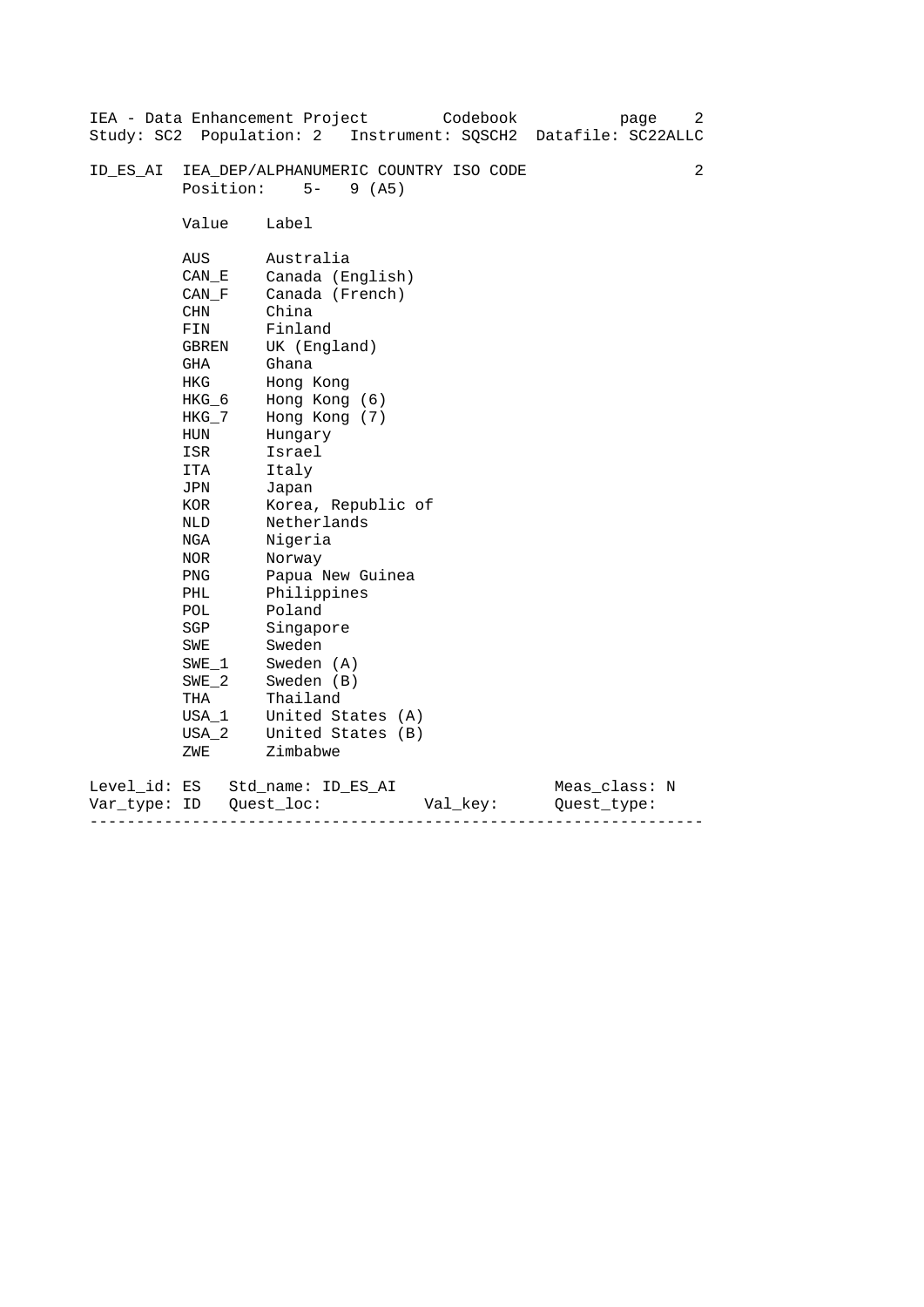ID_ES_AI IEA_DEP/ALPHANUMERIC COUNTRY ISO CODE 2

Position: 5- 9 (A5)

| Value | Label |
|---|---|
| AUS | Australia |
| CAN_E | Canada (English) |
| CAN_F | Canada (French) |
| CHN | China |
| FIN | Finland |
| GBREN | UK (England) |
| GHA | Ghana |
| HKG | Hong Kong |
| HKG_6 | Hong Kong (6) |
| HKG_7 | Hong Kong (7) |
| HUN | Hungary |
| ISR | Israel |
| ITA | Italy |
| JPN | Japan |
| KOR | Korea, Republic of |
| NLD | Netherlands |
| NGA | Nigeria |
| NOR | Norway |
| PNG | Papua New Guinea |
| PHL | Philippines |
| POL | Poland |
| SGP | Singapore |
| SWE | Sweden |
| SWE_1 | Sweden (A) |
| SWE_2 | Sweden (B) |
| THA | Thailand |
| USA_1 | United States (A) |
| USA_2 | United States (B) |
| ZWE | Zimbabwe |

Level_id: ES   Std_name: ID_ES_AI   Meas_class: N

Var_type: ID   Quest_loc:   Val_key:   Quest_type:

---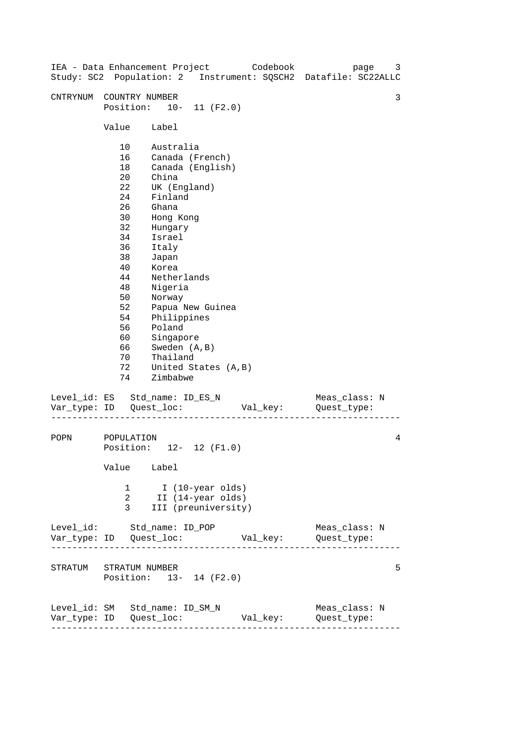IEA - Data Enhancement Project Codebook

Study: SC2 Population: 2 Instrument: SQSCH2 Datafile: SC22ALLC

```
CNTRYNUM  COUNTRY NUMBER                                              3
          Position:   10-  11 (F2.0)

          Value    Label

            10    Australia
            16    Canada (French)
            18    Canada (English)
            20    China
            22    UK (England)
            24    Finland
            26    Ghana
            30    Hong Kong
            32    Hungary
            34    Israel
            36    Italy
            38    Japan
            40    Korea
            44    Netherlands
            48    Nigeria
            50    Norway
            52    Papua New Guinea
            54    Philippines
            56    Poland
            60    Singapore
            66    Sweden (A,B)
            70    Thailand
            72    United States (A,B)
            74    Zimbabwe

Level_id: ES   Std_name: ID_ES_N                  Meas_class: N
Var_type: ID   Quest_loc:           Val_key:      Quest_type:
-------------------------------------------------------------------

POPN      POPULATION                                                  4
          Position:   12-  12 (F1.0)

          Value    Label

             1      I (10-year olds)
             2     II (14-year olds)
             3    III (preuniversity)

Level_id:      Std_name: ID_POP                   Meas_class: N
Var_type: ID   Quest_loc:           Val_key:      Quest_type:
-------------------------------------------------------------------

STRATUM   STRATUM NUMBER                                              5
          Position:   13-  14 (F2.0)

Level_id: SM   Std_name: ID_SM_N                  Meas_class: N
Var_type: ID   Quest_loc:           Val_key:      Quest_type:
-------------------------------------------------------------------
```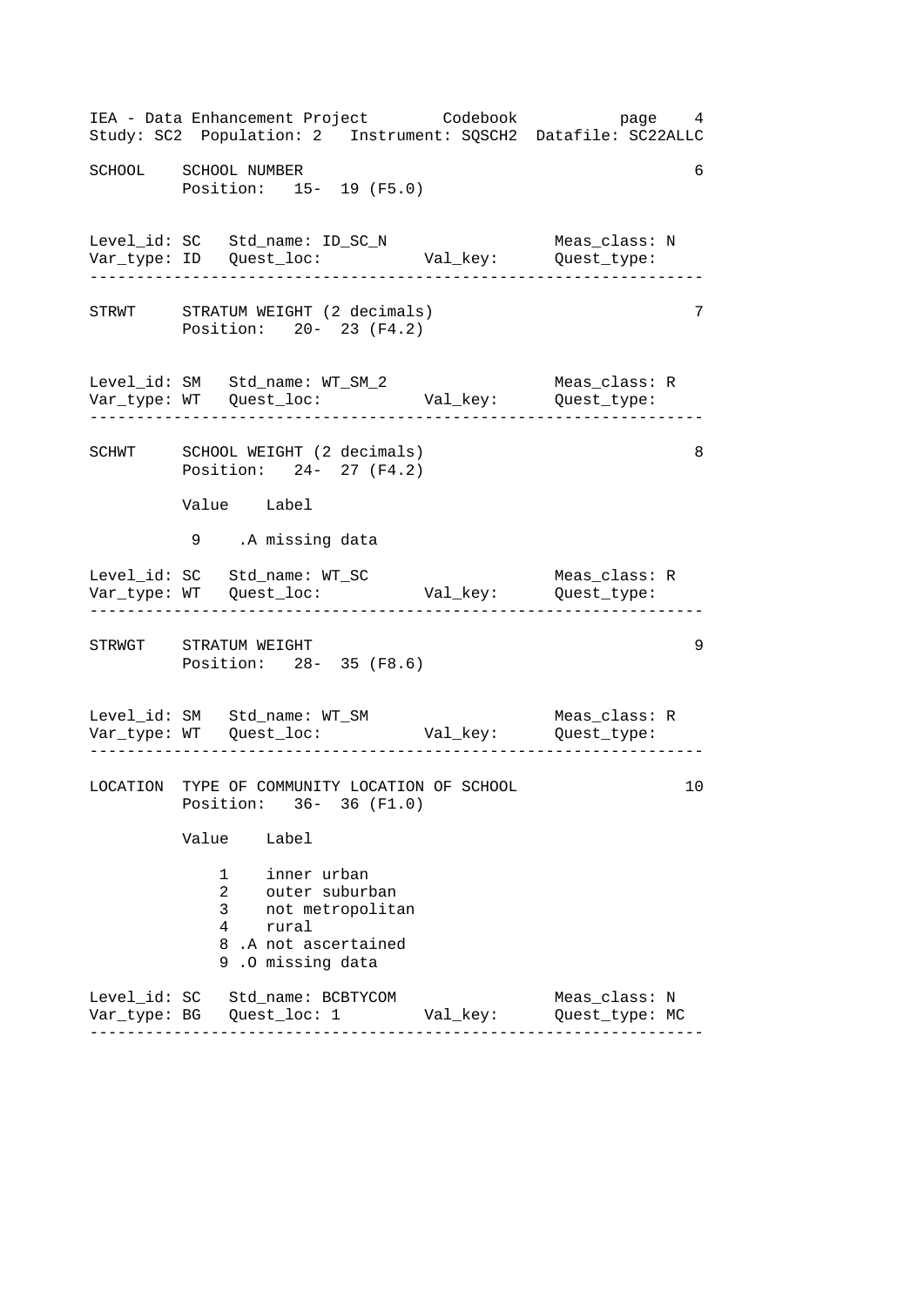```
SCHOOL    SCHOOL NUMBER                                          6
          Position:   15-  19 (F5.0)


Level_id: SC   Std_name: ID_SC_N                Meas_class: N
Var_type: ID   Quest_loc:          Val_key:      Quest_type:
-----------------------------------------------------------------

STRWT     STRATUM WEIGHT (2 decimals)                            7
          Position:   20-  23 (F4.2)


Level_id: SM   Std_name: WT_SM_2                Meas_class: R
Var_type: WT   Quest_loc:          Val_key:      Quest_type:
-----------------------------------------------------------------

SCHWT     SCHOOL WEIGHT (2 decimals)                             8
          Position:   24-  27 (F4.2)

          Value    Label

           9    .A missing data

Level_id: SC   Std_name: WT_SC                  Meas_class: R
Var_type: WT   Quest_loc:          Val_key:      Quest_type:
-----------------------------------------------------------------

STRWGT    STRATUM WEIGHT                                         9
          Position:   28-  35 (F8.6)


Level_id: SM   Std_name: WT_SM                  Meas_class: R
Var_type: WT   Quest_loc:          Val_key:      Quest_type:
-----------------------------------------------------------------

LOCATION  TYPE OF COMMUNITY LOCATION OF SCHOOL                  10
          Position:   36-  36 (F1.0)

          Value    Label

              1    inner urban
              2    outer suburban
              3    not metropolitan
              4    rural
              8 .A not ascertained
              9 .O missing data

Level_id: SC   Std_name: BCBTYCOM               Meas_class: N
Var_type: BG   Quest_loc: 1        Val_key:      Quest_type: MC
-----------------------------------------------------------------
```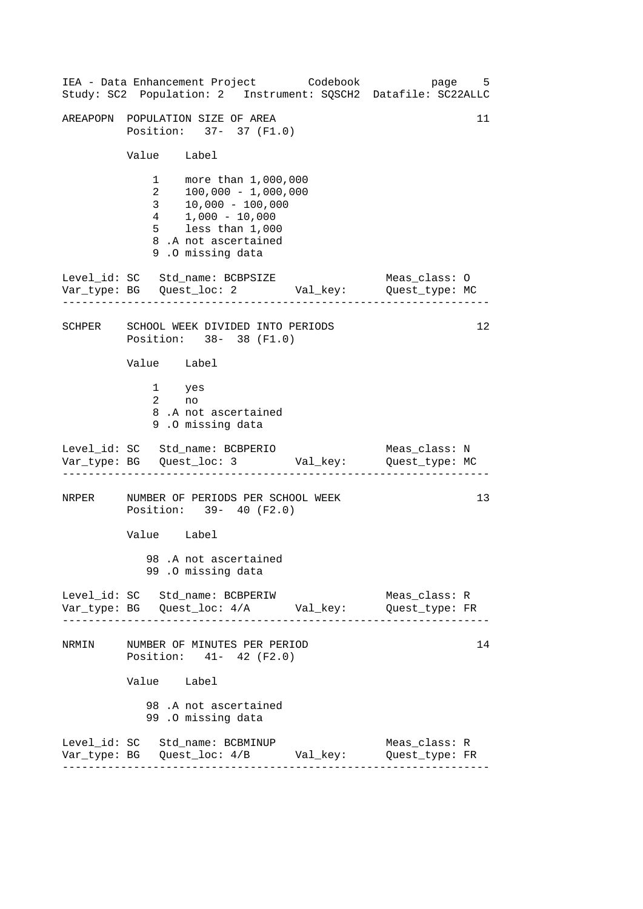```
AREAPOPN  POPULATION SIZE OF AREA                                  11
          Position:   37-  37 (F1.0)

          Value    Label

              1    more than 1,000,000
              2    100,000 - 1,000,000
              3    10,000 - 100,000
              4    1,000 - 10,000
              5    less than 1,000
              8 .A not ascertained
              9 .O missing data

Level_id: SC   Std_name: BCBPSIZE                  Meas_class: O
Var_type: BG   Quest_loc: 2         Val_key:       Quest_type: MC
-------------------------------------------------------------------

SCHPER    SCHOOL WEEK DIVIDED INTO PERIODS                         12
          Position:   38-  38 (F1.0)

          Value    Label

              1    yes
              2    no
              8 .A not ascertained
              9 .O missing data

Level_id: SC   Std_name: BCBPERIO                  Meas_class: N
Var_type: BG   Quest_loc: 3         Val_key:       Quest_type: MC
-------------------------------------------------------------------

NRPER     NUMBER OF PERIODS PER SCHOOL WEEK                        13
          Position:   39-  40 (F2.0)

          Value    Label

             98 .A not ascertained
             99 .O missing data

Level_id: SC   Std_name: BCBPERIW                  Meas_class: R
Var_type: BG   Quest_loc: 4/A       Val_key:       Quest_type: FR
-------------------------------------------------------------------

NRMIN     NUMBER OF MINUTES PER PERIOD                             14
          Position:   41-  42 (F2.0)

          Value    Label

             98 .A not ascertained
             99 .O missing data

Level_id: SC   Std_name: BCBMINUP                  Meas_class: R
Var_type: BG   Quest_loc: 4/B       Val_key:       Quest_type: FR
-------------------------------------------------------------------
```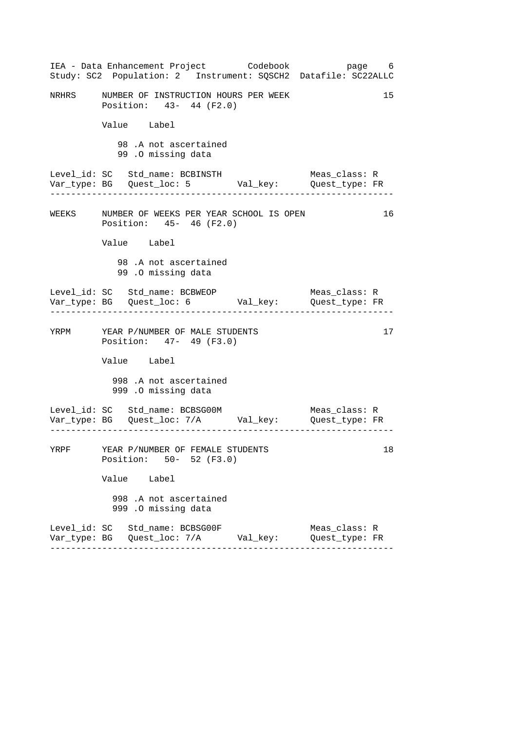NRHRS NUMBER OF INSTRUCTION HOURS PER WEEK 15
Position: 43- 44 (F2.0)

| Value | Label |
|---|---|
| 98 | .A not ascertained |
| 99 | .O missing data |

Level_id: SC Std_name: BCBINSTH Meas_class: R
Var_type: BG Quest_loc: 5 Val_key: Quest_type: FR

---

WEEKS NUMBER OF WEEKS PER YEAR SCHOOL IS OPEN 16
Position: 45- 46 (F2.0)

| Value | Label |
|---|---|
| 98 | .A not ascertained |
| 99 | .O missing data |

Level_id: SC Std_name: BCBWEOP Meas_class: R
Var_type: BG Quest_loc: 6 Val_key: Quest_type: FR

---

YRPM YEAR P/NUMBER OF MALE STUDENTS 17
Position: 47- 49 (F3.0)

| Value | Label |
|---|---|
| 998 | .A not ascertained |
| 999 | .O missing data |

Level_id: SC Std_name: BCBSG00M Meas_class: R
Var_type: BG Quest_loc: 7/A Val_key: Quest_type: FR

---

YRPF YEAR P/NUMBER OF FEMALE STUDENTS 18
Position: 50- 52 (F3.0)

| Value | Label |
|---|---|
| 998 | .A not ascertained |
| 999 | .O missing data |

Level_id: SC Std_name: BCBSG00F Meas_class: R
Var_type: BG Quest_loc: 7/A Val_key: Quest_type: FR

---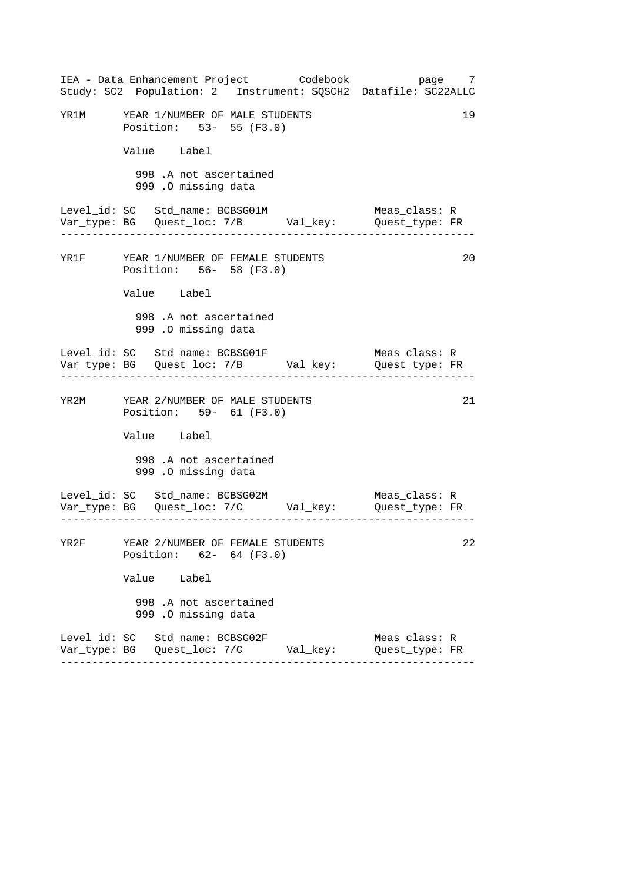YR1M YEAR 1/NUMBER OF MALE STUDENTS 19
Position: 53- 55 (F3.0)

Value Label

998 .A not ascertained
999 .O missing data

Level_id: SC Std_name: BCBSG01M Meas_class: R
Var_type: BG Quest_loc: 7/B Val_key: Quest_type: FR

---

YR1F YEAR 1/NUMBER OF FEMALE STUDENTS 20
Position: 56- 58 (F3.0)

Value Label

998 .A not ascertained
999 .O missing data

Level_id: SC Std_name: BCBSG01F Meas_class: R
Var_type: BG Quest_loc: 7/B Val_key: Quest_type: FR

---

YR2M YEAR 2/NUMBER OF MALE STUDENTS 21
Position: 59- 61 (F3.0)

Value Label

998 .A not ascertained
999 .O missing data

Level_id: SC Std_name: BCBSG02M Meas_class: R
Var_type: BG Quest_loc: 7/C Val_key: Quest_type: FR

---

YR2F YEAR 2/NUMBER OF FEMALE STUDENTS 22
Position: 62- 64 (F3.0)

Value Label

998 .A not ascertained
999 .O missing data

Level_id: SC Std_name: BCBSG02F Meas_class: R
Var_type: BG Quest_loc: 7/C Val_key: Quest_type: FR

---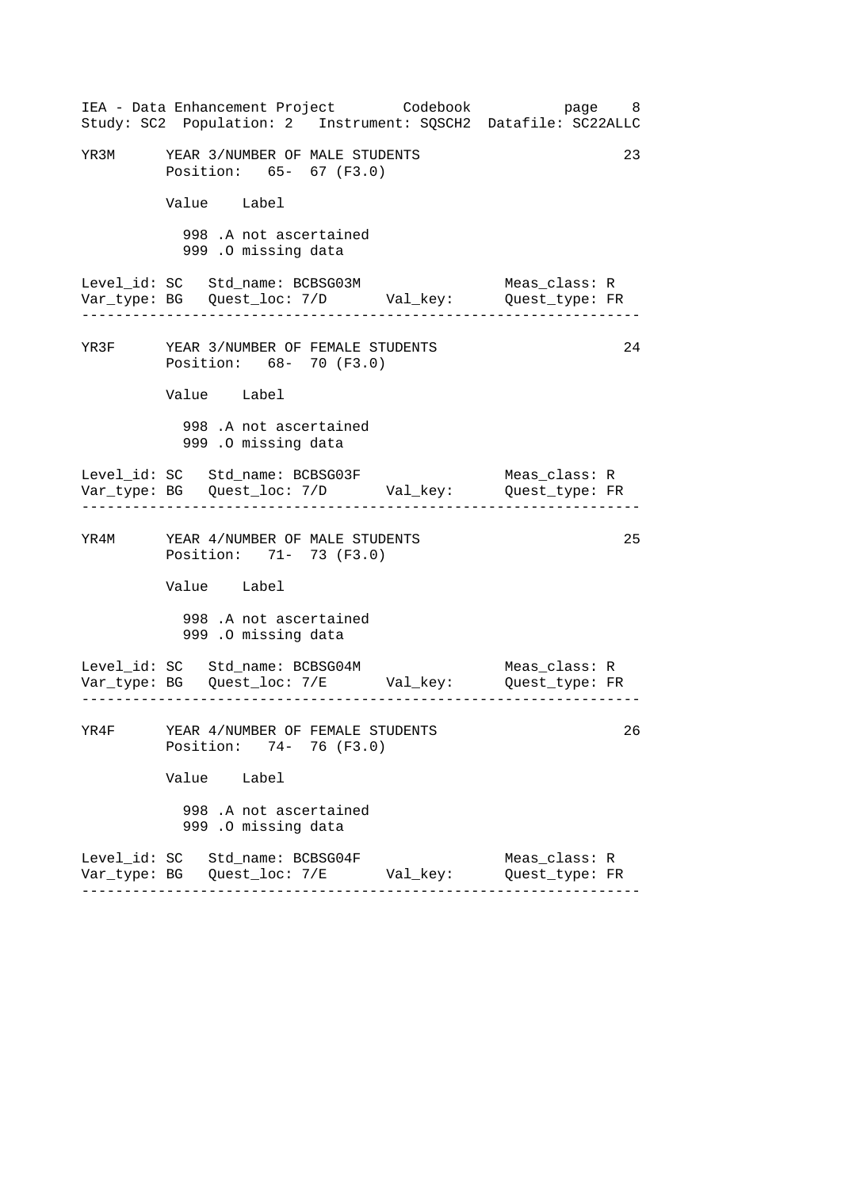```
YR3M      YEAR 3/NUMBER OF MALE STUDENTS                                23
          Position:   65-  67 (F3.0)

          Value    Label

            998 .A not ascertained
            999 .O missing data

Level_id: SC   Std_name: BCBSG03M                    Meas_class: R
Var_type: BG   Quest_loc: 7/D       Val_key:         Quest_type: FR
--------------------------------------------------------------------

YR3F      YEAR 3/NUMBER OF FEMALE STUDENTS                              24
          Position:   68-  70 (F3.0)

          Value    Label

            998 .A not ascertained
            999 .O missing data

Level_id: SC   Std_name: BCBSG03F                    Meas_class: R
Var_type: BG   Quest_loc: 7/D       Val_key:         Quest_type: FR
--------------------------------------------------------------------

YR4M      YEAR 4/NUMBER OF MALE STUDENTS                                25
          Position:   71-  73 (F3.0)

          Value    Label

            998 .A not ascertained
            999 .O missing data

Level_id: SC   Std_name: BCBSG04M                    Meas_class: R
Var_type: BG   Quest_loc: 7/E       Val_key:         Quest_type: FR
--------------------------------------------------------------------

YR4F      YEAR 4/NUMBER OF FEMALE STUDENTS                              26
          Position:   74-  76 (F3.0)

          Value    Label

            998 .A not ascertained
            999 .O missing data

Level_id: SC   Std_name: BCBSG04F                    Meas_class: R
Var_type: BG   Quest_loc: 7/E       Val_key:         Quest_type: FR
--------------------------------------------------------------------
```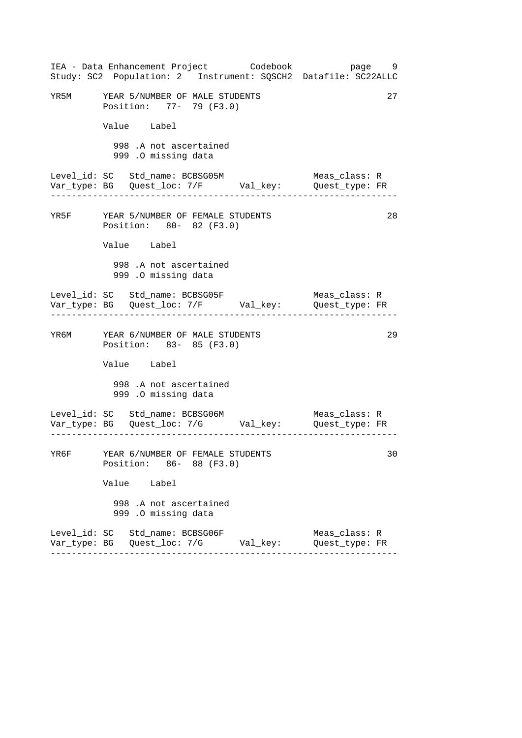```
YR5M      YEAR 5/NUMBER OF MALE STUDENTS                              27
          Position:   77-  79 (F3.0)

          Value   Label

            998 .A not ascertained
            999 .O missing data

Level_id: SC   Std_name: BCBSG05M                    Meas_class: R
Var_type: BG   Quest_loc: 7/F       Val_key:         Quest_type: FR
-------------------------------------------------------------------

YR5F      YEAR 5/NUMBER OF FEMALE STUDENTS                            28
          Position:   80-  82 (F3.0)

          Value   Label

            998 .A not ascertained
            999 .O missing data

Level_id: SC   Std_name: BCBSG05F                    Meas_class: R
Var_type: BG   Quest_loc: 7/F       Val_key:         Quest_type: FR
-------------------------------------------------------------------

YR6M      YEAR 6/NUMBER OF MALE STUDENTS                              29
          Position:   83-  85 (F3.0)

          Value   Label

            998 .A not ascertained
            999 .O missing data

Level_id: SC   Std_name: BCBSG06M                    Meas_class: R
Var_type: BG   Quest_loc: 7/G       Val_key:         Quest_type: FR
-------------------------------------------------------------------

YR6F      YEAR 6/NUMBER OF FEMALE STUDENTS                            30
          Position:   86-  88 (F3.0)

          Value   Label

            998 .A not ascertained
            999 .O missing data

Level_id: SC   Std_name: BCBSG06F                    Meas_class: R
Var_type: BG   Quest_loc: 7/G       Val_key:         Quest_type: FR
-------------------------------------------------------------------
```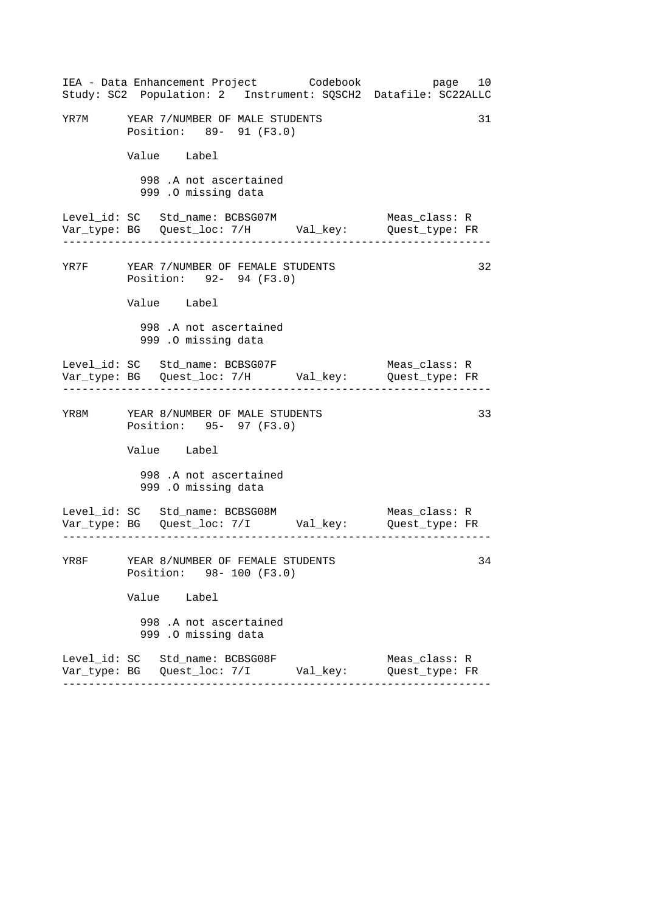```
YR7M      YEAR 7/NUMBER OF MALE STUDENTS                              31
          Position:   89-  91 (F3.0)

          Value    Label

            998 .A not ascertained
            999 .O missing data

Level_id: SC   Std_name: BCBSG07M                      Meas_class: R
Var_type: BG   Quest_loc: 7/H       Val_key:           Quest_type: FR
--------------------------------------------------------------------

YR7F      YEAR 7/NUMBER OF FEMALE STUDENTS                            32
          Position:   92-  94 (F3.0)

          Value    Label

            998 .A not ascertained
            999 .O missing data

Level_id: SC   Std_name: BCBSG07F                      Meas_class: R
Var_type: BG   Quest_loc: 7/H       Val_key:           Quest_type: FR
--------------------------------------------------------------------

YR8M      YEAR 8/NUMBER OF MALE STUDENTS                              33
          Position:   95-  97 (F3.0)

          Value    Label

            998 .A not ascertained
            999 .O missing data

Level_id: SC   Std_name: BCBSG08M                      Meas_class: R
Var_type: BG   Quest_loc: 7/I       Val_key:           Quest_type: FR
--------------------------------------------------------------------

YR8F      YEAR 8/NUMBER OF FEMALE STUDENTS                            34
          Position:   98- 100 (F3.0)

          Value    Label

            998 .A not ascertained
            999 .O missing data

Level_id: SC   Std_name: BCBSG08F                      Meas_class: R
Var_type: BG   Quest_loc: 7/I       Val_key:           Quest_type: FR
--------------------------------------------------------------------
```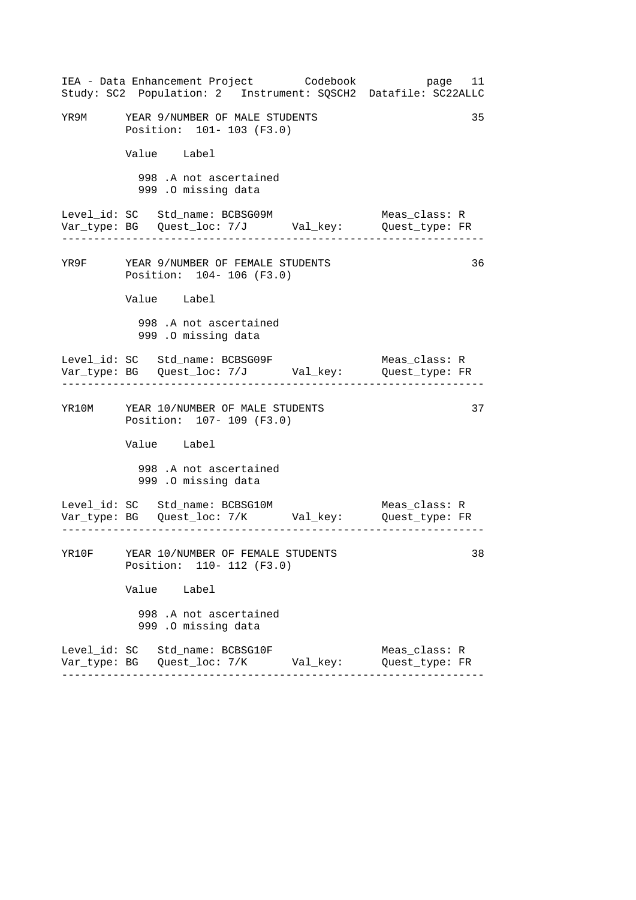```
YR9M      YEAR 9/NUMBER OF MALE STUDENTS                                  35
          Position:  101- 103 (F3.0)

          Value    Label

            998 .A not ascertained
            999 .O missing data

Level_id: SC   Std_name: BCBSG09M                    Meas_class: R
Var_type: BG   Quest_loc: 7/J       Val_key:         Quest_type: FR
--------------------------------------------------------------------

YR9F      YEAR 9/NUMBER OF FEMALE STUDENTS                                36
          Position:  104- 106 (F3.0)

          Value    Label

            998 .A not ascertained
            999 .O missing data

Level_id: SC   Std_name: BCBSG09F                    Meas_class: R
Var_type: BG   Quest_loc: 7/J       Val_key:         Quest_type: FR
--------------------------------------------------------------------

YR10M     YEAR 10/NUMBER OF MALE STUDENTS                                 37
          Position:  107- 109 (F3.0)

          Value    Label

            998 .A not ascertained
            999 .O missing data

Level_id: SC   Std_name: BCBSG10M                    Meas_class: R
Var_type: BG   Quest_loc: 7/K       Val_key:         Quest_type: FR
--------------------------------------------------------------------

YR10F     YEAR 10/NUMBER OF FEMALE STUDENTS                               38
          Position:  110- 112 (F3.0)

          Value    Label

            998 .A not ascertained
            999 .O missing data

Level_id: SC   Std_name: BCBSG10F                    Meas_class: R
Var_type: BG   Quest_loc: 7/K       Val_key:         Quest_type: FR
--------------------------------------------------------------------
```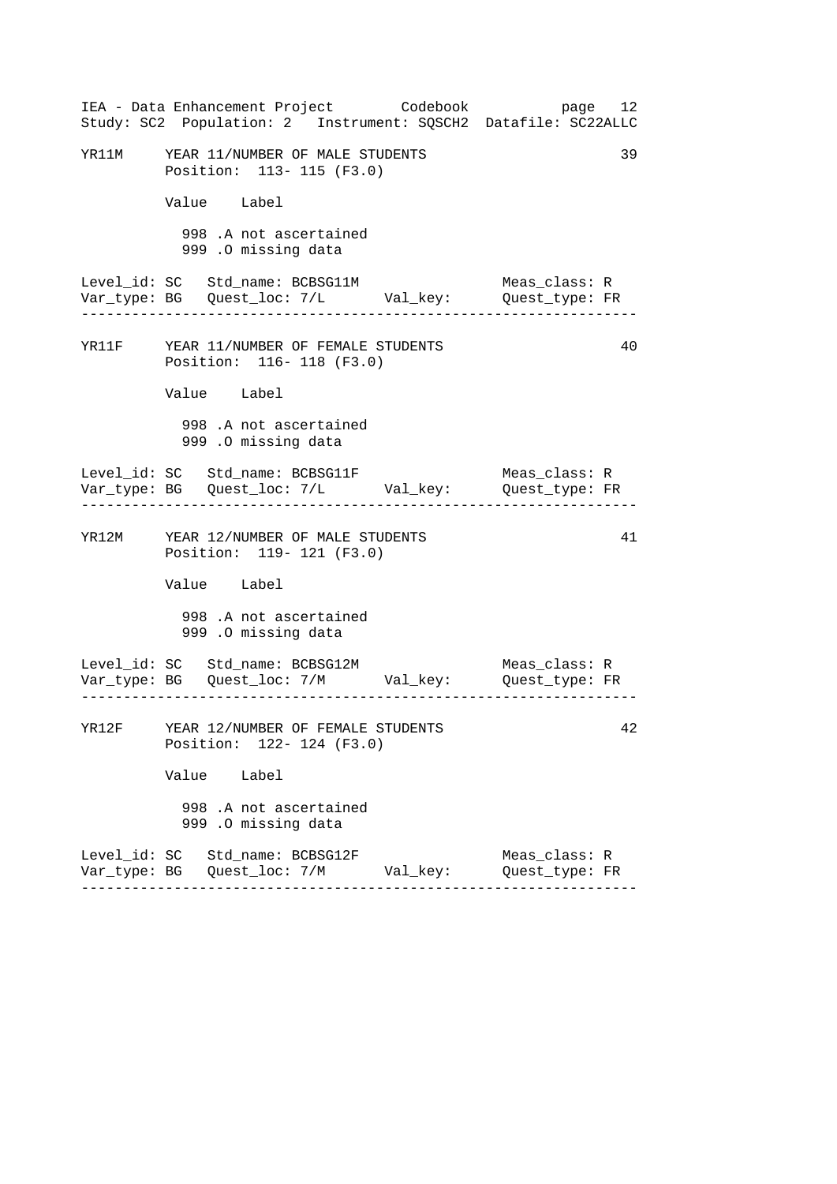```
YR11M     YEAR 11/NUMBER OF MALE STUDENTS                          39
          Position:  113- 115 (F3.0)

          Value    Label

            998 .A not ascertained
            999 .O missing data

Level_id: SC   Std_name: BCBSG11M                   Meas_class: R
Var_type: BG   Quest_loc: 7/L      Val_key:         Quest_type: FR
-----------------------------------------------------------------

YR11F     YEAR 11/NUMBER OF FEMALE STUDENTS                        40
          Position:  116- 118 (F3.0)

          Value    Label

            998 .A not ascertained
            999 .O missing data

Level_id: SC   Std_name: BCBSG11F                   Meas_class: R
Var_type: BG   Quest_loc: 7/L      Val_key:         Quest_type: FR
-----------------------------------------------------------------

YR12M     YEAR 12/NUMBER OF MALE STUDENTS                          41
          Position:  119- 121 (F3.0)

          Value    Label

            998 .A not ascertained
            999 .O missing data

Level_id: SC   Std_name: BCBSG12M                   Meas_class: R
Var_type: BG   Quest_loc: 7/M      Val_key:         Quest_type: FR
-----------------------------------------------------------------

YR12F     YEAR 12/NUMBER OF FEMALE STUDENTS                        42
          Position:  122- 124 (F3.0)

          Value    Label

            998 .A not ascertained
            999 .O missing data

Level_id: SC   Std_name: BCBSG12F                   Meas_class: R
Var_type: BG   Quest_loc: 7/M      Val_key:         Quest_type: FR
-----------------------------------------------------------------
```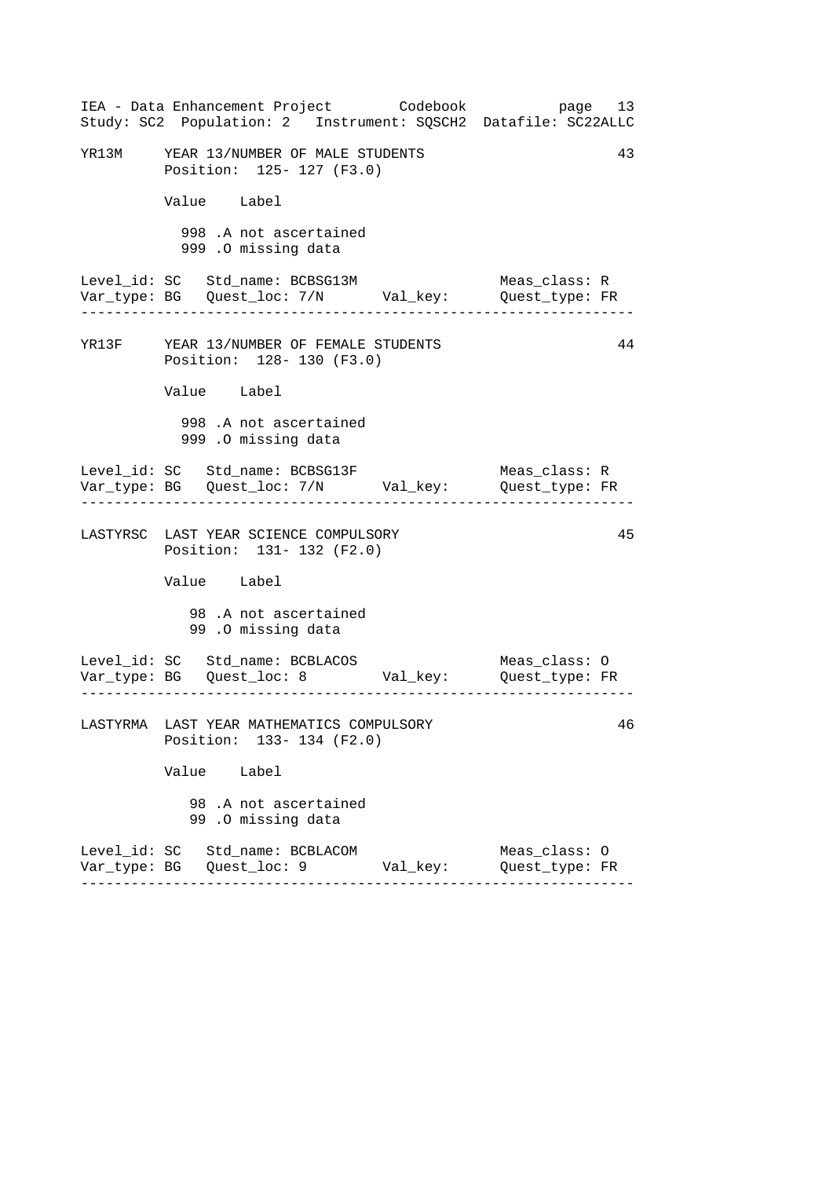YR13M YEAR 13/NUMBER OF MALE STUDENTS 43

Position: 125- 127 (F3.0)

Value Label

998 .A not ascertained
999 .O missing data

Level_id: SC Std_name: BCBSG13M Meas_class: R
Var_type: BG Quest_loc: 7/N Val_key: Quest_type: FR

---

YR13F YEAR 13/NUMBER OF FEMALE STUDENTS 44

Position: 128- 130 (F3.0)

Value Label

998 .A not ascertained
999 .O missing data

Level_id: SC Std_name: BCBSG13F Meas_class: R
Var_type: BG Quest_loc: 7/N Val_key: Quest_type: FR

---

LASTYRSC LAST YEAR SCIENCE COMPULSORY 45

Position: 131- 132 (F2.0)

Value Label

98 .A not ascertained
99 .O missing data

Level_id: SC Std_name: BCBLACOS Meas_class: O
Var_type: BG Quest_loc: 8 Val_key: Quest_type: FR

---

LASTYRMA LAST YEAR MATHEMATICS COMPULSORY 46

Position: 133- 134 (F2.0)

Value Label

98 .A not ascertained
99 .O missing data

Level_id: SC Std_name: BCBLACOM Meas_class: O
Var_type: BG Quest_loc: 9 Val_key: Quest_type: FR

---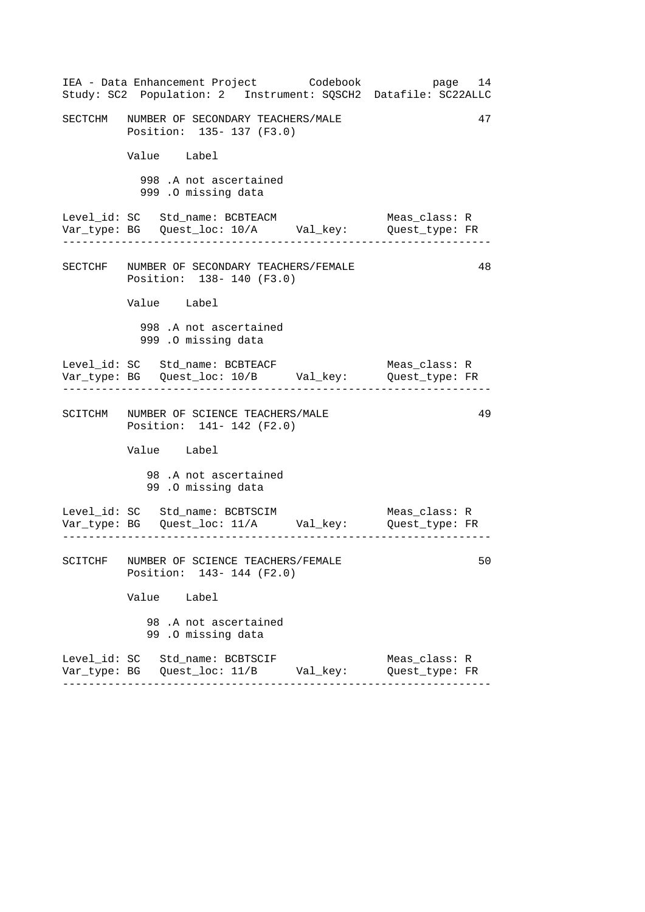```
SECTCHM   NUMBER OF SECONDARY TEACHERS/MALE                     47
          Position:  135- 137 (F3.0)

          Value    Label

            998 .A not ascertained
            999 .O missing data

Level_id: SC   Std_name: BCBTEACM                   Meas_class: R
Var_type: BG   Quest_loc: 10/A      Val_key:        Quest_type: FR
-------------------------------------------------------------------

SECTCHF   NUMBER OF SECONDARY TEACHERS/FEMALE                   48
          Position:  138- 140 (F3.0)

          Value    Label

            998 .A not ascertained
            999 .O missing data

Level_id: SC   Std_name: BCBTEACF                   Meas_class: R
Var_type: BG   Quest_loc: 10/B      Val_key:        Quest_type: FR
-------------------------------------------------------------------

SCITCHM   NUMBER OF SCIENCE TEACHERS/MALE                       49
          Position:  141- 142 (F2.0)

          Value    Label

             98 .A not ascertained
             99 .O missing data

Level_id: SC   Std_name: BCBTSCIM                   Meas_class: R
Var_type: BG   Quest_loc: 11/A      Val_key:        Quest_type: FR
-------------------------------------------------------------------

SCITCHF   NUMBER OF SCIENCE TEACHERS/FEMALE                     50
          Position:  143- 144 (F2.0)

          Value    Label

             98 .A not ascertained
             99 .O missing data

Level_id: SC   Std_name: BCBTSCIF                   Meas_class: R
Var_type: BG   Quest_loc: 11/B      Val_key:        Quest_type: FR
-------------------------------------------------------------------
```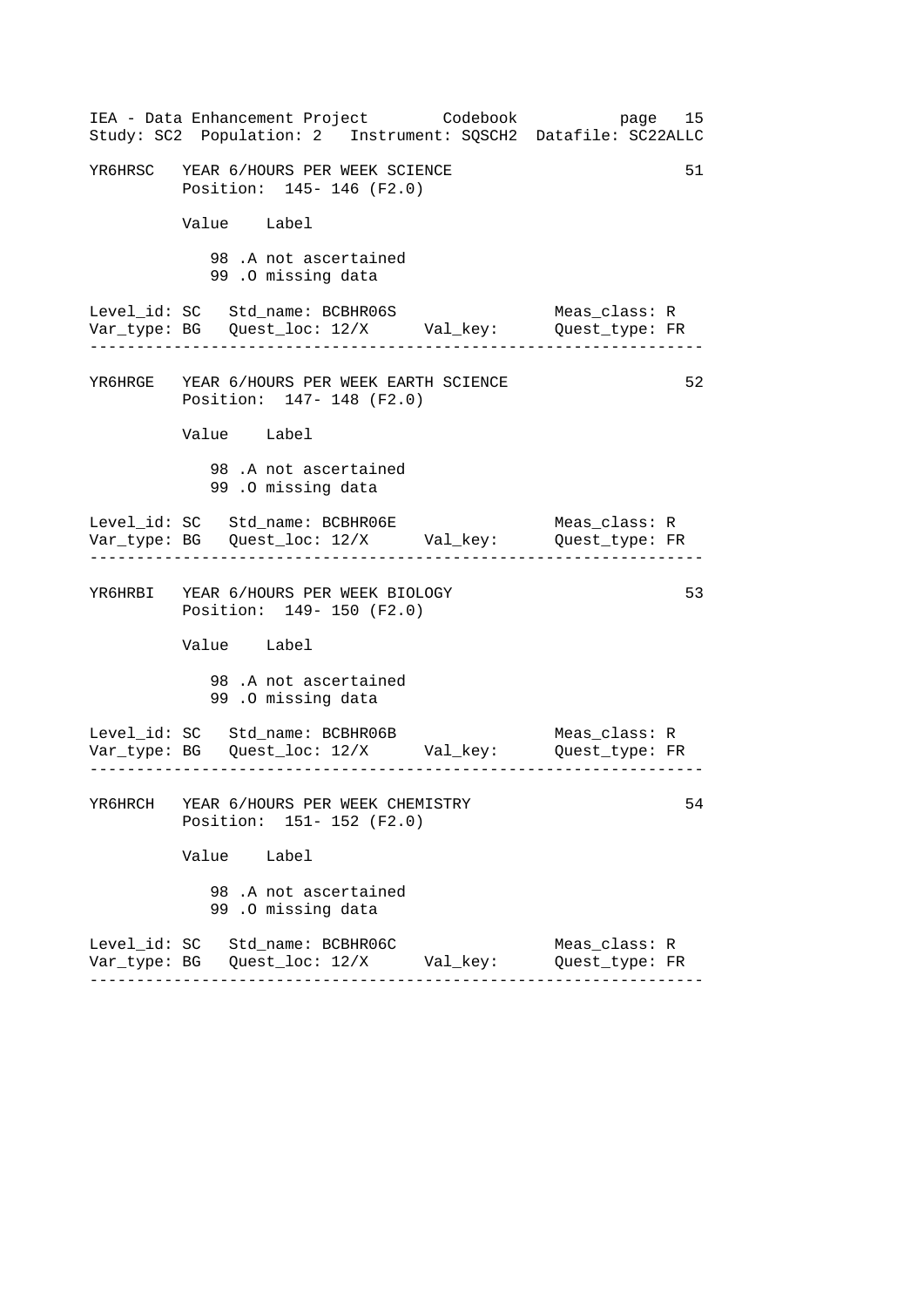```
YR6HRSC   YEAR 6/HOURS PER WEEK SCIENCE                               51
          Position:  145- 146 (F2.0)

          Value    Label

             98 .A not ascertained
             99 .O missing data

Level_id: SC   Std_name: BCBHR06S                 Meas_class: R
Var_type: BG   Quest_loc: 12/X      Val_key:      Quest_type: FR
-----------------------------------------------------------------

YR6HRGE   YEAR 6/HOURS PER WEEK EARTH SCIENCE                         52
          Position:  147- 148 (F2.0)

          Value    Label

             98 .A not ascertained
             99 .O missing data

Level_id: SC   Std_name: BCBHR06E                 Meas_class: R
Var_type: BG   Quest_loc: 12/X      Val_key:      Quest_type: FR
-----------------------------------------------------------------

YR6HRBI   YEAR 6/HOURS PER WEEK BIOLOGY                               53
          Position:  149- 150 (F2.0)

          Value    Label

             98 .A not ascertained
             99 .O missing data

Level_id: SC   Std_name: BCBHR06B                 Meas_class: R
Var_type: BG   Quest_loc: 12/X      Val_key:      Quest_type: FR
-----------------------------------------------------------------

YR6HRCH   YEAR 6/HOURS PER WEEK CHEMISTRY                             54
          Position:  151- 152 (F2.0)

          Value    Label

             98 .A not ascertained
             99 .O missing data

Level_id: SC   Std_name: BCBHR06C                 Meas_class: R
Var_type: BG   Quest_loc: 12/X      Val_key:      Quest_type: FR
-----------------------------------------------------------------
```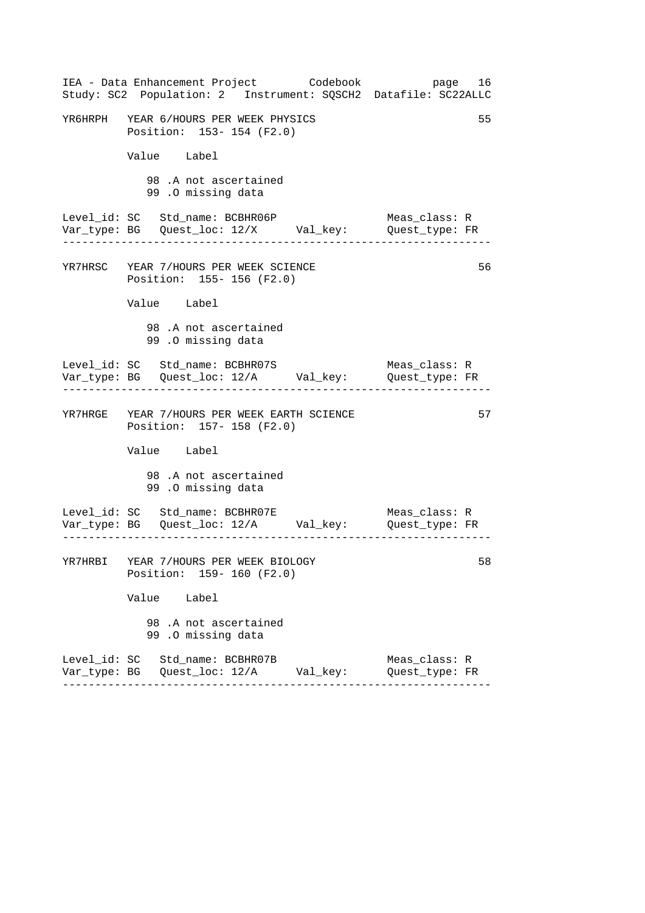```
YR6HRPH   YEAR 6/HOURS PER WEEK PHYSICS                                55
          Position:  153- 154 (F2.0)

          Value    Label

             98 .A not ascertained
             99 .O missing data

Level_id: SC   Std_name: BCBHR06P                    Meas_class: R
Var_type: BG   Quest_loc: 12/X      Val_key:         Quest_type: FR
--------------------------------------------------------------------

YR7HRSC   YEAR 7/HOURS PER WEEK SCIENCE                                56
          Position:  155- 156 (F2.0)

          Value    Label

             98 .A not ascertained
             99 .O missing data

Level_id: SC   Std_name: BCBHR07S                    Meas_class: R
Var_type: BG   Quest_loc: 12/A      Val_key:         Quest_type: FR
--------------------------------------------------------------------

YR7HRGE   YEAR 7/HOURS PER WEEK EARTH SCIENCE                          57
          Position:  157- 158 (F2.0)

          Value    Label

             98 .A not ascertained
             99 .O missing data

Level_id: SC   Std_name: BCBHR07E                    Meas_class: R
Var_type: BG   Quest_loc: 12/A      Val_key:         Quest_type: FR
--------------------------------------------------------------------

YR7HRBI   YEAR 7/HOURS PER WEEK BIOLOGY                                58
          Position:  159- 160 (F2.0)

          Value    Label

             98 .A not ascertained
             99 .O missing data

Level_id: SC   Std_name: BCBHR07B                    Meas_class: R
Var_type: BG   Quest_loc: 12/A      Val_key:         Quest_type: FR
--------------------------------------------------------------------
```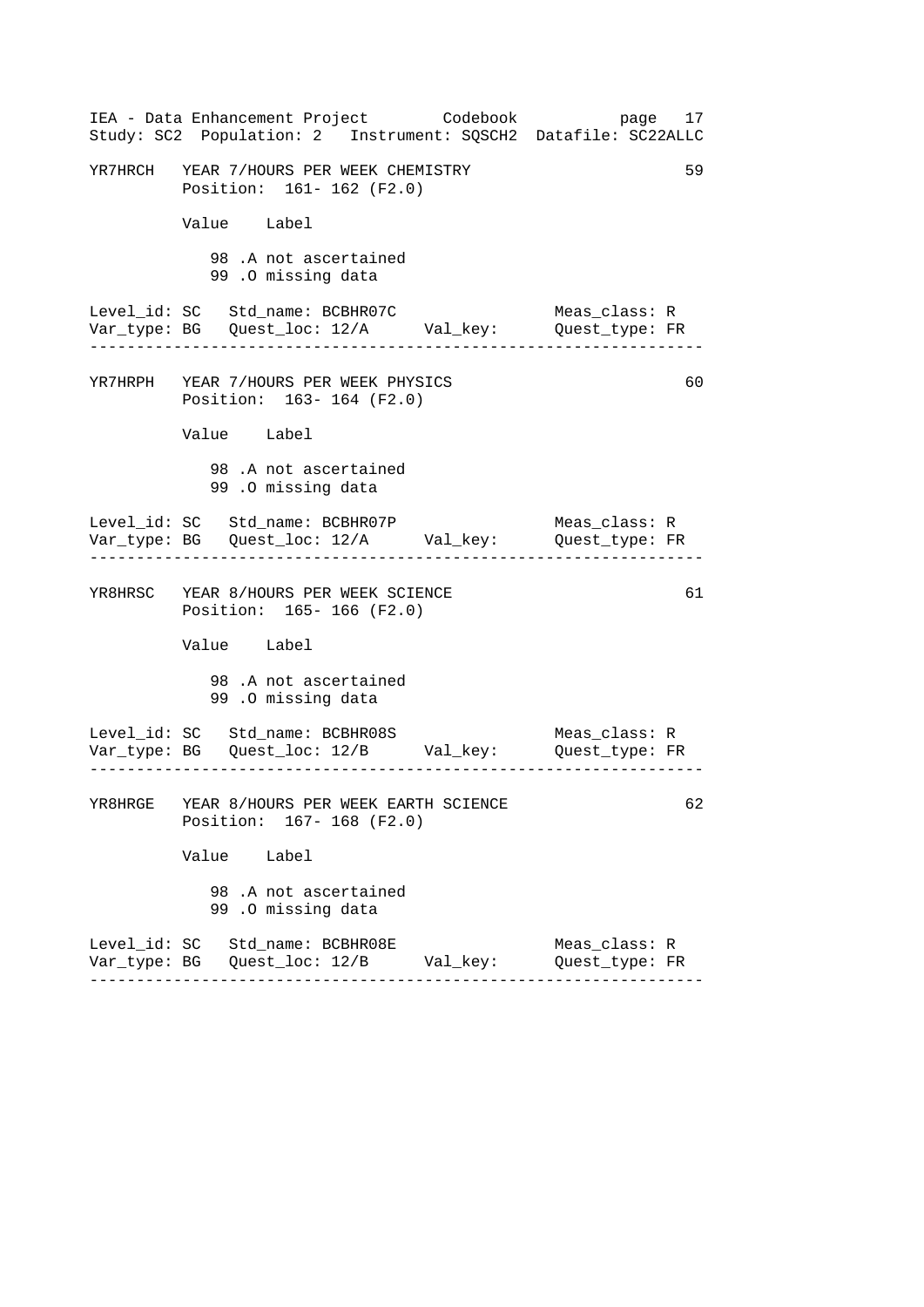```
YR7HRCH   YEAR 7/HOURS PER WEEK CHEMISTRY                          59
          Position:  161- 162 (F2.0)

          Value    Label

             98 .A not ascertained
             99 .O missing data

Level_id: SC   Std_name: BCBHR07C                   Meas_class: R
Var_type: BG   Quest_loc: 12/A      Val_key:        Quest_type: FR
--------------------------------------------------------------------

YR7HRPH   YEAR 7/HOURS PER WEEK PHYSICS                            60
          Position:  163- 164 (F2.0)

          Value    Label

             98 .A not ascertained
             99 .O missing data

Level_id: SC   Std_name: BCBHR07P                   Meas_class: R
Var_type: BG   Quest_loc: 12/A      Val_key:        Quest_type: FR
--------------------------------------------------------------------

YR8HRSC   YEAR 8/HOURS PER WEEK SCIENCE                            61
          Position:  165- 166 (F2.0)

          Value    Label

             98 .A not ascertained
             99 .O missing data

Level_id: SC   Std_name: BCBHR08S                   Meas_class: R
Var_type: BG   Quest_loc: 12/B      Val_key:        Quest_type: FR
--------------------------------------------------------------------

YR8HRGE   YEAR 8/HOURS PER WEEK EARTH SCIENCE                      62
          Position:  167- 168 (F2.0)

          Value    Label

             98 .A not ascertained
             99 .O missing data

Level_id: SC   Std_name: BCBHR08E                   Meas_class: R
Var_type: BG   Quest_loc: 12/B      Val_key:        Quest_type: FR
--------------------------------------------------------------------
```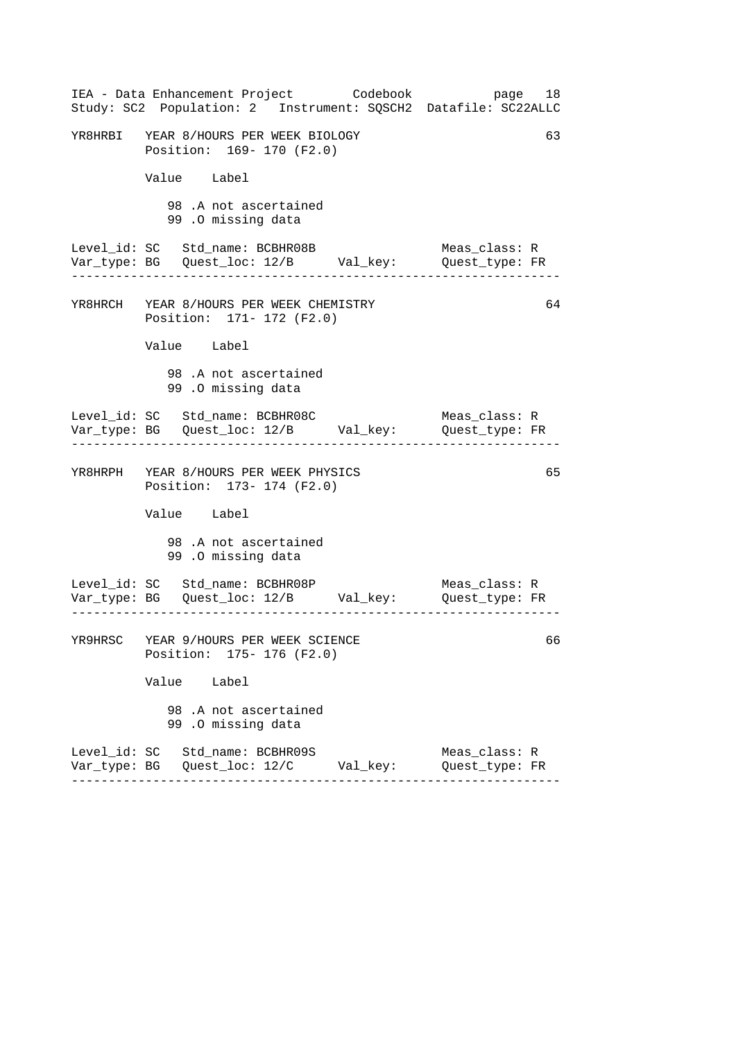```
YR8HRBI   YEAR 8/HOURS PER WEEK BIOLOGY                                63
          Position:  169- 170 (F2.0)

          Value    Label

             98 .A not ascertained
             99 .O missing data

Level_id: SC   Std_name: BCBHR08B                 Meas_class: R
Var_type: BG   Quest_loc: 12/B      Val_key:      Quest_type: FR
------------------------------------------------------------------

YR8HRCH   YEAR 8/HOURS PER WEEK CHEMISTRY                              64
          Position:  171- 172 (F2.0)

          Value    Label

             98 .A not ascertained
             99 .O missing data

Level_id: SC   Std_name: BCBHR08C                 Meas_class: R
Var_type: BG   Quest_loc: 12/B      Val_key:      Quest_type: FR
------------------------------------------------------------------

YR8HRPH   YEAR 8/HOURS PER WEEK PHYSICS                                65
          Position:  173- 174 (F2.0)

          Value    Label

             98 .A not ascertained
             99 .O missing data

Level_id: SC   Std_name: BCBHR08P                 Meas_class: R
Var_type: BG   Quest_loc: 12/B      Val_key:      Quest_type: FR
------------------------------------------------------------------

YR9HRSC   YEAR 9/HOURS PER WEEK SCIENCE                                66
          Position:  175- 176 (F2.0)

          Value    Label

             98 .A not ascertained
             99 .O missing data

Level_id: SC   Std_name: BCBHR09S                 Meas_class: R
Var_type: BG   Quest_loc: 12/C      Val_key:      Quest_type: FR
------------------------------------------------------------------
```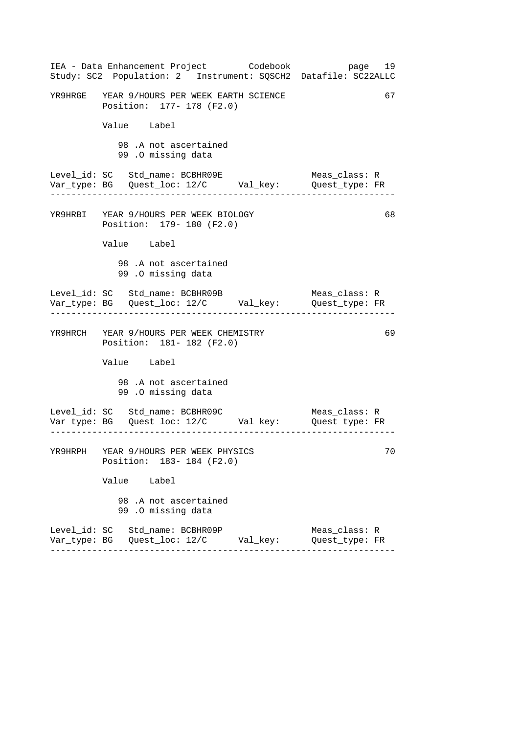```
YR9HRGE   YEAR 9/HOURS PER WEEK EARTH SCIENCE                       67
          Position:  177- 178 (F2.0)

          Value    Label

             98 .A not ascertained
             99 .O missing data

Level_id: SC   Std_name: BCBHR09E                 Meas_class: R
Var_type: BG   Quest_loc: 12/C      Val_key:      Quest_type: FR
-----------------------------------------------------------------

YR9HRBI   YEAR 9/HOURS PER WEEK BIOLOGY                             68
          Position:  179- 180 (F2.0)

          Value    Label

             98 .A not ascertained
             99 .O missing data

Level_id: SC   Std_name: BCBHR09B                 Meas_class: R
Var_type: BG   Quest_loc: 12/C      Val_key:      Quest_type: FR
-----------------------------------------------------------------

YR9HRCH   YEAR 9/HOURS PER WEEK CHEMISTRY                           69
          Position:  181- 182 (F2.0)

          Value    Label

             98 .A not ascertained
             99 .O missing data

Level_id: SC   Std_name: BCBHR09C                 Meas_class: R
Var_type: BG   Quest_loc: 12/C      Val_key:      Quest_type: FR
-----------------------------------------------------------------

YR9HRPH   YEAR 9/HOURS PER WEEK PHYSICS                             70
          Position:  183- 184 (F2.0)

          Value    Label

             98 .A not ascertained
             99 .O missing data

Level_id: SC   Std_name: BCBHR09P                 Meas_class: R
Var_type: BG   Quest_loc: 12/C      Val_key:      Quest_type: FR
-----------------------------------------------------------------
```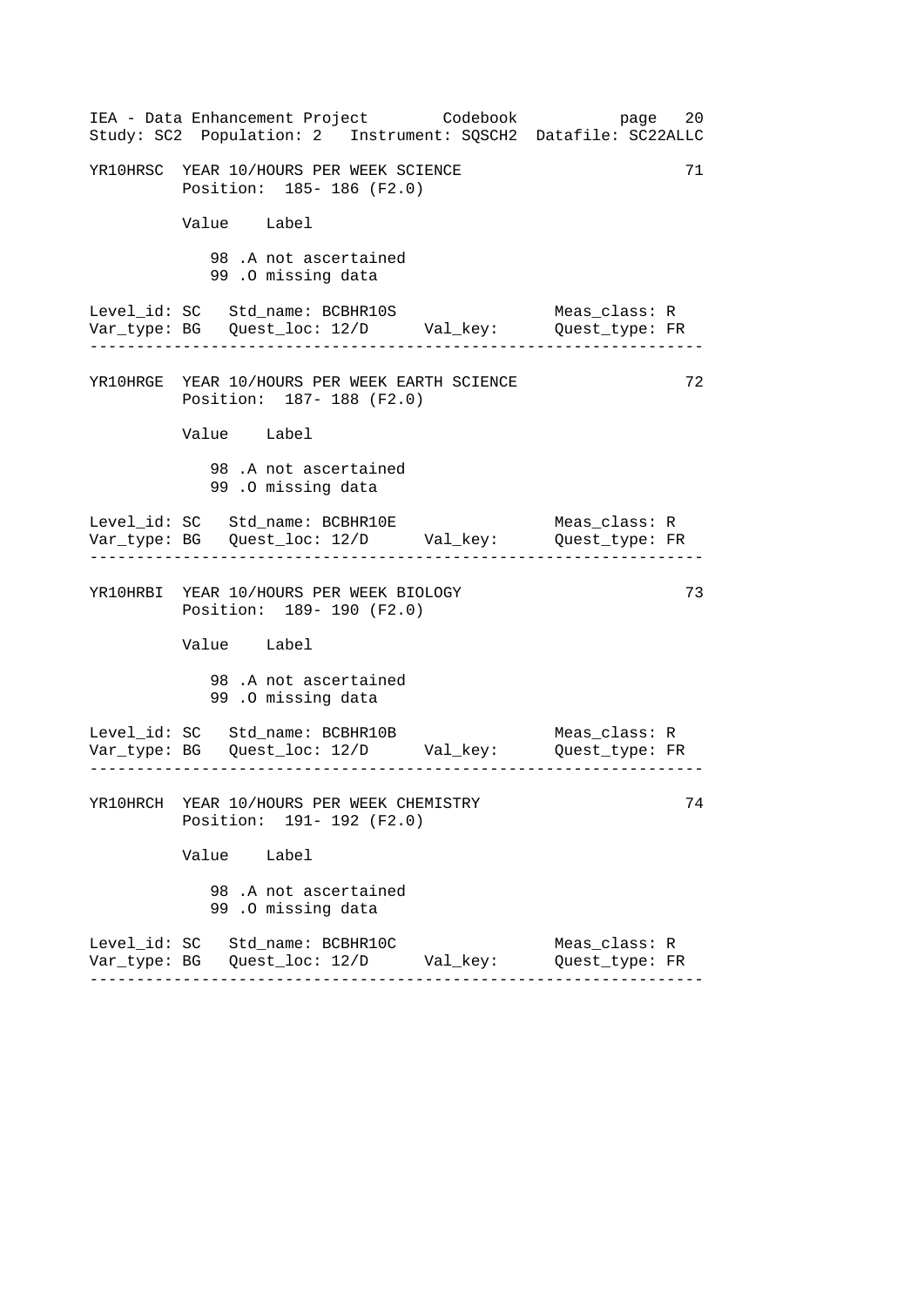```
YR10HRSC  YEAR 10/HOURS PER WEEK SCIENCE                          71
          Position:  185- 186 (F2.0)

          Value    Label

             98 .A not ascertained
             99 .O missing data

Level_id: SC   Std_name: BCBHR10S                  Meas_class: R
Var_type: BG   Quest_loc: 12/D      Val_key:       Quest_type: FR
-----------------------------------------------------------------

YR10HRGE  YEAR 10/HOURS PER WEEK EARTH SCIENCE                    72
          Position:  187- 188 (F2.0)

          Value    Label

             98 .A not ascertained
             99 .O missing data

Level_id: SC   Std_name: BCBHR10E                  Meas_class: R
Var_type: BG   Quest_loc: 12/D      Val_key:       Quest_type: FR
-----------------------------------------------------------------

YR10HRBI  YEAR 10/HOURS PER WEEK BIOLOGY                          73
          Position:  189- 190 (F2.0)

          Value    Label

             98 .A not ascertained
             99 .O missing data

Level_id: SC   Std_name: BCBHR10B                  Meas_class: R
Var_type: BG   Quest_loc: 12/D      Val_key:       Quest_type: FR
-----------------------------------------------------------------

YR10HRCH  YEAR 10/HOURS PER WEEK CHEMISTRY                        74
          Position:  191- 192 (F2.0)

          Value    Label

             98 .A not ascertained
             99 .O missing data

Level_id: SC   Std_name: BCBHR10C                  Meas_class: R
Var_type: BG   Quest_loc: 12/D      Val_key:       Quest_type: FR
-----------------------------------------------------------------
```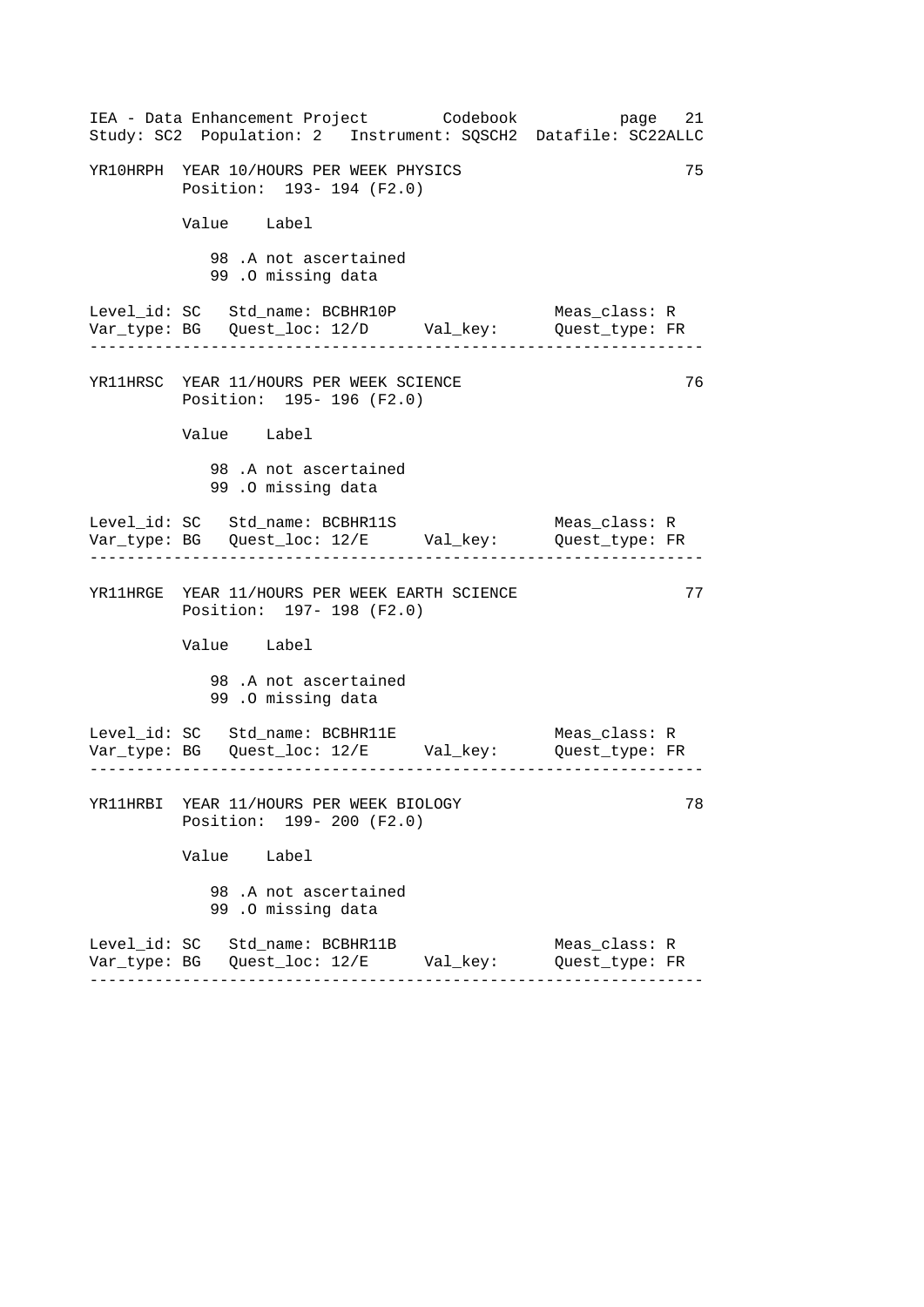```
YR10HRPH  YEAR 10/HOURS PER WEEK PHYSICS                              75
          Position:  193- 194 (F2.0)

          Value   Label

             98 .A not ascertained
             99 .O missing data

Level_id: SC   Std_name: BCBHR10P                  Meas_class: R
Var_type: BG   Quest_loc: 12/D      Val_key:       Quest_type: FR
------------------------------------------------------------------

YR11HRSC  YEAR 11/HOURS PER WEEK SCIENCE                              76
          Position:  195- 196 (F2.0)

          Value   Label

             98 .A not ascertained
             99 .O missing data

Level_id: SC   Std_name: BCBHR11S                  Meas_class: R
Var_type: BG   Quest_loc: 12/E      Val_key:       Quest_type: FR
------------------------------------------------------------------

YR11HRGE  YEAR 11/HOURS PER WEEK EARTH SCIENCE                        77
          Position:  197- 198 (F2.0)

          Value   Label

             98 .A not ascertained
             99 .O missing data

Level_id: SC   Std_name: BCBHR11E                  Meas_class: R
Var_type: BG   Quest_loc: 12/E      Val_key:       Quest_type: FR
------------------------------------------------------------------

YR11HRBI  YEAR 11/HOURS PER WEEK BIOLOGY                              78
          Position:  199- 200 (F2.0)

          Value   Label

             98 .A not ascertained
             99 .O missing data

Level_id: SC   Std_name: BCBHR11B                  Meas_class: R
Var_type: BG   Quest_loc: 12/E      Val_key:       Quest_type: FR
------------------------------------------------------------------
```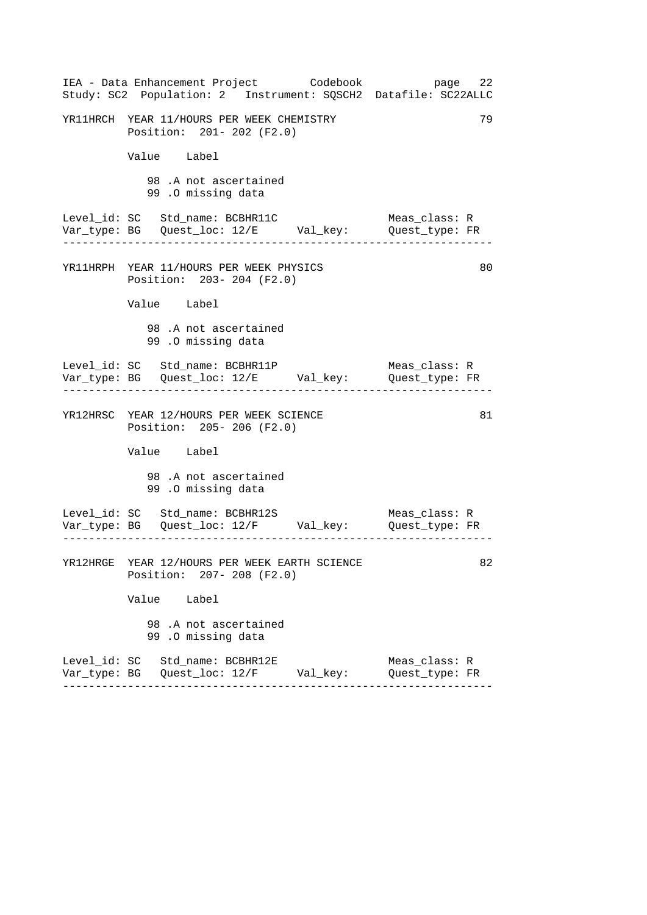```
YR11HRCH  YEAR 11/HOURS PER WEEK CHEMISTRY                          79
          Position:  201- 202 (F2.0)

          Value    Label

             98 .A not ascertained
             99 .O missing data

Level_id: SC   Std_name: BCBHR11C                  Meas_class: R
Var_type: BG   Quest_loc: 12/E      Val_key:       Quest_type: FR
-----------------------------------------------------------------

YR11HRPH  YEAR 11/HOURS PER WEEK PHYSICS                            80
          Position:  203- 204 (F2.0)

          Value    Label

             98 .A not ascertained
             99 .O missing data

Level_id: SC   Std_name: BCBHR11P                  Meas_class: R
Var_type: BG   Quest_loc: 12/E      Val_key:       Quest_type: FR
-----------------------------------------------------------------

YR12HRSC  YEAR 12/HOURS PER WEEK SCIENCE                            81
          Position:  205- 206 (F2.0)

          Value    Label

             98 .A not ascertained
             99 .O missing data

Level_id: SC   Std_name: BCBHR12S                  Meas_class: R
Var_type: BG   Quest_loc: 12/F      Val_key:       Quest_type: FR
-----------------------------------------------------------------

YR12HRGE  YEAR 12/HOURS PER WEEK EARTH SCIENCE                      82
          Position:  207- 208 (F2.0)

          Value    Label

             98 .A not ascertained
             99 .O missing data

Level_id: SC   Std_name: BCBHR12E                  Meas_class: R
Var_type: BG   Quest_loc: 12/F      Val_key:       Quest_type: FR
-----------------------------------------------------------------
```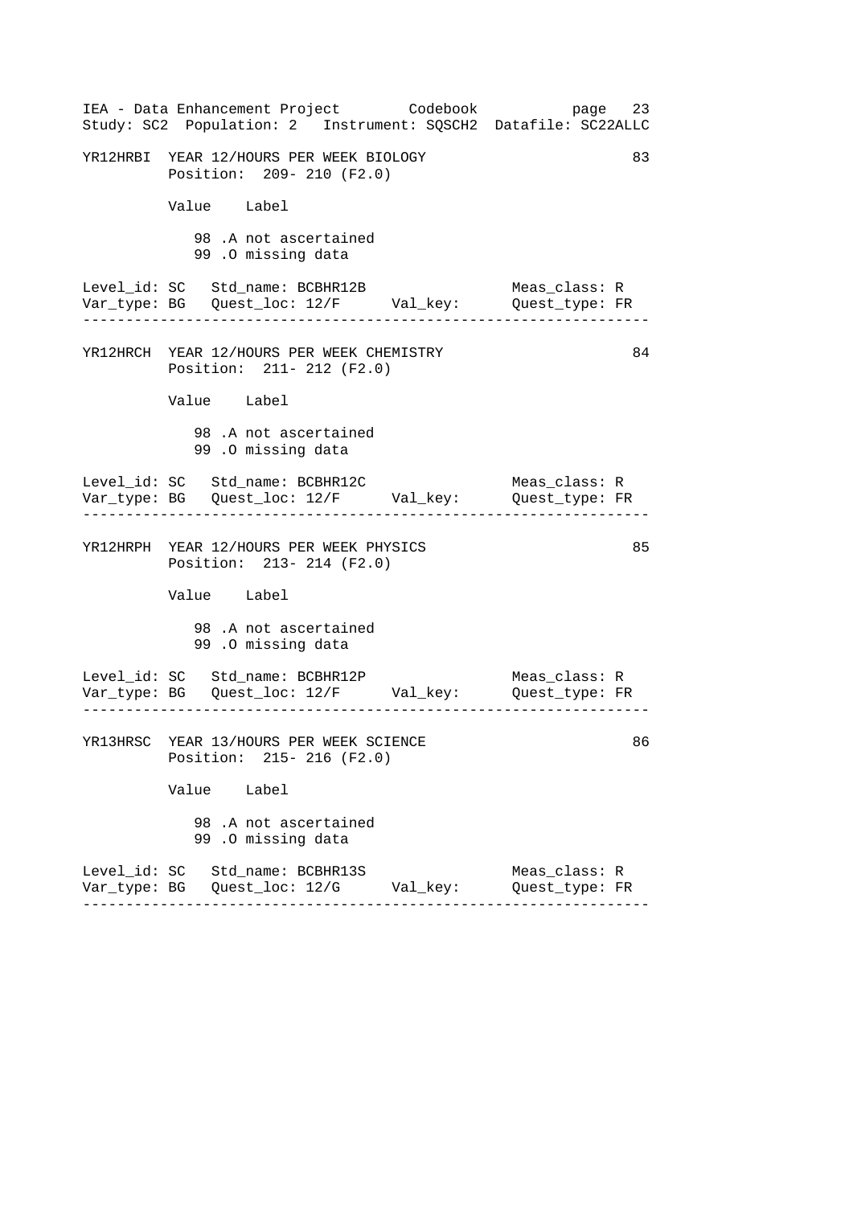```
YR12HRBI  YEAR 12/HOURS PER WEEK BIOLOGY                          83
          Position:  209- 210 (F2.0)

          Value    Label

             98 .A not ascertained
             99 .O missing data

Level_id: SC   Std_name: BCBHR12B                   Meas_class: R
Var_type: BG   Quest_loc: 12/F      Val_key:        Quest_type: FR
--------------------------------------------------------------------

YR12HRCH  YEAR 12/HOURS PER WEEK CHEMISTRY                        84
          Position:  211- 212 (F2.0)

          Value    Label

             98 .A not ascertained
             99 .O missing data

Level_id: SC   Std_name: BCBHR12C                   Meas_class: R
Var_type: BG   Quest_loc: 12/F      Val_key:        Quest_type: FR
--------------------------------------------------------------------

YR12HRPH  YEAR 12/HOURS PER WEEK PHYSICS                          85
          Position:  213- 214 (F2.0)

          Value    Label

             98 .A not ascertained
             99 .O missing data

Level_id: SC   Std_name: BCBHR12P                   Meas_class: R
Var_type: BG   Quest_loc: 12/F      Val_key:        Quest_type: FR
--------------------------------------------------------------------

YR13HRSC  YEAR 13/HOURS PER WEEK SCIENCE                          86
          Position:  215- 216 (F2.0)

          Value    Label

             98 .A not ascertained
             99 .O missing data

Level_id: SC   Std_name: BCBHR13S                   Meas_class: R
Var_type: BG   Quest_loc: 12/G      Val_key:        Quest_type: FR
--------------------------------------------------------------------
```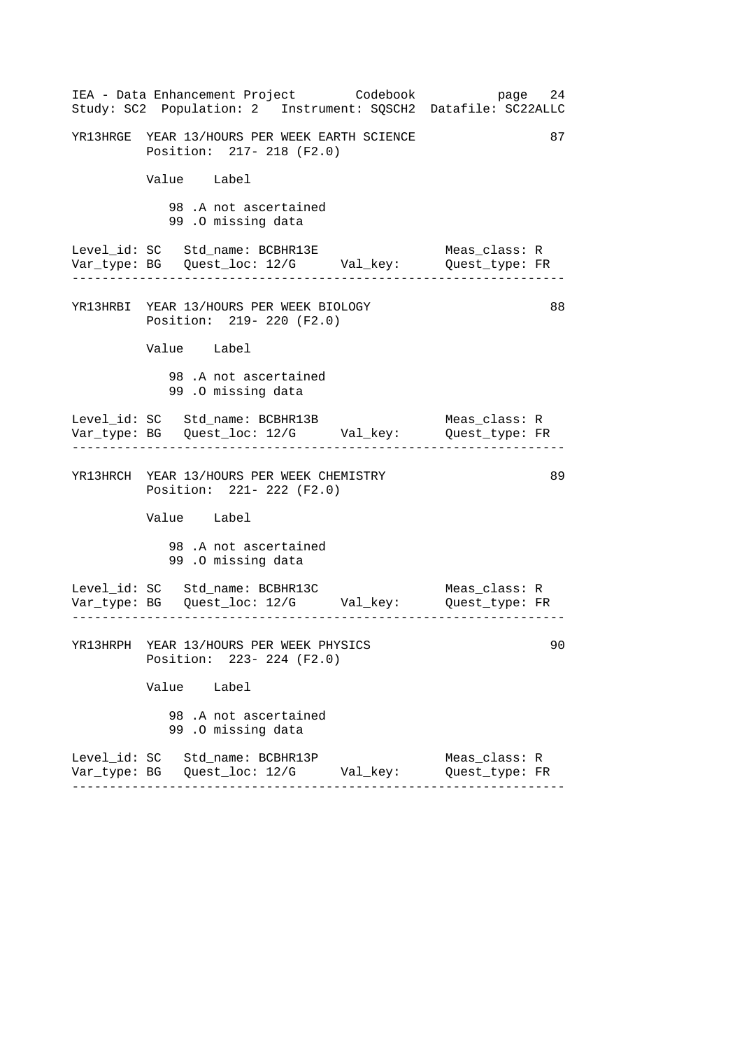```
YR13HRGE  YEAR 13/HOURS PER WEEK EARTH SCIENCE                       87
          Position:  217- 218 (F2.0)

          Value    Label

             98 .A not ascertained
             99 .O missing data

Level_id: SC   Std_name: BCBHR13E                  Meas_class: R
Var_type: BG   Quest_loc: 12/G      Val_key:       Quest_type: FR
-------------------------------------------------------------------

YR13HRBI  YEAR 13/HOURS PER WEEK BIOLOGY                             88
          Position:  219- 220 (F2.0)

          Value    Label

             98 .A not ascertained
             99 .O missing data

Level_id: SC   Std_name: BCBHR13B                  Meas_class: R
Var_type: BG   Quest_loc: 12/G      Val_key:       Quest_type: FR
-------------------------------------------------------------------

YR13HRCH  YEAR 13/HOURS PER WEEK CHEMISTRY                           89
          Position:  221- 222 (F2.0)

          Value    Label

             98 .A not ascertained
             99 .O missing data

Level_id: SC   Std_name: BCBHR13C                  Meas_class: R
Var_type: BG   Quest_loc: 12/G      Val_key:       Quest_type: FR
-------------------------------------------------------------------

YR13HRPH  YEAR 13/HOURS PER WEEK PHYSICS                             90
          Position:  223- 224 (F2.0)

          Value    Label

             98 .A not ascertained
             99 .O missing data

Level_id: SC   Std_name: BCBHR13P                  Meas_class: R
Var_type: BG   Quest_loc: 12/G      Val_key:       Quest_type: FR
-------------------------------------------------------------------
```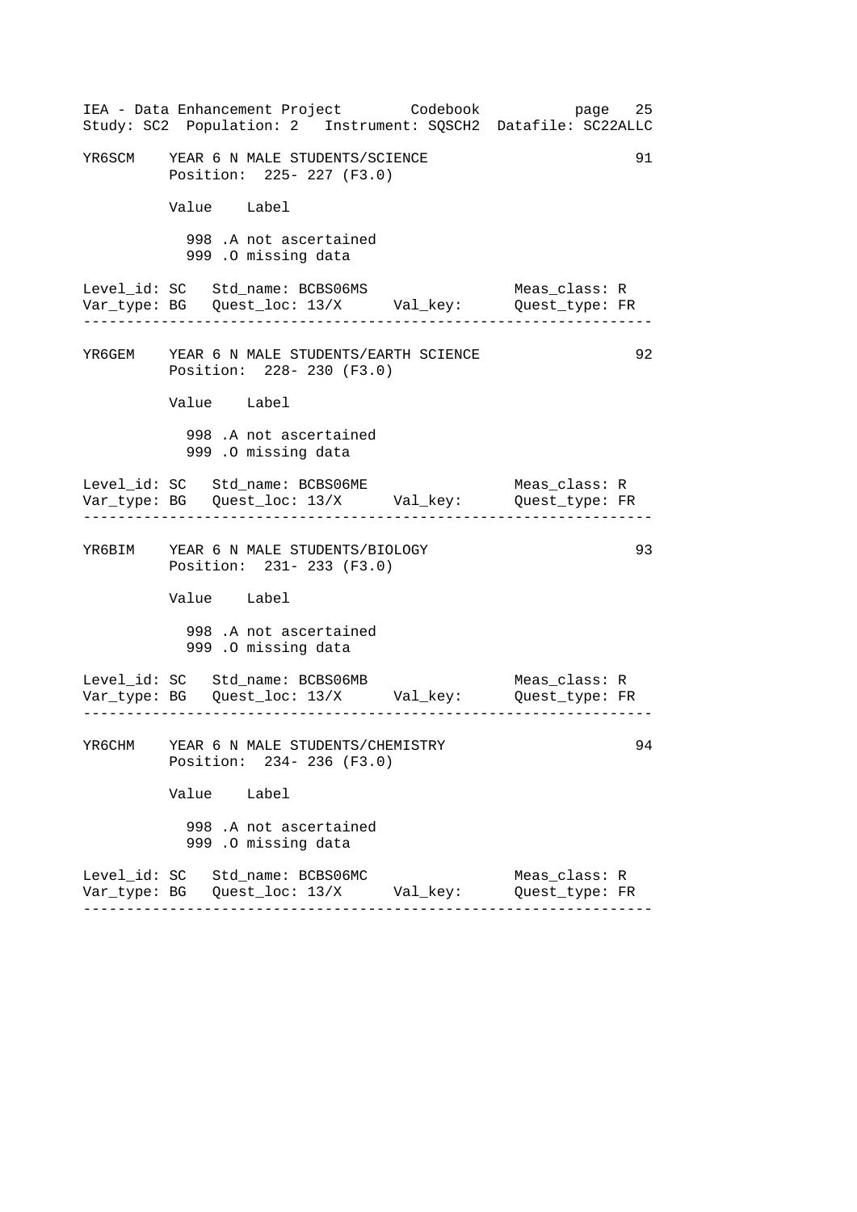```
YR6SCM    YEAR 6 N MALE STUDENTS/SCIENCE                              91
          Position:  225- 227 (F3.0)

          Value    Label

            998 .A not ascertained
            999 .O missing data

Level_id: SC   Std_name: BCBS06MS                    Meas_class: R
Var_type: BG   Quest_loc: 13/X      Val_key:         Quest_type: FR
--------------------------------------------------------------------

YR6GEM    YEAR 6 N MALE STUDENTS/EARTH SCIENCE                        92
          Position:  228- 230 (F3.0)

          Value    Label

            998 .A not ascertained
            999 .O missing data

Level_id: SC   Std_name: BCBS06ME                    Meas_class: R
Var_type: BG   Quest_loc: 13/X      Val_key:         Quest_type: FR
--------------------------------------------------------------------

YR6BIM    YEAR 6 N MALE STUDENTS/BIOLOGY                              93
          Position:  231- 233 (F3.0)

          Value    Label

            998 .A not ascertained
            999 .O missing data

Level_id: SC   Std_name: BCBS06MB                    Meas_class: R
Var_type: BG   Quest_loc: 13/X      Val_key:         Quest_type: FR
--------------------------------------------------------------------

YR6CHM    YEAR 6 N MALE STUDENTS/CHEMISTRY                            94
          Position:  234- 236 (F3.0)

          Value    Label

            998 .A not ascertained
            999 .O missing data

Level_id: SC   Std_name: BCBS06MC                    Meas_class: R
Var_type: BG   Quest_loc: 13/X      Val_key:         Quest_type: FR
--------------------------------------------------------------------
```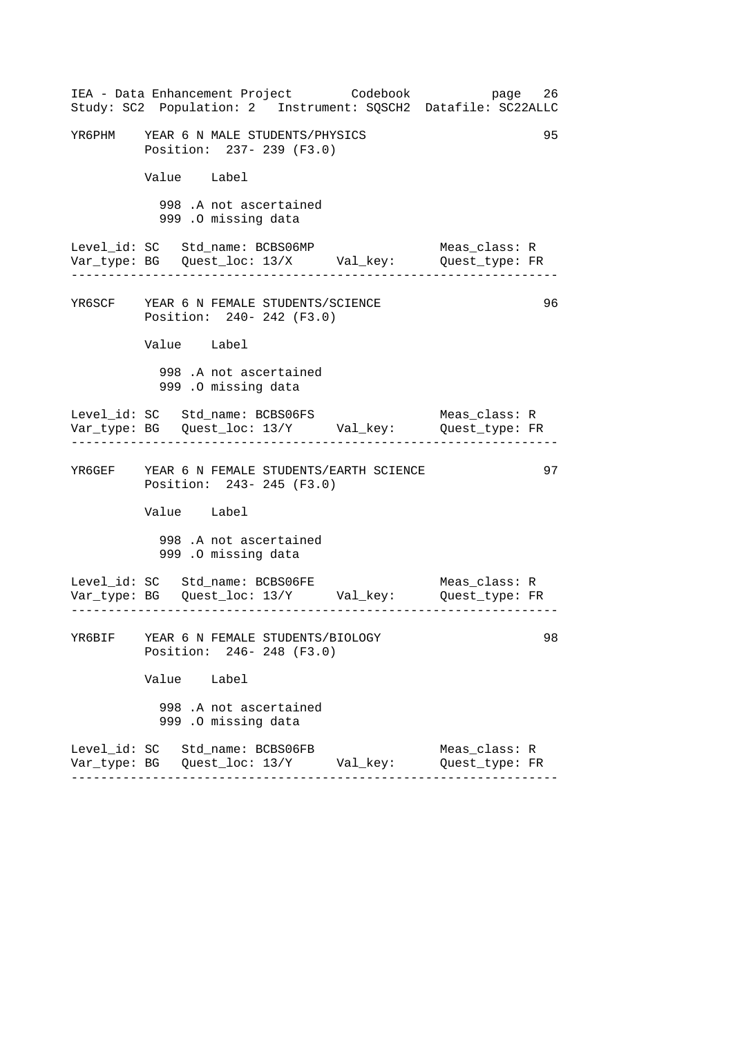```
YR6PHM    YEAR 6 N MALE STUDENTS/PHYSICS                               95
          Position:  237- 239 (F3.0)

          Value   Label

            998 .A not ascertained
            999 .O missing data

Level_id: SC   Std_name: BCBS06MP                     Meas_class: R
Var_type: BG   Quest_loc: 13/X      Val_key:          Quest_type: FR
--------------------------------------------------------------------

YR6SCF    YEAR 6 N FEMALE STUDENTS/SCIENCE                             96
          Position:  240- 242 (F3.0)

          Value   Label

            998 .A not ascertained
            999 .O missing data

Level_id: SC   Std_name: BCBS06FS                     Meas_class: R
Var_type: BG   Quest_loc: 13/Y      Val_key:          Quest_type: FR
--------------------------------------------------------------------

YR6GEF    YEAR 6 N FEMALE STUDENTS/EARTH SCIENCE                       97
          Position:  243- 245 (F3.0)

          Value   Label

            998 .A not ascertained
            999 .O missing data

Level_id: SC   Std_name: BCBS06FE                     Meas_class: R
Var_type: BG   Quest_loc: 13/Y      Val_key:          Quest_type: FR
--------------------------------------------------------------------

YR6BIF    YEAR 6 N FEMALE STUDENTS/BIOLOGY                             98
          Position:  246- 248 (F3.0)

          Value   Label

            998 .A not ascertained
            999 .O missing data

Level_id: SC   Std_name: BCBS06FB                     Meas_class: R
Var_type: BG   Quest_loc: 13/Y      Val_key:          Quest_type: FR
--------------------------------------------------------------------
```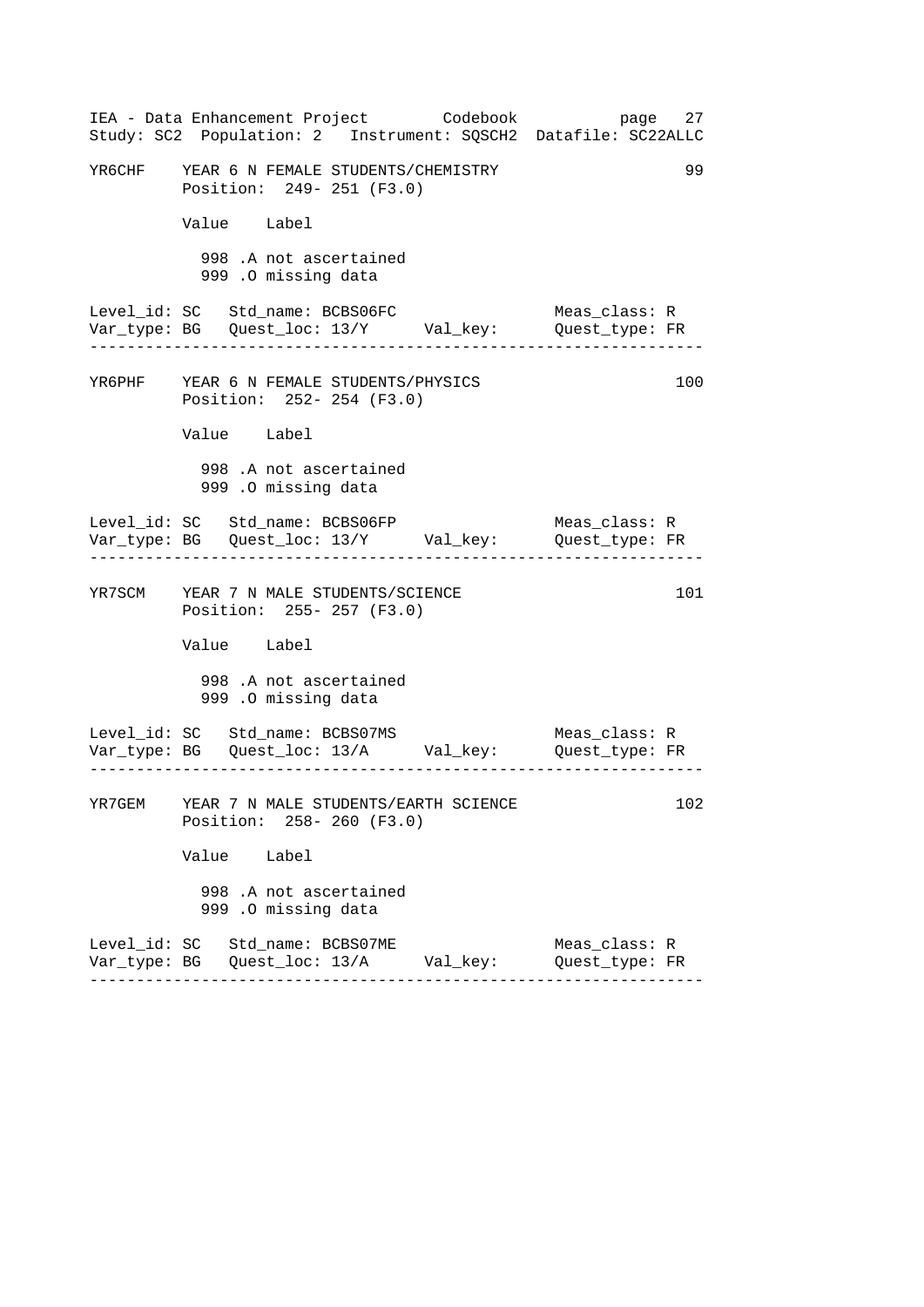```
YR6CHF    YEAR 6 N FEMALE STUDENTS/CHEMISTRY                        99
          Position:  249- 251 (F3.0)

          Value    Label

            998 .A not ascertained
            999 .O missing data

Level_id: SC   Std_name: BCBS06FC                  Meas_class: R
Var_type: BG   Quest_loc: 13/Y      Val_key:       Quest_type: FR
------------------------------------------------------------------

YR6PHF    YEAR 6 N FEMALE STUDENTS/PHYSICS                         100
          Position:  252- 254 (F3.0)

          Value    Label

            998 .A not ascertained
            999 .O missing data

Level_id: SC   Std_name: BCBS06FP                  Meas_class: R
Var_type: BG   Quest_loc: 13/Y      Val_key:       Quest_type: FR
------------------------------------------------------------------

YR7SCM    YEAR 7 N MALE STUDENTS/SCIENCE                           101
          Position:  255- 257 (F3.0)

          Value    Label

            998 .A not ascertained
            999 .O missing data

Level_id: SC   Std_name: BCBS07MS                  Meas_class: R
Var_type: BG   Quest_loc: 13/A      Val_key:       Quest_type: FR
------------------------------------------------------------------

YR7GEM    YEAR 7 N MALE STUDENTS/EARTH SCIENCE                     102
          Position:  258- 260 (F3.0)

          Value    Label

            998 .A not ascertained
            999 .O missing data

Level_id: SC   Std_name: BCBS07ME                  Meas_class: R
Var_type: BG   Quest_loc: 13/A      Val_key:       Quest_type: FR
------------------------------------------------------------------
```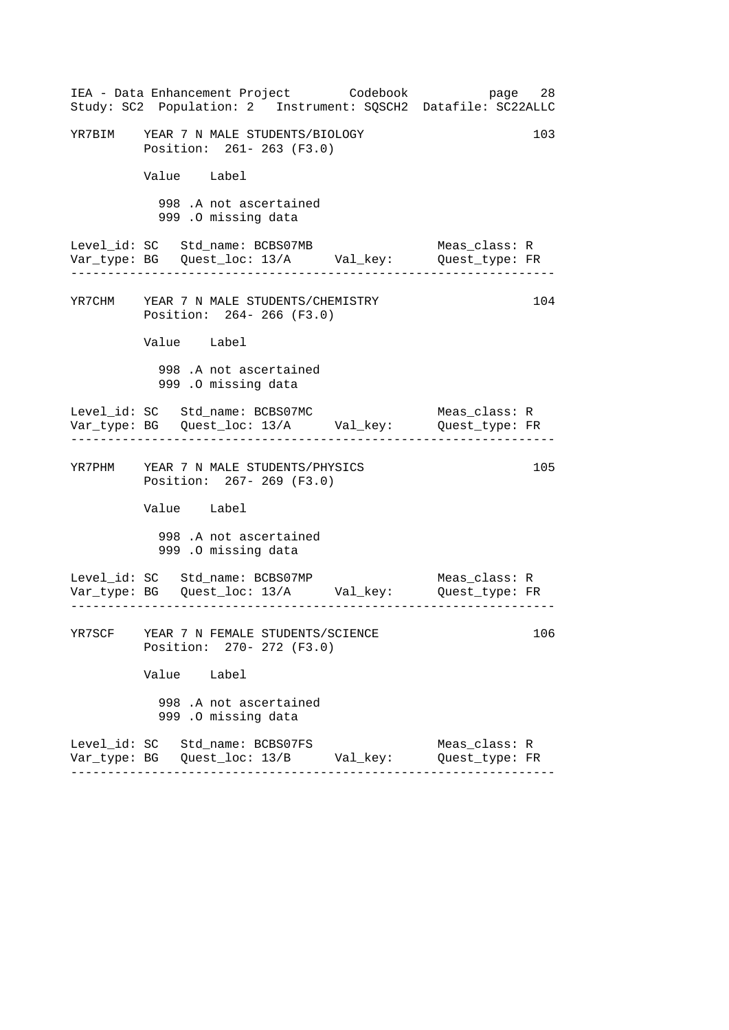```
YR7BIM    YEAR 7 N MALE STUDENTS/BIOLOGY                            103
          Position:  261- 263 (F3.0)

          Value    Label

            998 .A not ascertained
            999 .O missing data

Level_id: SC   Std_name: BCBS07MB                  Meas_class: R
Var_type: BG   Quest_loc: 13/A      Val_key:       Quest_type: FR
-----------------------------------------------------------------

YR7CHM    YEAR 7 N MALE STUDENTS/CHEMISTRY                          104
          Position:  264- 266 (F3.0)

          Value    Label

            998 .A not ascertained
            999 .O missing data

Level_id: SC   Std_name: BCBS07MC                  Meas_class: R
Var_type: BG   Quest_loc: 13/A      Val_key:       Quest_type: FR
-----------------------------------------------------------------

YR7PHM    YEAR 7 N MALE STUDENTS/PHYSICS                            105
          Position:  267- 269 (F3.0)

          Value    Label

            998 .A not ascertained
            999 .O missing data

Level_id: SC   Std_name: BCBS07MP                  Meas_class: R
Var_type: BG   Quest_loc: 13/A      Val_key:       Quest_type: FR
-----------------------------------------------------------------

YR7SCF    YEAR 7 N FEMALE STUDENTS/SCIENCE                          106
          Position:  270- 272 (F3.0)

          Value    Label

            998 .A not ascertained
            999 .O missing data

Level_id: SC   Std_name: BCBS07FS                  Meas_class: R
Var_type: BG   Quest_loc: 13/B      Val_key:       Quest_type: FR
-----------------------------------------------------------------
```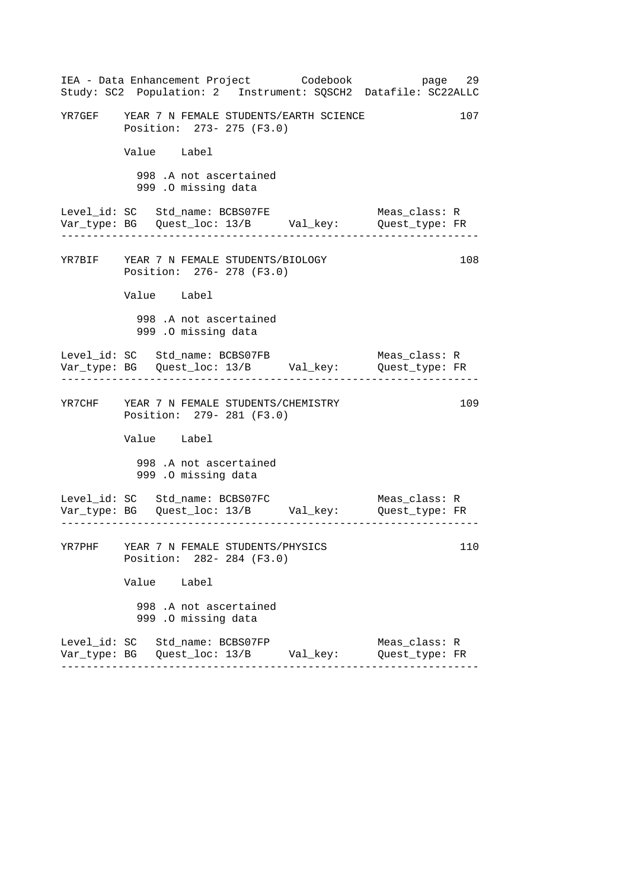```
YR7GEF    YEAR 7 N FEMALE STUDENTS/EARTH SCIENCE                    107
          Position:  273- 275 (F3.0)

          Value   Label

            998 .A not ascertained
            999 .O missing data

Level_id: SC   Std_name: BCBS07FE                  Meas_class: R
Var_type: BG   Quest_loc: 13/B      Val_key:       Quest_type: FR
-----------------------------------------------------------------

YR7BIF    YEAR 7 N FEMALE STUDENTS/BIOLOGY                          108
          Position:  276- 278 (F3.0)

          Value   Label

            998 .A not ascertained
            999 .O missing data

Level_id: SC   Std_name: BCBS07FB                  Meas_class: R
Var_type: BG   Quest_loc: 13/B      Val_key:       Quest_type: FR
-----------------------------------------------------------------

YR7CHF    YEAR 7 N FEMALE STUDENTS/CHEMISTRY                        109
          Position:  279- 281 (F3.0)

          Value   Label

            998 .A not ascertained
            999 .O missing data

Level_id: SC   Std_name: BCBS07FC                  Meas_class: R
Var_type: BG   Quest_loc: 13/B      Val_key:       Quest_type: FR
-----------------------------------------------------------------

YR7PHF    YEAR 7 N FEMALE STUDENTS/PHYSICS                          110
          Position:  282- 284 (F3.0)

          Value   Label

            998 .A not ascertained
            999 .O missing data

Level_id: SC   Std_name: BCBS07FP                  Meas_class: R
Var_type: BG   Quest_loc: 13/B      Val_key:       Quest_type: FR
-----------------------------------------------------------------
```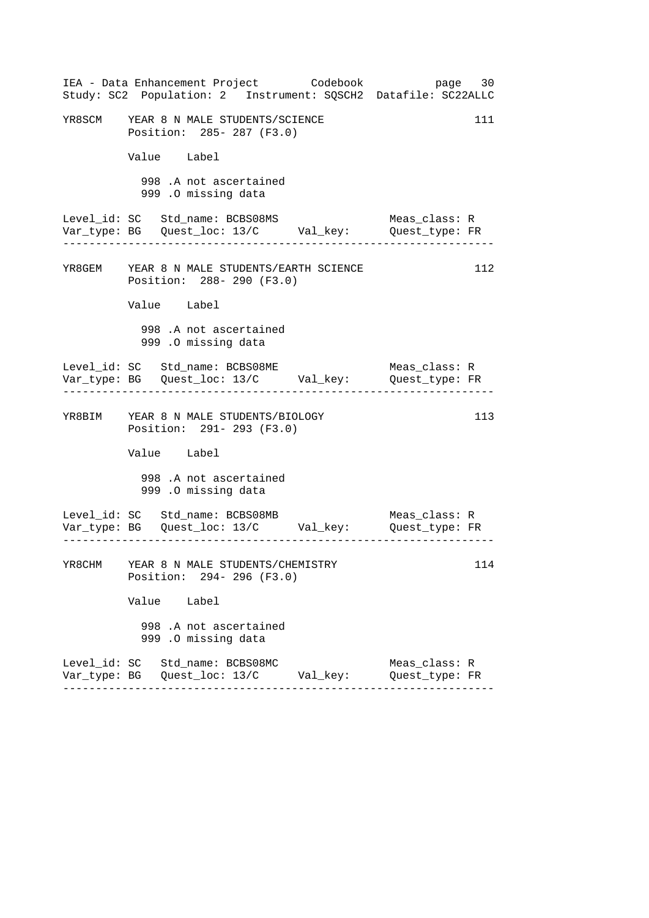```
YR8SCM    YEAR 8 N MALE STUDENTS/SCIENCE                              111
          Position:  285- 287 (F3.0)

          Value   Label

            998 .A not ascertained
            999 .O missing data

Level_id: SC   Std_name: BCBS08MS                    Meas_class: R
Var_type: BG   Quest_loc: 13/C      Val_key:         Quest_type: FR
--------------------------------------------------------------------

YR8GEM    YEAR 8 N MALE STUDENTS/EARTH SCIENCE                        112
          Position:  288- 290 (F3.0)

          Value   Label

            998 .A not ascertained
            999 .O missing data

Level_id: SC   Std_name: BCBS08ME                    Meas_class: R
Var_type: BG   Quest_loc: 13/C      Val_key:         Quest_type: FR
--------------------------------------------------------------------

YR8BIM    YEAR 8 N MALE STUDENTS/BIOLOGY                              113
          Position:  291- 293 (F3.0)

          Value   Label

            998 .A not ascertained
            999 .O missing data

Level_id: SC   Std_name: BCBS08MB                    Meas_class: R
Var_type: BG   Quest_loc: 13/C      Val_key:         Quest_type: FR
--------------------------------------------------------------------

YR8CHM    YEAR 8 N MALE STUDENTS/CHEMISTRY                            114
          Position:  294- 296 (F3.0)

          Value   Label

            998 .A not ascertained
            999 .O missing data

Level_id: SC   Std_name: BCBS08MC                    Meas_class: R
Var_type: BG   Quest_loc: 13/C      Val_key:         Quest_type: FR
--------------------------------------------------------------------
```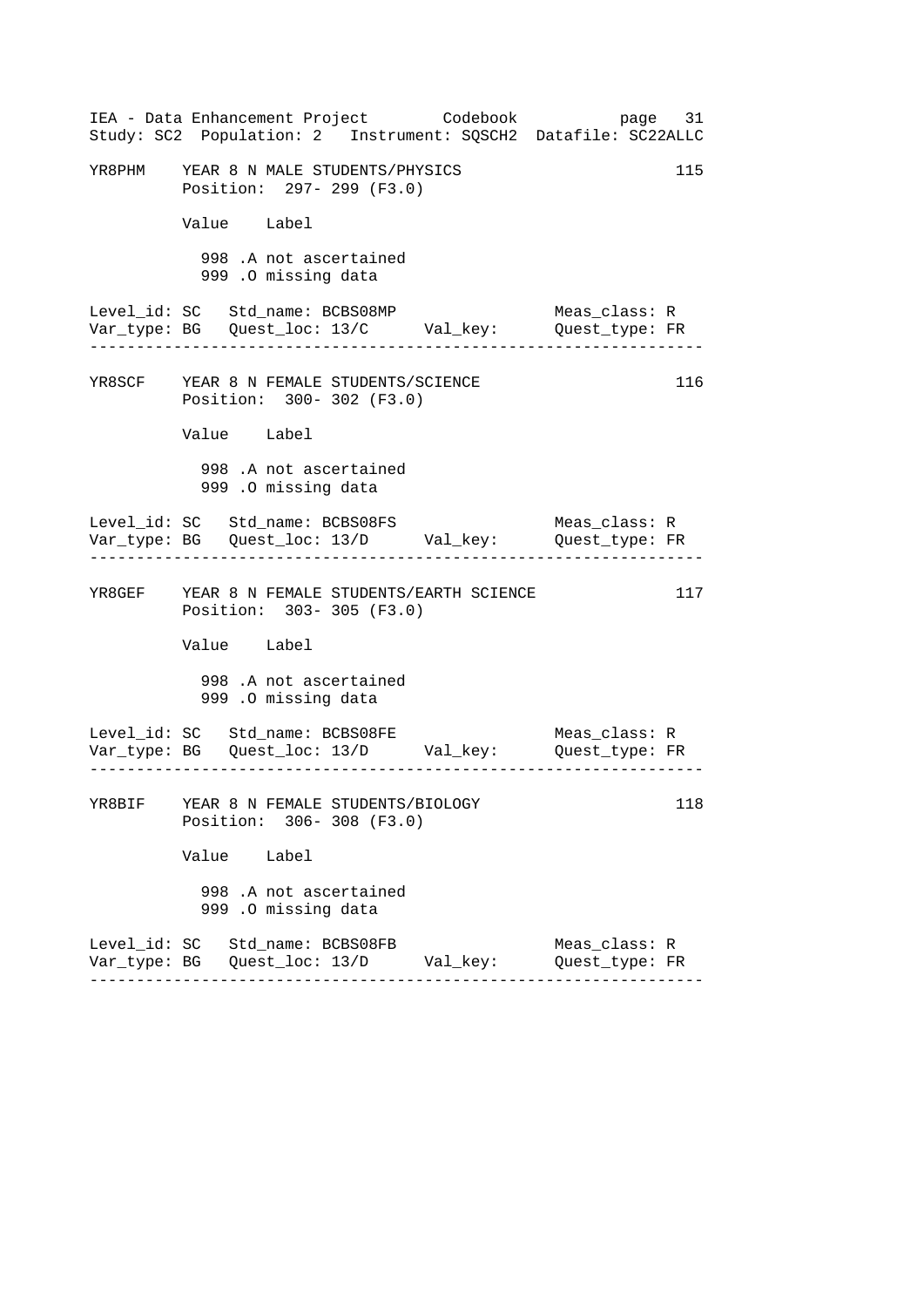```
YR8PHM    YEAR 8 N MALE STUDENTS/PHYSICS                         115
          Position:  297- 299 (F3.0)

          Value   Label

            998 .A not ascertained
            999 .O missing data

Level_id: SC   Std_name: BCBS08MP                 Meas_class: R
Var_type: BG   Quest_loc: 13/C     Val_key:       Quest_type: FR
-----------------------------------------------------------------

YR8SCF    YEAR 8 N FEMALE STUDENTS/SCIENCE                       116
          Position:  300- 302 (F3.0)

          Value   Label

            998 .A not ascertained
            999 .O missing data

Level_id: SC   Std_name: BCBS08FS                 Meas_class: R
Var_type: BG   Quest_loc: 13/D     Val_key:       Quest_type: FR
-----------------------------------------------------------------

YR8GEF    YEAR 8 N FEMALE STUDENTS/EARTH SCIENCE                 117
          Position:  303- 305 (F3.0)

          Value   Label

            998 .A not ascertained
            999 .O missing data

Level_id: SC   Std_name: BCBS08FE                 Meas_class: R
Var_type: BG   Quest_loc: 13/D     Val_key:       Quest_type: FR
-----------------------------------------------------------------

YR8BIF    YEAR 8 N FEMALE STUDENTS/BIOLOGY                       118
          Position:  306- 308 (F3.0)

          Value   Label

            998 .A not ascertained
            999 .O missing data

Level_id: SC   Std_name: BCBS08FB                 Meas_class: R
Var_type: BG   Quest_loc: 13/D     Val_key:       Quest_type: FR
-----------------------------------------------------------------
```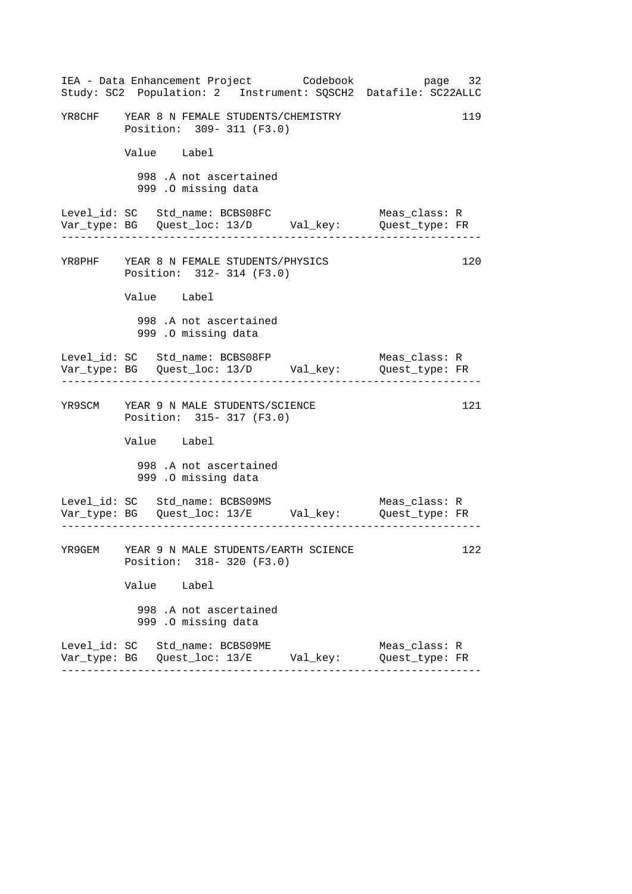```
YR8CHF    YEAR 8 N FEMALE STUDENTS/CHEMISTRY                      119
          Position:  309- 311 (F3.0)

          Value   Label

            998 .A not ascertained
            999 .O missing data

Level_id: SC   Std_name: BCBS08FC                 Meas_class: R
Var_type: BG   Quest_loc: 13/D      Val_key:      Quest_type: FR
-----------------------------------------------------------------

YR8PHF    YEAR 8 N FEMALE STUDENTS/PHYSICS                        120
          Position:  312- 314 (F3.0)

          Value   Label

            998 .A not ascertained
            999 .O missing data

Level_id: SC   Std_name: BCBS08FP                 Meas_class: R
Var_type: BG   Quest_loc: 13/D      Val_key:      Quest_type: FR
-----------------------------------------------------------------

YR9SCM    YEAR 9 N MALE STUDENTS/SCIENCE                          121
          Position:  315- 317 (F3.0)

          Value   Label

            998 .A not ascertained
            999 .O missing data

Level_id: SC   Std_name: BCBS09MS                 Meas_class: R
Var_type: BG   Quest_loc: 13/E      Val_key:      Quest_type: FR
-----------------------------------------------------------------

YR9GEM    YEAR 9 N MALE STUDENTS/EARTH SCIENCE                    122
          Position:  318- 320 (F3.0)

          Value   Label

            998 .A not ascertained
            999 .O missing data

Level_id: SC   Std_name: BCBS09ME                 Meas_class: R
Var_type: BG   Quest_loc: 13/E      Val_key:      Quest_type: FR
-----------------------------------------------------------------
```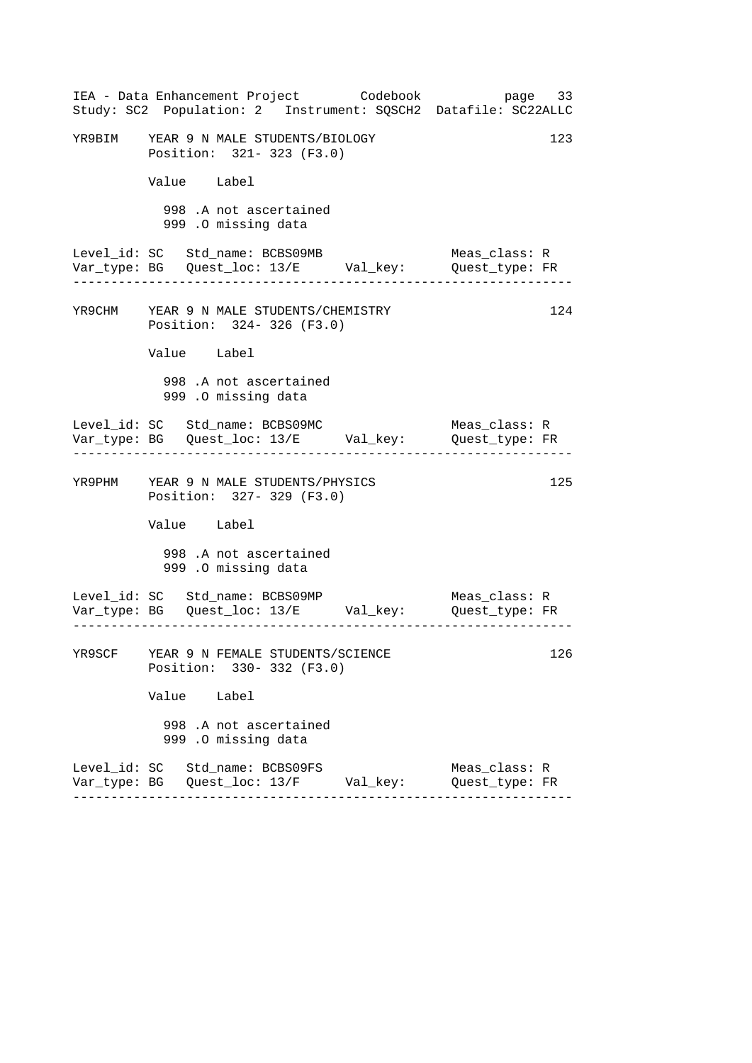YR9BIM    YEAR 9 N MALE STUDENTS/BIOLOGY    123
Position: 321- 323 (F3.0)

| Value | Label |
|---|---|
| 998 | .A not ascertained |
| 999 | .O missing data |

Level_id: SC   Std_name: BCBS09MB   Meas_class: R
Var_type: BG   Quest_loc: 13/E   Val_key:   Quest_type: FR

---

YR9CHM    YEAR 9 N MALE STUDENTS/CHEMISTRY    124
Position: 324- 326 (F3.0)

| Value | Label |
|---|---|
| 998 | .A not ascertained |
| 999 | .O missing data |

Level_id: SC   Std_name: BCBS09MC   Meas_class: R
Var_type: BG   Quest_loc: 13/E   Val_key:   Quest_type: FR

---

YR9PHM    YEAR 9 N MALE STUDENTS/PHYSICS    125
Position: 327- 329 (F3.0)

| Value | Label |
|---|---|
| 998 | .A not ascertained |
| 999 | .O missing data |

Level_id: SC   Std_name: BCBS09MP   Meas_class: R
Var_type: BG   Quest_loc: 13/E   Val_key:   Quest_type: FR

---

YR9SCF    YEAR 9 N FEMALE STUDENTS/SCIENCE    126
Position: 330- 332 (F3.0)

| Value | Label |
|---|---|
| 998 | .A not ascertained |
| 999 | .O missing data |

Level_id: SC   Std_name: BCBS09FS   Meas_class: R
Var_type: BG   Quest_loc: 13/F   Val_key:   Quest_type: FR

---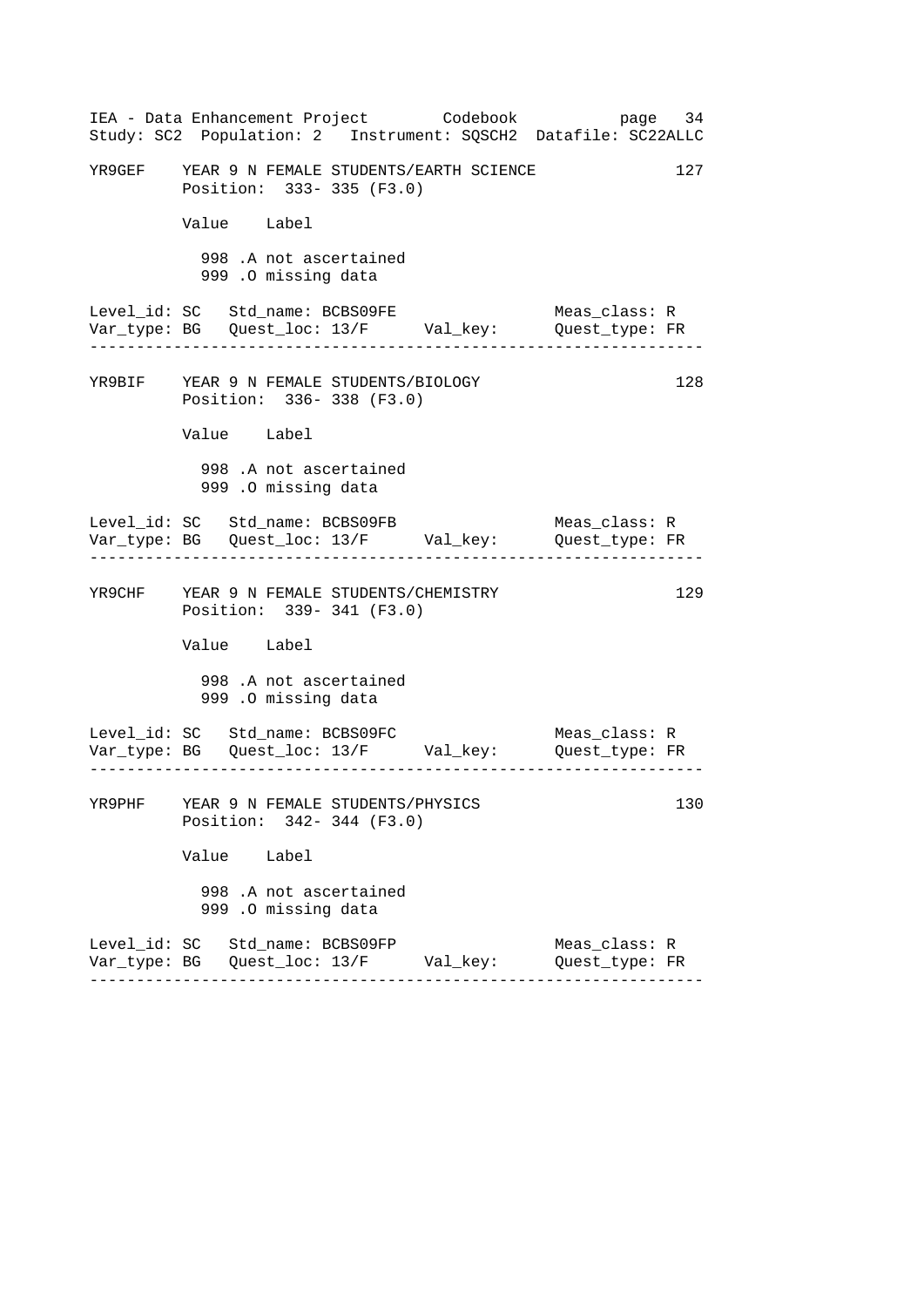YR9GEF    YEAR 9 N FEMALE STUDENTS/EARTH SCIENCE    127
Position: 333- 335 (F3.0)

| Value | Label |
|---|---|
| 998 | .A not ascertained |
| 999 | .O missing data |

Level_id: SC   Std_name: BCBS09FE   Meas_class: R
Var_type: BG   Quest_loc: 13/F   Val_key:   Quest_type: FR

---

YR9BIF    YEAR 9 N FEMALE STUDENTS/BIOLOGY    128
Position: 336- 338 (F3.0)

| Value | Label |
|---|---|
| 998 | .A not ascertained |
| 999 | .O missing data |

Level_id: SC   Std_name: BCBS09FB   Meas_class: R
Var_type: BG   Quest_loc: 13/F   Val_key:   Quest_type: FR

---

YR9CHF    YEAR 9 N FEMALE STUDENTS/CHEMISTRY    129
Position: 339- 341 (F3.0)

| Value | Label |
|---|---|
| 998 | .A not ascertained |
| 999 | .O missing data |

Level_id: SC   Std_name: BCBS09FC   Meas_class: R
Var_type: BG   Quest_loc: 13/F   Val_key:   Quest_type: FR

---

YR9PHF    YEAR 9 N FEMALE STUDENTS/PHYSICS    130
Position: 342- 344 (F3.0)

| Value | Label |
|---|---|
| 998 | .A not ascertained |
| 999 | .O missing data |

Level_id: SC   Std_name: BCBS09FP   Meas_class: R
Var_type: BG   Quest_loc: 13/F   Val_key:   Quest_type: FR

---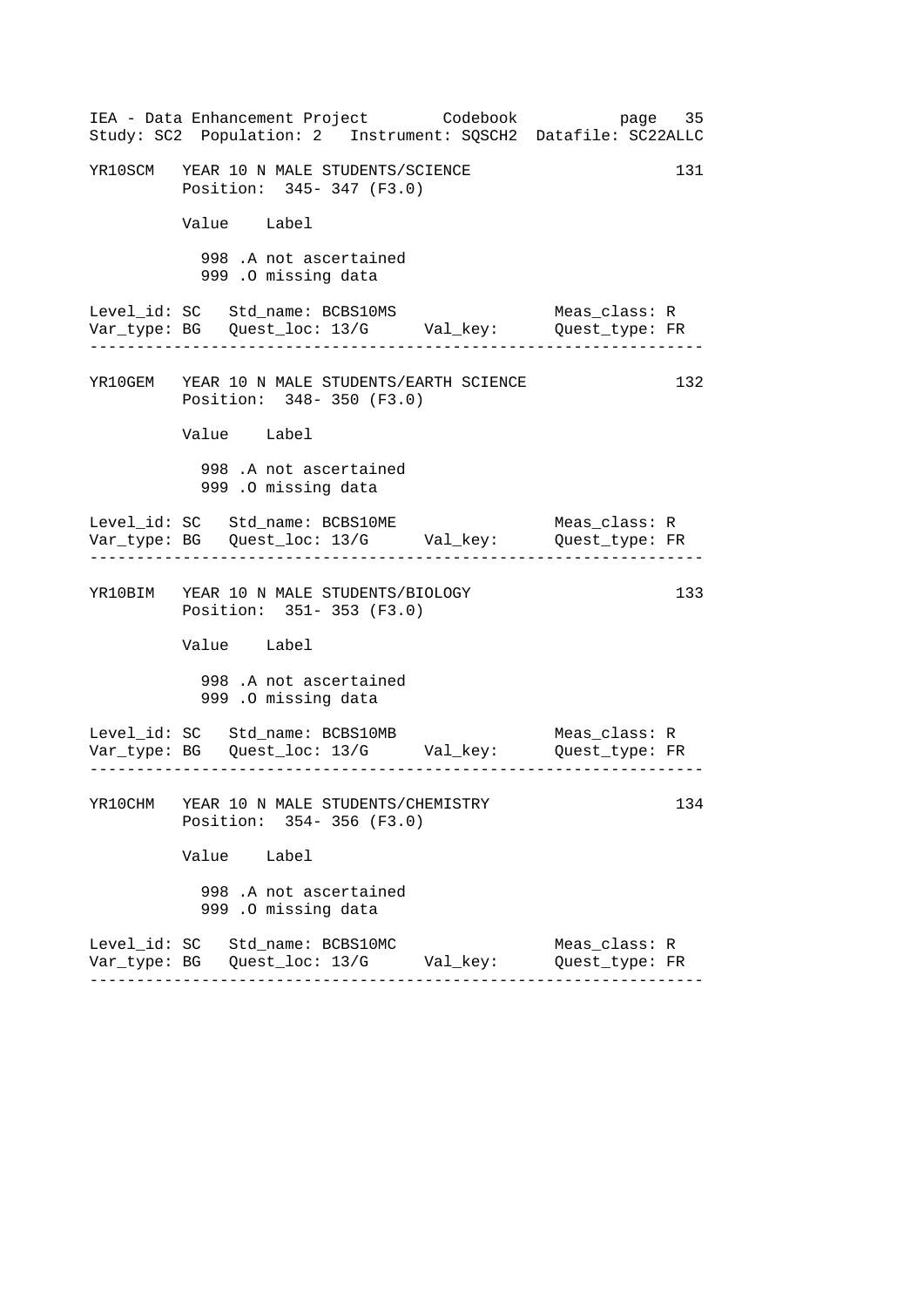```
YR10SCM   YEAR 10 N MALE STUDENTS/SCIENCE                              131
          Position:  345- 347 (F3.0)

          Value    Label

            998 .A not ascertained
            999 .O missing data

Level_id: SC   Std_name: BCBS10MS                      Meas_class: R
Var_type: BG   Quest_loc: 13/G      Val_key:           Quest_type: FR
--------------------------------------------------------------------

YR10GEM   YEAR 10 N MALE STUDENTS/EARTH SCIENCE                        132
          Position:  348- 350 (F3.0)

          Value    Label

            998 .A not ascertained
            999 .O missing data

Level_id: SC   Std_name: BCBS10ME                      Meas_class: R
Var_type: BG   Quest_loc: 13/G      Val_key:           Quest_type: FR
--------------------------------------------------------------------

YR10BIM   YEAR 10 N MALE STUDENTS/BIOLOGY                              133
          Position:  351- 353 (F3.0)

          Value    Label

            998 .A not ascertained
            999 .O missing data

Level_id: SC   Std_name: BCBS10MB                      Meas_class: R
Var_type: BG   Quest_loc: 13/G      Val_key:           Quest_type: FR
--------------------------------------------------------------------

YR10CHM   YEAR 10 N MALE STUDENTS/CHEMISTRY                            134
          Position:  354- 356 (F3.0)

          Value    Label

            998 .A not ascertained
            999 .O missing data

Level_id: SC   Std_name: BCBS10MC                      Meas_class: R
Var_type: BG   Quest_loc: 13/G      Val_key:           Quest_type: FR
--------------------------------------------------------------------
```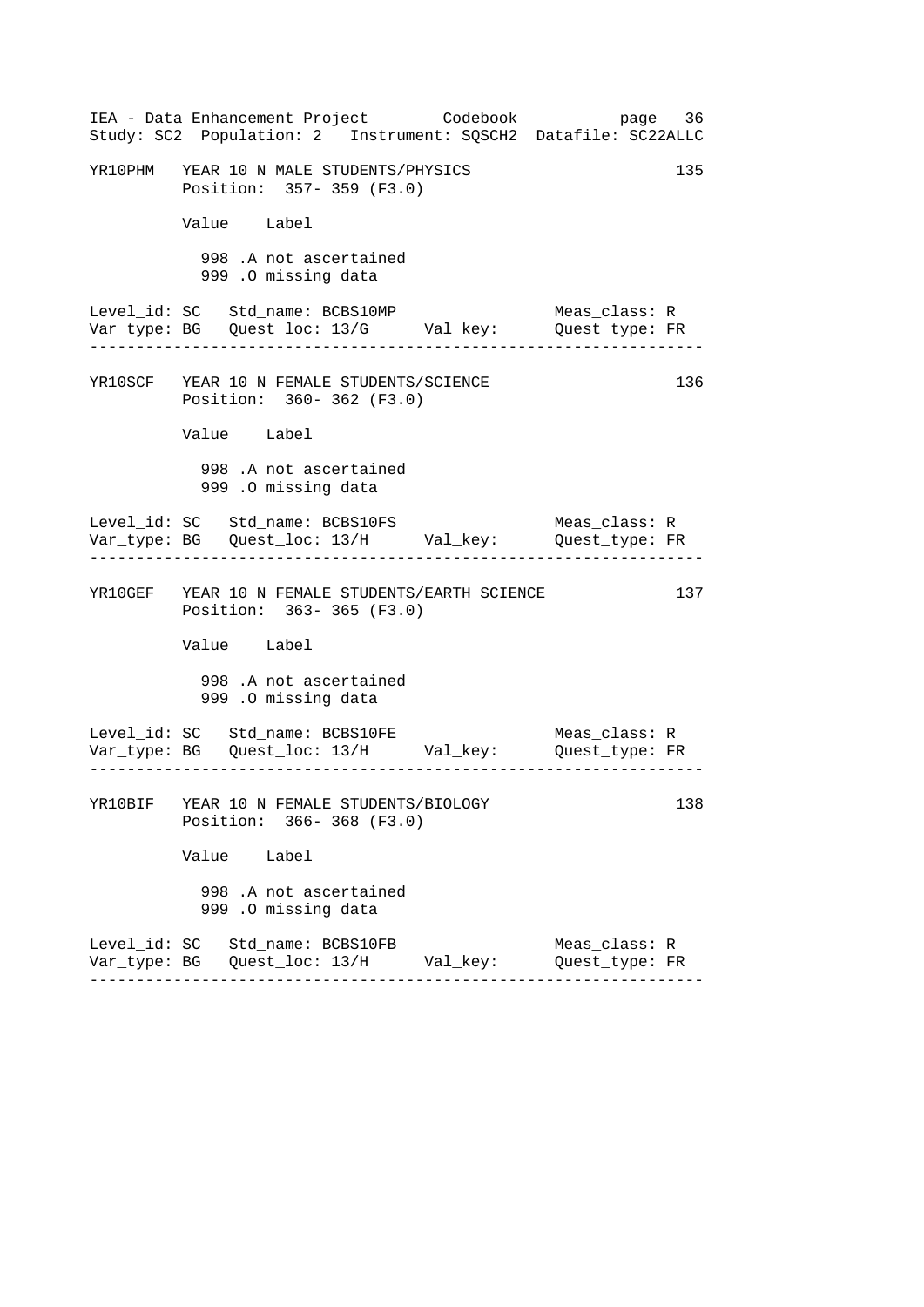```
YR10PHM   YEAR 10 N MALE STUDENTS/PHYSICS                          135
          Position:  357- 359 (F3.0)

          Value   Label

            998 .A not ascertained
            999 .O missing data

Level_id: SC   Std_name: BCBS10MP               Meas_class: R
Var_type: BG   Quest_loc: 13/G     Val_key:     Quest_type: FR
-----------------------------------------------------------------

YR10SCF   YEAR 10 N FEMALE STUDENTS/SCIENCE                        136
          Position:  360- 362 (F3.0)

          Value   Label

            998 .A not ascertained
            999 .O missing data

Level_id: SC   Std_name: BCBS10FS               Meas_class: R
Var_type: BG   Quest_loc: 13/H     Val_key:     Quest_type: FR
-----------------------------------------------------------------

YR10GEF   YEAR 10 N FEMALE STUDENTS/EARTH SCIENCE                  137
          Position:  363- 365 (F3.0)

          Value   Label

            998 .A not ascertained
            999 .O missing data

Level_id: SC   Std_name: BCBS10FE               Meas_class: R
Var_type: BG   Quest_loc: 13/H     Val_key:     Quest_type: FR
-----------------------------------------------------------------

YR10BIF   YEAR 10 N FEMALE STUDENTS/BIOLOGY                        138
          Position:  366- 368 (F3.0)

          Value   Label

            998 .A not ascertained
            999 .O missing data

Level_id: SC   Std_name: BCBS10FB               Meas_class: R
Var_type: BG   Quest_loc: 13/H     Val_key:     Quest_type: FR
-----------------------------------------------------------------
```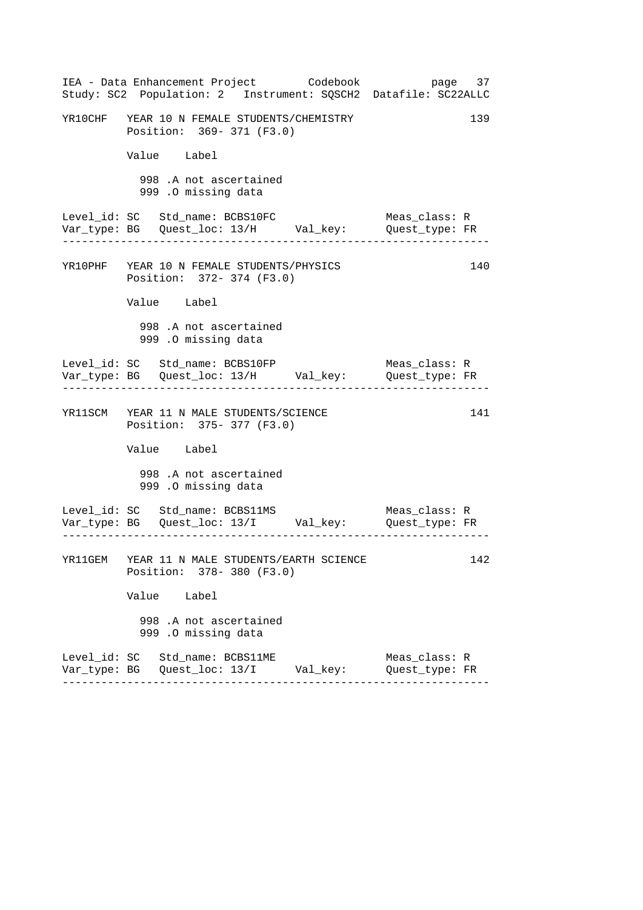```
YR10CHF   YEAR 10 N FEMALE STUDENTS/CHEMISTRY                    139
          Position:  369- 371 (F3.0)

          Value    Label

            998 .A not ascertained
            999 .O missing data

Level_id: SC   Std_name: BCBS10FC                  Meas_class: R
Var_type: BG   Quest_loc: 13/H      Val_key:       Quest_type: FR
-----------------------------------------------------------------

YR10PHF   YEAR 10 N FEMALE STUDENTS/PHYSICS                      140
          Position:  372- 374 (F3.0)

          Value    Label

            998 .A not ascertained
            999 .O missing data

Level_id: SC   Std_name: BCBS10FP                  Meas_class: R
Var_type: BG   Quest_loc: 13/H      Val_key:       Quest_type: FR
-----------------------------------------------------------------

YR11SCM   YEAR 11 N MALE STUDENTS/SCIENCE                        141
          Position:  375- 377 (F3.0)

          Value    Label

            998 .A not ascertained
            999 .O missing data

Level_id: SC   Std_name: BCBS11MS                  Meas_class: R
Var_type: BG   Quest_loc: 13/I      Val_key:       Quest_type: FR
-----------------------------------------------------------------

YR11GEM   YEAR 11 N MALE STUDENTS/EARTH SCIENCE                  142
          Position:  378- 380 (F3.0)

          Value    Label

            998 .A not ascertained
            999 .O missing data

Level_id: SC   Std_name: BCBS11ME                  Meas_class: R
Var_type: BG   Quest_loc: 13/I      Val_key:       Quest_type: FR
-----------------------------------------------------------------
```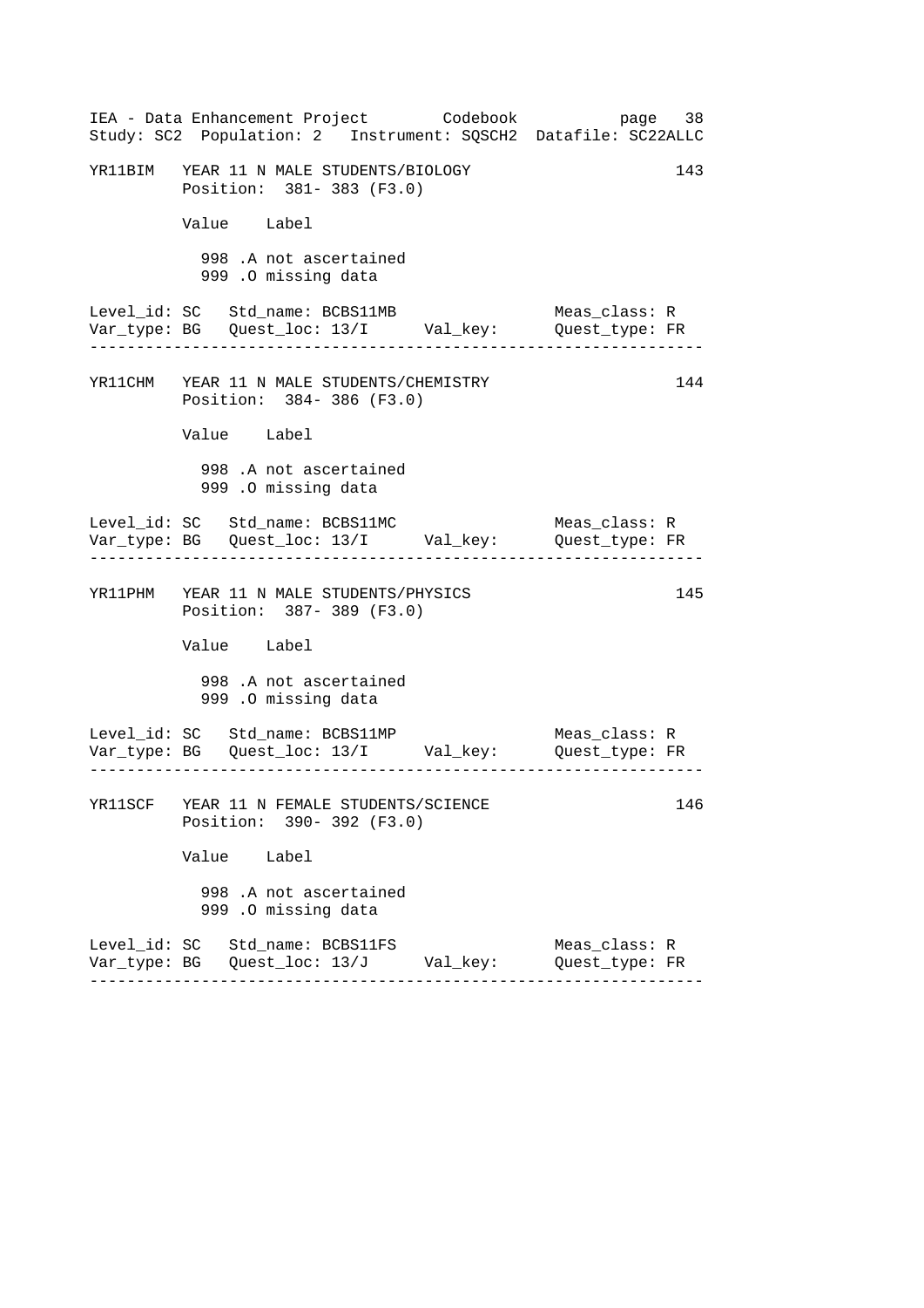```
YR11BIM   YEAR 11 N MALE STUDENTS/BIOLOGY                           143
          Position:  381- 383 (F3.0)

          Value    Label

            998 .A not ascertained
            999 .O missing data

Level_id: SC   Std_name: BCBS11MB                  Meas_class: R
Var_type: BG   Quest_loc: 13/I      Val_key:       Quest_type: FR
-----------------------------------------------------------------

YR11CHM   YEAR 11 N MALE STUDENTS/CHEMISTRY                         144
          Position:  384- 386 (F3.0)

          Value    Label

            998 .A not ascertained
            999 .O missing data

Level_id: SC   Std_name: BCBS11MC                  Meas_class: R
Var_type: BG   Quest_loc: 13/I      Val_key:       Quest_type: FR
-----------------------------------------------------------------

YR11PHM   YEAR 11 N MALE STUDENTS/PHYSICS                           145
          Position:  387- 389 (F3.0)

          Value    Label

            998 .A not ascertained
            999 .O missing data

Level_id: SC   Std_name: BCBS11MP                  Meas_class: R
Var_type: BG   Quest_loc: 13/I      Val_key:       Quest_type: FR
-----------------------------------------------------------------

YR11SCF   YEAR 11 N FEMALE STUDENTS/SCIENCE                         146
          Position:  390- 392 (F3.0)

          Value    Label

            998 .A not ascertained
            999 .O missing data

Level_id: SC   Std_name: BCBS11FS                  Meas_class: R
Var_type: BG   Quest_loc: 13/J      Val_key:       Quest_type: FR
-----------------------------------------------------------------
```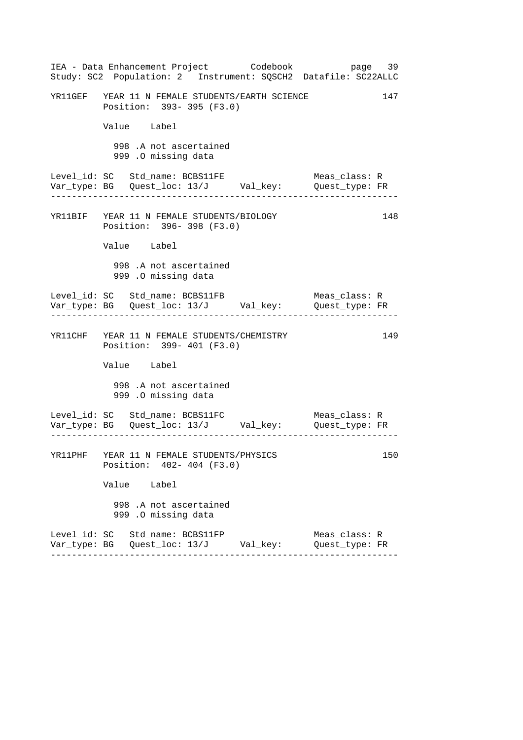YR11GEF   YEAR 11 N FEMALE STUDENTS/EARTH SCIENCE   147
Position: 393- 395 (F3.0)

| Value | Label |
|---|---|
| 998 | .A not ascertained |
| 999 | .O missing data |

Level_id: SC   Std_name: BCBS11FE   Meas_class: R
Var_type: BG   Quest_loc: 13/J   Val_key:   Quest_type: FR

---

YR11BIF   YEAR 11 N FEMALE STUDENTS/BIOLOGY   148
Position: 396- 398 (F3.0)

| Value | Label |
|---|---|
| 998 | .A not ascertained |
| 999 | .O missing data |

Level_id: SC   Std_name: BCBS11FB   Meas_class: R
Var_type: BG   Quest_loc: 13/J   Val_key:   Quest_type: FR

---

YR11CHF   YEAR 11 N FEMALE STUDENTS/CHEMISTRY   149
Position: 399- 401 (F3.0)

| Value | Label |
|---|---|
| 998 | .A not ascertained |
| 999 | .O missing data |

Level_id: SC   Std_name: BCBS11FC   Meas_class: R
Var_type: BG   Quest_loc: 13/J   Val_key:   Quest_type: FR

---

YR11PHF   YEAR 11 N FEMALE STUDENTS/PHYSICS   150
Position: 402- 404 (F3.0)

| Value | Label |
|---|---|
| 998 | .A not ascertained |
| 999 | .O missing data |

Level_id: SC   Std_name: BCBS11FP   Meas_class: R
Var_type: BG   Quest_loc: 13/J   Val_key:   Quest_type: FR

---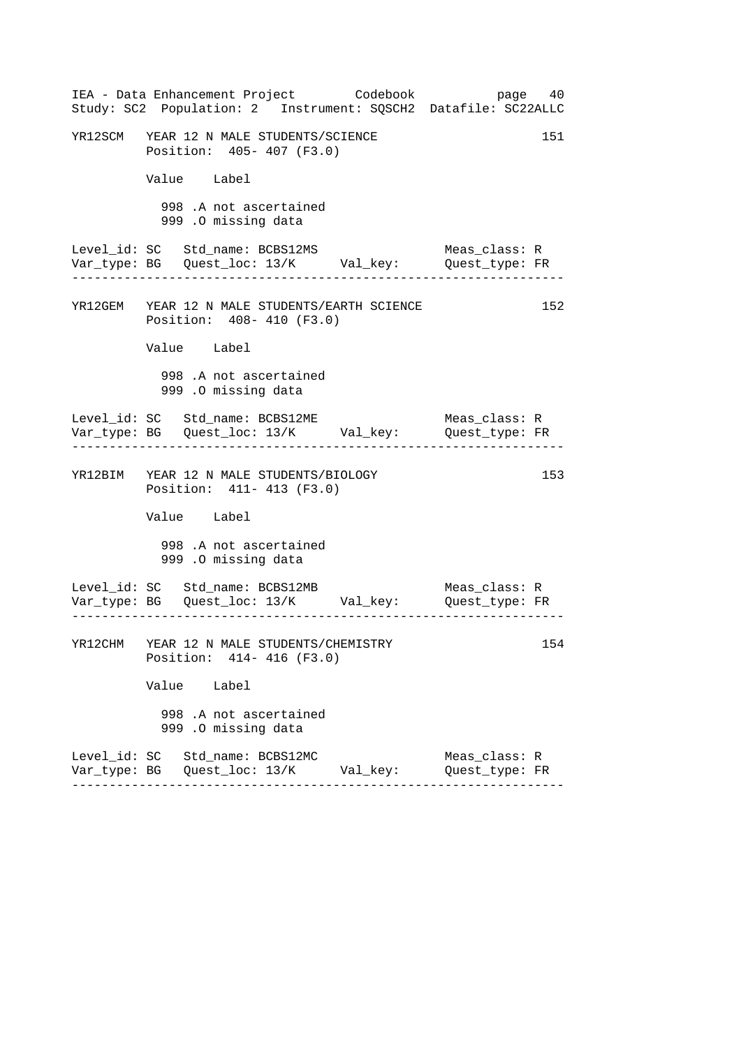```
YR12SCM   YEAR 12 N MALE STUDENTS/SCIENCE                          151
          Position:  405- 407 (F3.0)

          Value   Label

            998 .A not ascertained
            999 .O missing data

Level_id: SC   Std_name: BCBS12MS                Meas_class: R
Var_type: BG   Quest_loc: 13/K      Val_key:     Quest_type: FR
-------------------------------------------------------------------

YR12GEM   YEAR 12 N MALE STUDENTS/EARTH SCIENCE                    152
          Position:  408- 410 (F3.0)

          Value   Label

            998 .A not ascertained
            999 .O missing data

Level_id: SC   Std_name: BCBS12ME                Meas_class: R
Var_type: BG   Quest_loc: 13/K      Val_key:     Quest_type: FR
-------------------------------------------------------------------

YR12BIM   YEAR 12 N MALE STUDENTS/BIOLOGY                          153
          Position:  411- 413 (F3.0)

          Value   Label

            998 .A not ascertained
            999 .O missing data

Level_id: SC   Std_name: BCBS12MB                Meas_class: R
Var_type: BG   Quest_loc: 13/K      Val_key:     Quest_type: FR
-------------------------------------------------------------------

YR12CHM   YEAR 12 N MALE STUDENTS/CHEMISTRY                        154
          Position:  414- 416 (F3.0)

          Value   Label

            998 .A not ascertained
            999 .O missing data

Level_id: SC   Std_name: BCBS12MC                Meas_class: R
Var_type: BG   Quest_loc: 13/K      Val_key:     Quest_type: FR
-------------------------------------------------------------------
```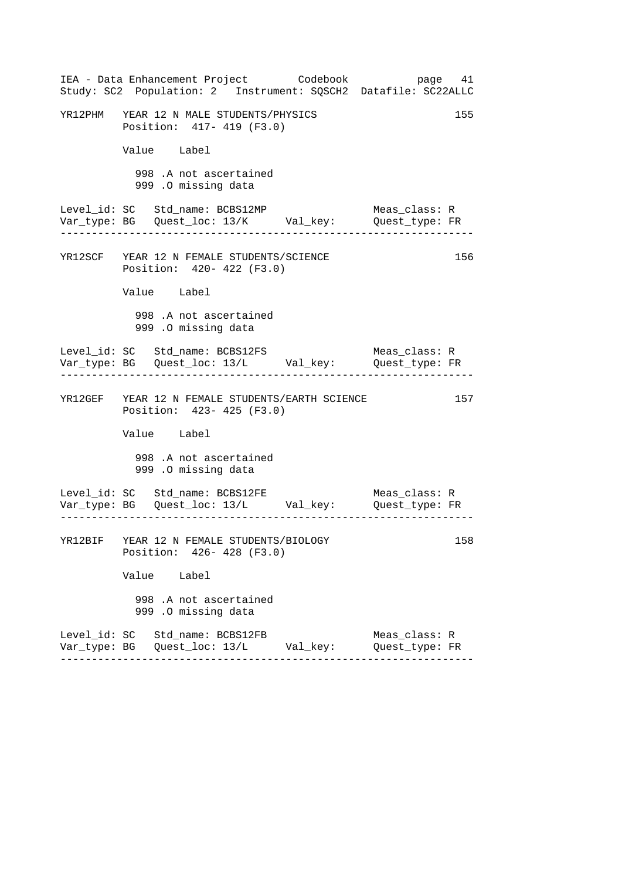```
YR12PHM   YEAR 12 N MALE STUDENTS/PHYSICS                          155
          Position:  417- 419 (F3.0)

          Value    Label

            998 .A not ascertained
            999 .O missing data

Level_id: SC   Std_name: BCBS12MP                  Meas_class: R
Var_type: BG   Quest_loc: 13/K      Val_key:       Quest_type: FR
-----------------------------------------------------------------

YR12SCF   YEAR 12 N FEMALE STUDENTS/SCIENCE                        156
          Position:  420- 422 (F3.0)

          Value    Label

            998 .A not ascertained
            999 .O missing data

Level_id: SC   Std_name: BCBS12FS                  Meas_class: R
Var_type: BG   Quest_loc: 13/L      Val_key:       Quest_type: FR
-----------------------------------------------------------------

YR12GEF   YEAR 12 N FEMALE STUDENTS/EARTH SCIENCE                  157
          Position:  423- 425 (F3.0)

          Value    Label

            998 .A not ascertained
            999 .O missing data

Level_id: SC   Std_name: BCBS12FE                  Meas_class: R
Var_type: BG   Quest_loc: 13/L      Val_key:       Quest_type: FR
-----------------------------------------------------------------

YR12BIF   YEAR 12 N FEMALE STUDENTS/BIOLOGY                        158
          Position:  426- 428 (F3.0)

          Value    Label

            998 .A not ascertained
            999 .O missing data

Level_id: SC   Std_name: BCBS12FB                  Meas_class: R
Var_type: BG   Quest_loc: 13/L      Val_key:       Quest_type: FR
-----------------------------------------------------------------
```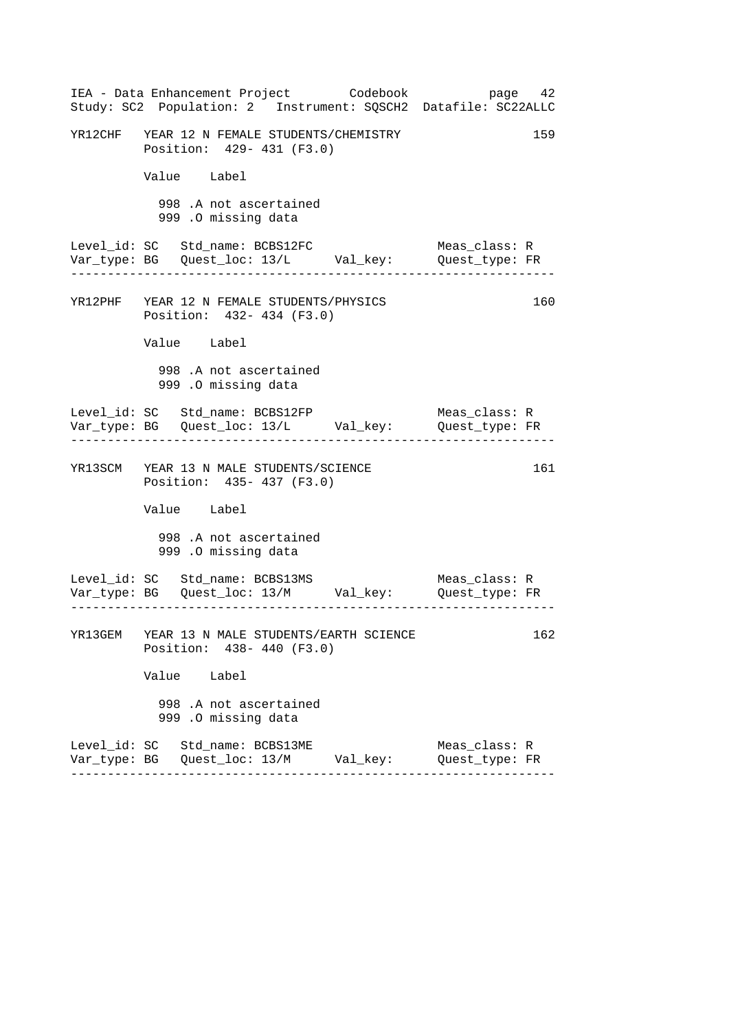```
YR12CHF   YEAR 12 N FEMALE STUDENTS/CHEMISTRY                        159
          Position:  429- 431 (F3.0)

          Value    Label

            998 .A not ascertained
            999 .O missing data

Level_id: SC   Std_name: BCBS12FC                      Meas_class: R
Var_type: BG   Quest_loc: 13/L      Val_key:           Quest_type: FR
-----------------------------------------------------------------------

YR12PHF   YEAR 12 N FEMALE STUDENTS/PHYSICS                          160
          Position:  432- 434 (F3.0)

          Value    Label

            998 .A not ascertained
            999 .O missing data

Level_id: SC   Std_name: BCBS12FP                      Meas_class: R
Var_type: BG   Quest_loc: 13/L      Val_key:           Quest_type: FR
-----------------------------------------------------------------------

YR13SCM   YEAR 13 N MALE STUDENTS/SCIENCE                            161
          Position:  435- 437 (F3.0)

          Value    Label

            998 .A not ascertained
            999 .O missing data

Level_id: SC   Std_name: BCBS13MS                      Meas_class: R
Var_type: BG   Quest_loc: 13/M      Val_key:           Quest_type: FR
-----------------------------------------------------------------------

YR13GEM   YEAR 13 N MALE STUDENTS/EARTH SCIENCE                      162
          Position:  438- 440 (F3.0)

          Value    Label

            998 .A not ascertained
            999 .O missing data

Level_id: SC   Std_name: BCBS13ME                      Meas_class: R
Var_type: BG   Quest_loc: 13/M      Val_key:           Quest_type: FR
-----------------------------------------------------------------------
```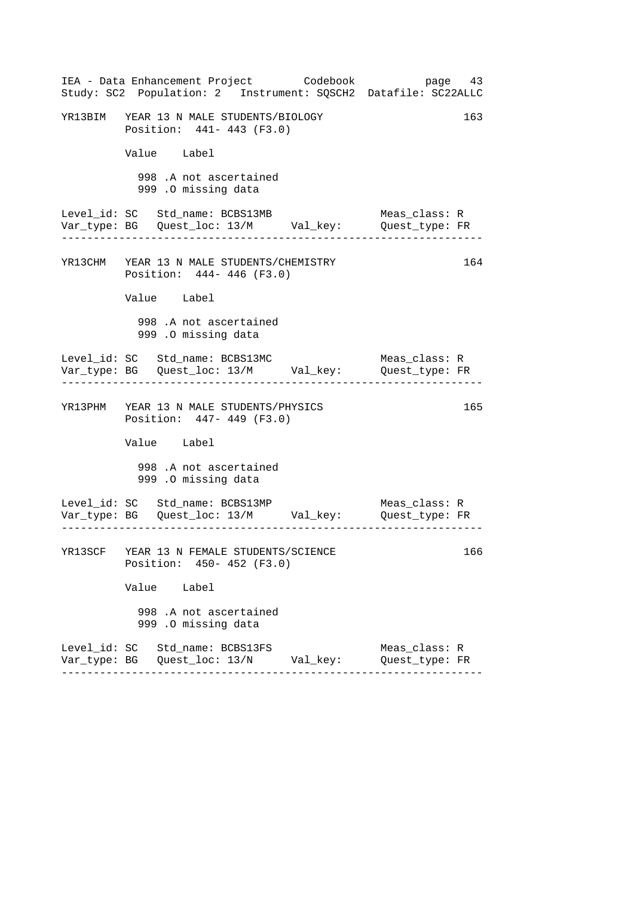YR13BIM   YEAR 13 N MALE STUDENTS/BIOLOGY   163

Position: 441- 443 (F3.0)

| Value | Label |
|---|---|
| 998 | .A not ascertained |
| 999 | .O missing data |

Level_id: SC   Std_name: BCBS13MB   Meas_class: R
Var_type: BG   Quest_loc: 13/M   Val_key:   Quest_type: FR

---

YR13CHM   YEAR 13 N MALE STUDENTS/CHEMISTRY   164

Position: 444- 446 (F3.0)

| Value | Label |
|---|---|
| 998 | .A not ascertained |
| 999 | .O missing data |

Level_id: SC   Std_name: BCBS13MC   Meas_class: R
Var_type: BG   Quest_loc: 13/M   Val_key:   Quest_type: FR

---

YR13PHM   YEAR 13 N MALE STUDENTS/PHYSICS   165

Position: 447- 449 (F3.0)

| Value | Label |
|---|---|
| 998 | .A not ascertained |
| 999 | .O missing data |

Level_id: SC   Std_name: BCBS13MP   Meas_class: R
Var_type: BG   Quest_loc: 13/M   Val_key:   Quest_type: FR

---

YR13SCF   YEAR 13 N FEMALE STUDENTS/SCIENCE   166

Position: 450- 452 (F3.0)

| Value | Label |
|---|---|
| 998 | .A not ascertained |
| 999 | .O missing data |

Level_id: SC   Std_name: BCBS13FS   Meas_class: R
Var_type: BG   Quest_loc: 13/N   Val_key:   Quest_type: FR

---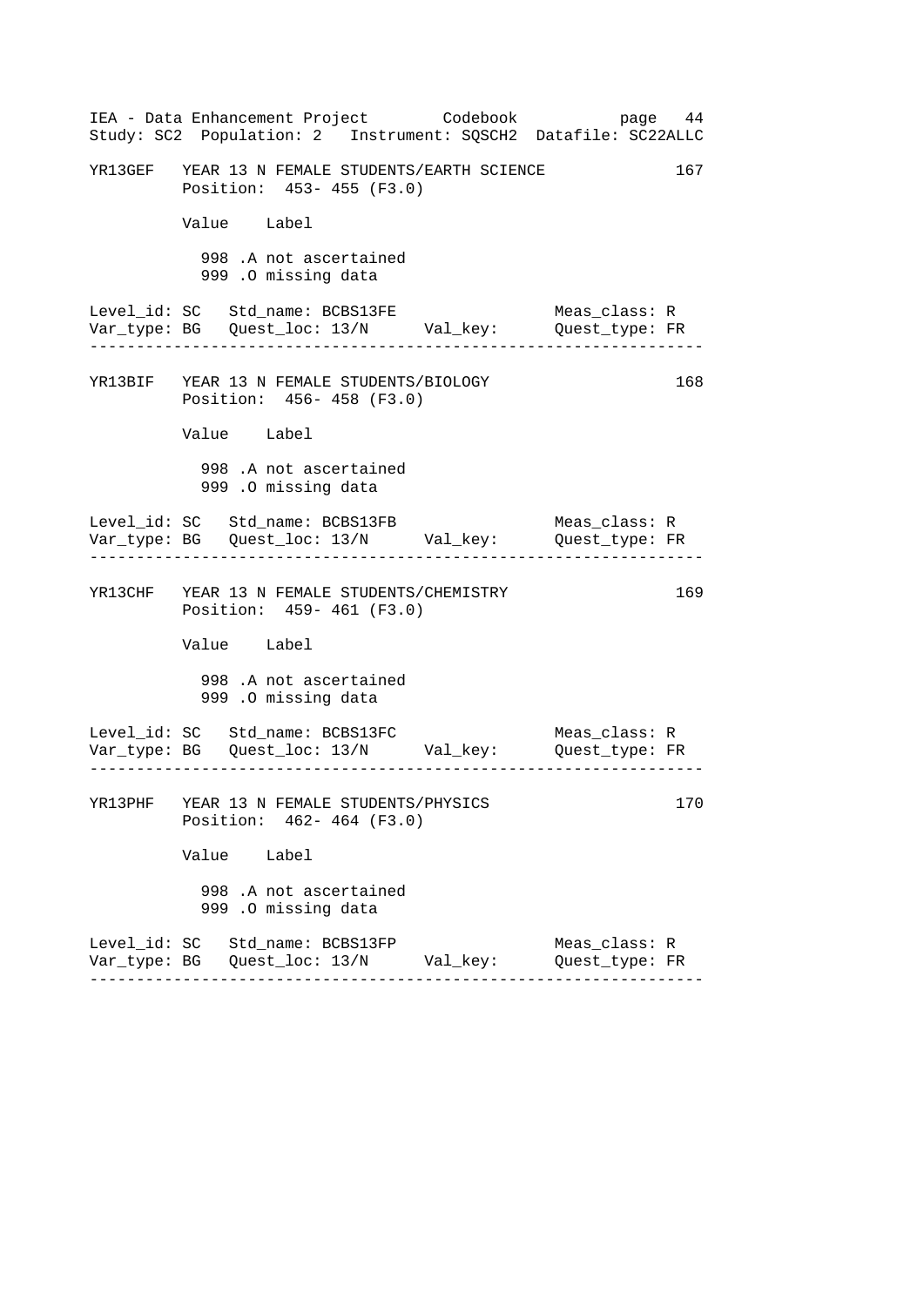```
YR13GEF   YEAR 13 N FEMALE STUDENTS/EARTH SCIENCE              167
          Position:  453- 455 (F3.0)

          Value    Label

            998 .A not ascertained
            999 .O missing data

Level_id: SC   Std_name: BCBS13FE                  Meas_class: R
Var_type: BG   Quest_loc: 13/N      Val_key:       Quest_type: FR
-----------------------------------------------------------------

YR13BIF   YEAR 13 N FEMALE STUDENTS/BIOLOGY                    168
          Position:  456- 458 (F3.0)

          Value    Label

            998 .A not ascertained
            999 .O missing data

Level_id: SC   Std_name: BCBS13FB                  Meas_class: R
Var_type: BG   Quest_loc: 13/N      Val_key:       Quest_type: FR
-----------------------------------------------------------------

YR13CHF   YEAR 13 N FEMALE STUDENTS/CHEMISTRY                  169
          Position:  459- 461 (F3.0)

          Value    Label

            998 .A not ascertained
            999 .O missing data

Level_id: SC   Std_name: BCBS13FC                  Meas_class: R
Var_type: BG   Quest_loc: 13/N      Val_key:       Quest_type: FR
-----------------------------------------------------------------

YR13PHF   YEAR 13 N FEMALE STUDENTS/PHYSICS                    170
          Position:  462- 464 (F3.0)

          Value    Label

            998 .A not ascertained
            999 .O missing data

Level_id: SC   Std_name: BCBS13FP                  Meas_class: R
Var_type: BG   Quest_loc: 13/N      Val_key:       Quest_type: FR
-----------------------------------------------------------------
```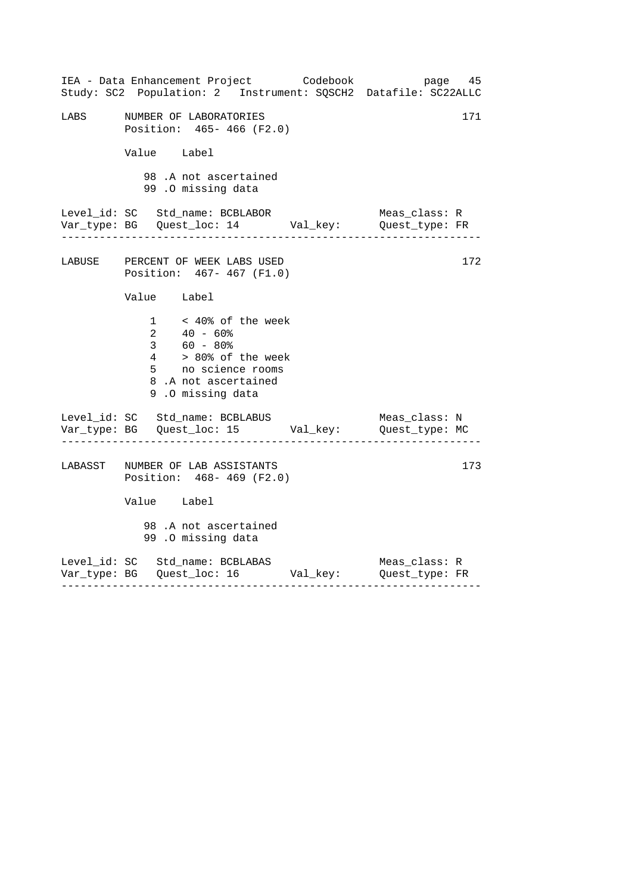LABS NUMBER OF LABORATORIES 171
Position: 465- 466 (F2.0)

| Value | Label |
|---|---|
| 98 | .A not ascertained |
| 99 | .O missing data |

Level_id: SC Std_name: BCBLABOR Meas_class: R
Var_type: BG Quest_loc: 14 Val_key: Quest_type: FR

---

LABUSE PERCENT OF WEEK LABS USED 172
Position: 467- 467 (F1.0)

| Value | Label |
|---|---|
| 1 | < 40% of the week |
| 2 | 40 - 60% |
| 3 | 60 - 80% |
| 4 | > 80% of the week |
| 5 | no science rooms |
| 8 | .A not ascertained |
| 9 | .O missing data |

Level_id: SC Std_name: BCBLABUS Meas_class: N
Var_type: BG Quest_loc: 15 Val_key: Quest_type: MC

---

LABASST NUMBER OF LAB ASSISTANTS 173
Position: 468- 469 (F2.0)

| Value | Label |
|---|---|
| 98 | .A not ascertained |
| 99 | .O missing data |

Level_id: SC Std_name: BCBLABAS Meas_class: R
Var_type: BG Quest_loc: 16 Val_key: Quest_type: FR

---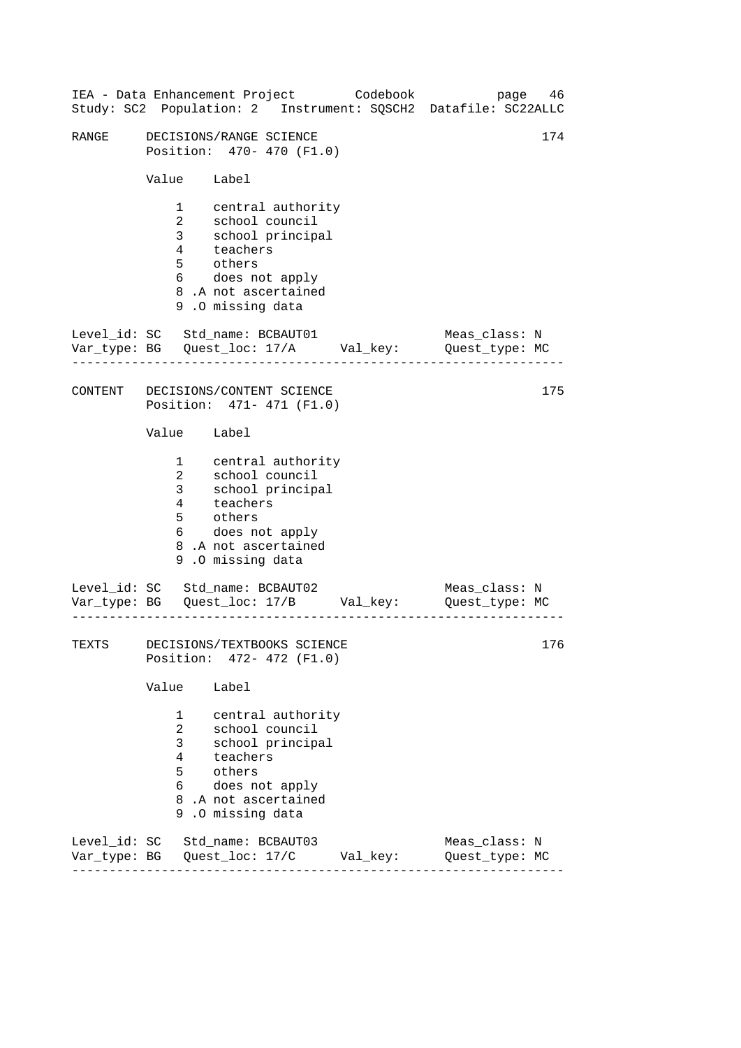```
RANGE     DECISIONS/RANGE SCIENCE                                    174
          Position:  470- 470 (F1.0)

          Value    Label

              1    central authority
              2    school council
              3    school principal
              4    teachers
              5    others
              6    does not apply
              8 .A not ascertained
              9 .O missing data

Level_id: SC   Std_name: BCBAUT01                    Meas_class: N
Var_type: BG   Quest_loc: 17/A      Val_key:         Quest_type: MC
--------------------------------------------------------------------

CONTENT   DECISIONS/CONTENT SCIENCE                                  175
          Position:  471- 471 (F1.0)

          Value    Label

              1    central authority
              2    school council
              3    school principal
              4    teachers
              5    others
              6    does not apply
              8 .A not ascertained
              9 .O missing data

Level_id: SC   Std_name: BCBAUT02                    Meas_class: N
Var_type: BG   Quest_loc: 17/B      Val_key:         Quest_type: MC
--------------------------------------------------------------------

TEXTS     DECISIONS/TEXTBOOKS SCIENCE                                176
          Position:  472- 472 (F1.0)

          Value    Label

              1    central authority
              2    school council
              3    school principal
              4    teachers
              5    others
              6    does not apply
              8 .A not ascertained
              9 .O missing data

Level_id: SC   Std_name: BCBAUT03                    Meas_class: N
Var_type: BG   Quest_loc: 17/C      Val_key:         Quest_type: MC
--------------------------------------------------------------------
```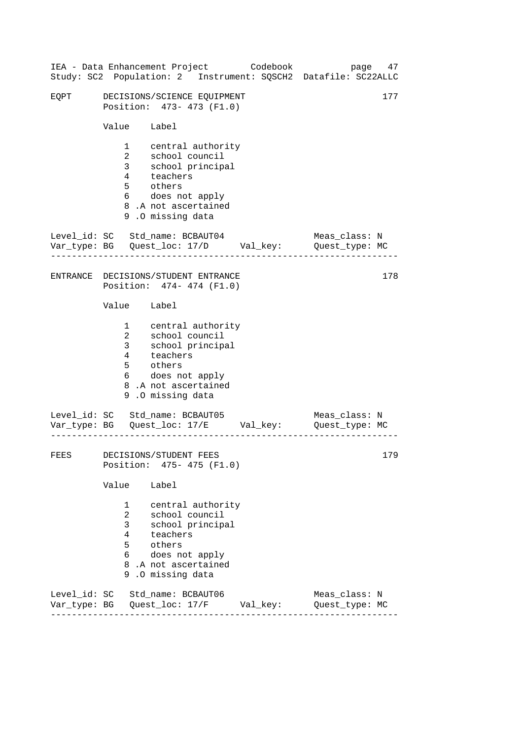```
EQPT      DECISIONS/SCIENCE EQUIPMENT                              177
          Position:  473- 473 (F1.0)

          Value    Label

              1    central authority
              2    school council
              3    school principal
              4    teachers
              5    others
              6    does not apply
              8 .A not ascertained
              9 .O missing data

Level_id: SC   Std_name: BCBAUT04                   Meas_class: N
Var_type: BG   Quest_loc: 17/D      Val_key:        Quest_type: MC
-------------------------------------------------------------------

ENTRANCE  DECISIONS/STUDENT ENTRANCE                               178
          Position:  474- 474 (F1.0)

          Value    Label

              1    central authority
              2    school council
              3    school principal
              4    teachers
              5    others
              6    does not apply
              8 .A not ascertained
              9 .O missing data

Level_id: SC   Std_name: BCBAUT05                   Meas_class: N
Var_type: BG   Quest_loc: 17/E      Val_key:        Quest_type: MC
-------------------------------------------------------------------

FEES      DECISIONS/STUDENT FEES                                   179
          Position:  475- 475 (F1.0)

          Value    Label

              1    central authority
              2    school council
              3    school principal
              4    teachers
              5    others
              6    does not apply
              8 .A not ascertained
              9 .O missing data

Level_id: SC   Std_name: BCBAUT06                   Meas_class: N
Var_type: BG   Quest_loc: 17/F      Val_key:        Quest_type: MC
-------------------------------------------------------------------
```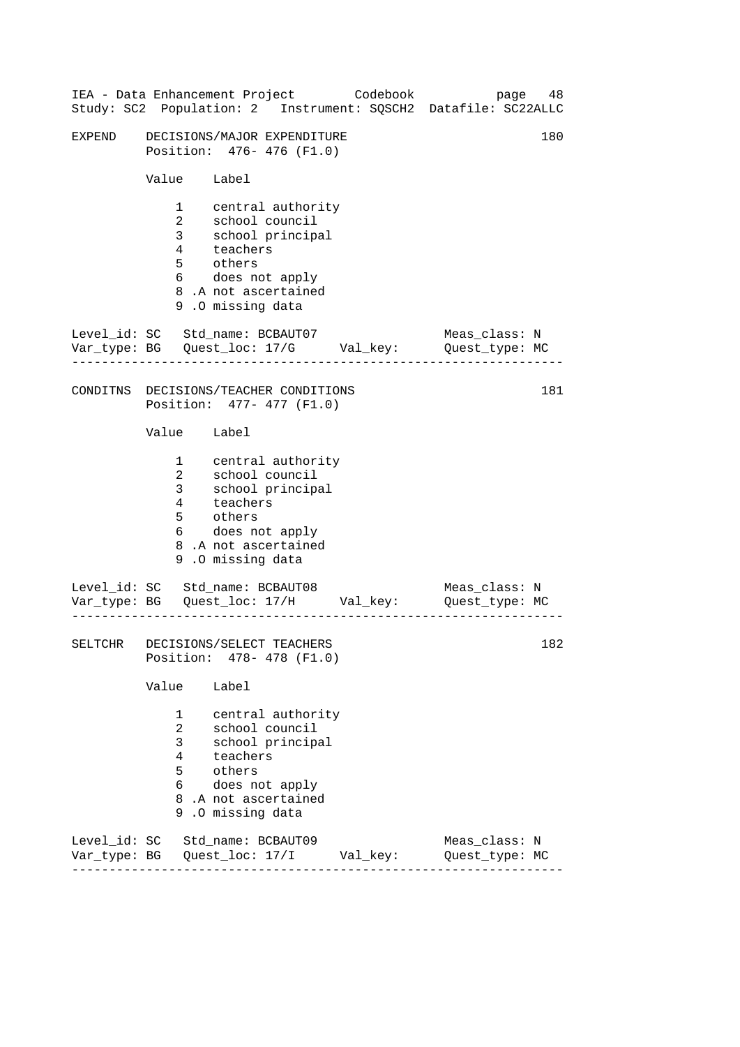```
EXPEND     DECISIONS/MAJOR EXPENDITURE                                   180
           Position:  476- 476 (F1.0)

           Value    Label

               1    central authority
               2    school council
               3    school principal
               4    teachers
               5    others
               6    does not apply
               8 .A not ascertained
               9 .O missing data

Level_id: SC   Std_name: BCBAUT07                    Meas_class: N
Var_type: BG   Quest_loc: 17/G      Val_key:         Quest_type: MC
------------------------------------------------------------------

CONDITNS  DECISIONS/TEACHER CONDITIONS                                   181
           Position:  477- 477 (F1.0)

           Value    Label

               1    central authority
               2    school council
               3    school principal
               4    teachers
               5    others
               6    does not apply
               8 .A not ascertained
               9 .O missing data

Level_id: SC   Std_name: BCBAUT08                    Meas_class: N
Var_type: BG   Quest_loc: 17/H      Val_key:         Quest_type: MC
------------------------------------------------------------------

SELTCHR    DECISIONS/SELECT TEACHERS                                     182
           Position:  478- 478 (F1.0)

           Value    Label

               1    central authority
               2    school council
               3    school principal
               4    teachers
               5    others
               6    does not apply
               8 .A not ascertained
               9 .O missing data

Level_id: SC   Std_name: BCBAUT09                    Meas_class: N
Var_type: BG   Quest_loc: 17/I      Val_key:         Quest_type: MC
------------------------------------------------------------------
```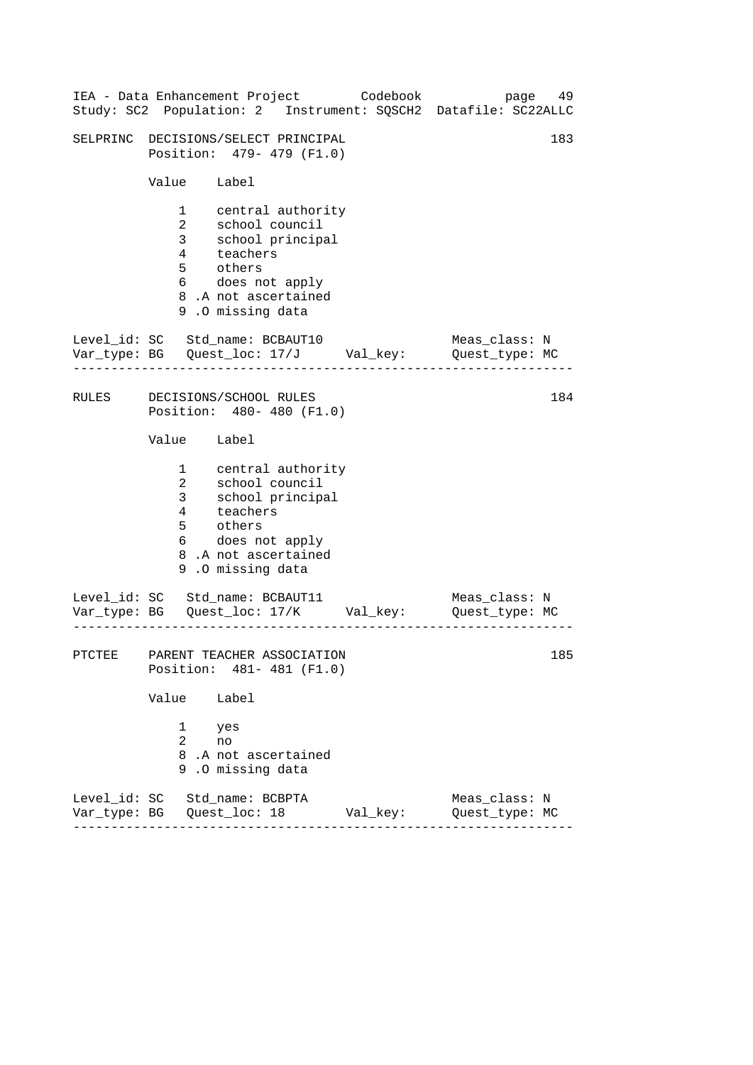SELPRINC DECISIONS/SELECT PRINCIPAL 183
Position: 479- 479 (F1.0)

| Value | Label |
|---|---|
| 1 | central authority |
| 2 | school council |
| 3 | school principal |
| 4 | teachers |
| 5 | others |
| 6 | does not apply |
| 8 .A | not ascertained |
| 9 .O | missing data |

Level_id: SC Std_name: BCBAUT10 Meas_class: N
Var_type: BG Quest_loc: 17/J Val_key: Quest_type: MC

---

RULES DECISIONS/SCHOOL RULES 184
Position: 480- 480 (F1.0)

| Value | Label |
|---|---|
| 1 | central authority |
| 2 | school council |
| 3 | school principal |
| 4 | teachers |
| 5 | others |
| 6 | does not apply |
| 8 .A | not ascertained |
| 9 .O | missing data |

Level_id: SC Std_name: BCBAUT11 Meas_class: N
Var_type: BG Quest_loc: 17/K Val_key: Quest_type: MC

---

PTCTEE PARENT TEACHER ASSOCIATION 185
Position: 481- 481 (F1.0)

| Value | Label |
|---|---|
| 1 | yes |
| 2 | no |
| 8 .A | not ascertained |
| 9 .O | missing data |

Level_id: SC Std_name: BCBPTA Meas_class: N
Var_type: BG Quest_loc: 18 Val_key: Quest_type: MC

---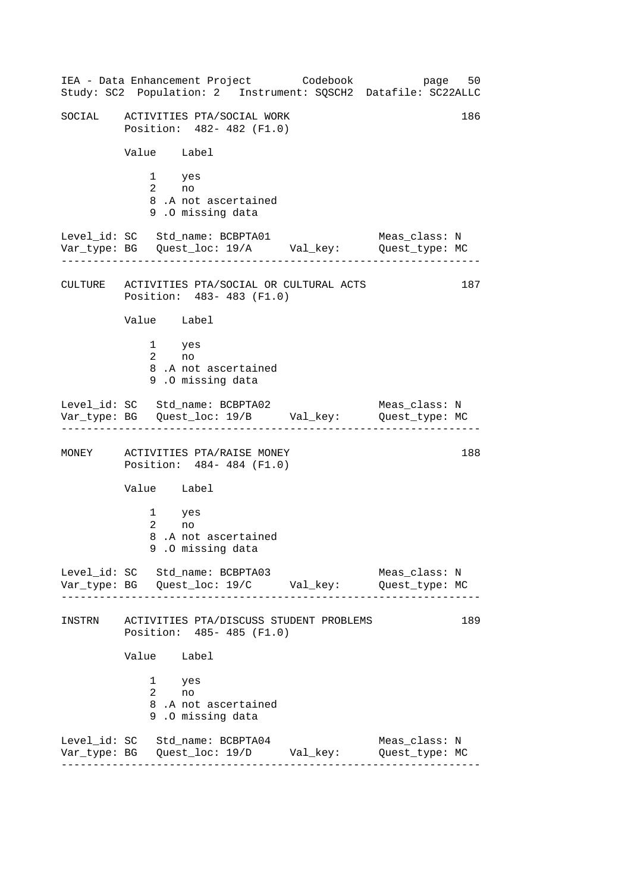```
SOCIAL    ACTIVITIES PTA/SOCIAL WORK                                186
          Position:  482- 482 (F1.0)

          Value    Label

              1    yes
              2    no
              8 .A not ascertained
              9 .O missing data

Level_id: SC   Std_name: BCBPTA01                  Meas_class: N
Var_type: BG   Quest_loc: 19/A      Val_key:      Quest_type: MC
--------------------------------------------------------------------

CULTURE   ACTIVITIES PTA/SOCIAL OR CULTURAL ACTS                    187
          Position:  483- 483 (F1.0)

          Value    Label

              1    yes
              2    no
              8 .A not ascertained
              9 .O missing data

Level_id: SC   Std_name: BCBPTA02                  Meas_class: N
Var_type: BG   Quest_loc: 19/B      Val_key:      Quest_type: MC
--------------------------------------------------------------------

MONEY     ACTIVITIES PTA/RAISE MONEY                                188
          Position:  484- 484 (F1.0)

          Value    Label

              1    yes
              2    no
              8 .A not ascertained
              9 .O missing data

Level_id: SC   Std_name: BCBPTA03                  Meas_class: N
Var_type: BG   Quest_loc: 19/C      Val_key:      Quest_type: MC
--------------------------------------------------------------------

INSTRN    ACTIVITIES PTA/DISCUSS STUDENT PROBLEMS                   189
          Position:  485- 485 (F1.0)

          Value    Label

              1    yes
              2    no
              8 .A not ascertained
              9 .O missing data

Level_id: SC   Std_name: BCBPTA04                  Meas_class: N
Var_type: BG   Quest_loc: 19/D      Val_key:      Quest_type: MC
--------------------------------------------------------------------
```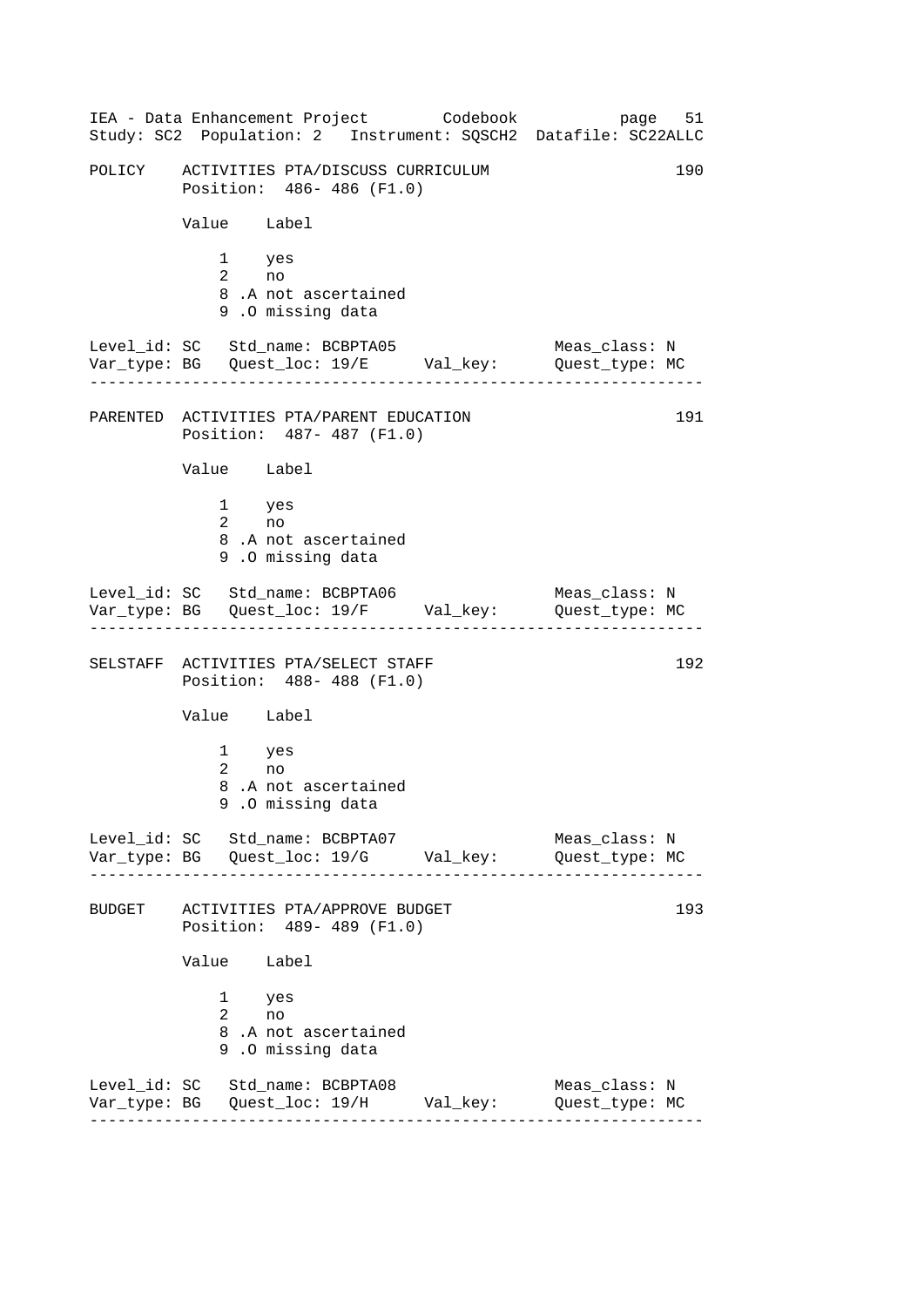```
POLICY    ACTIVITIES PTA/DISCUSS CURRICULUM                        190
          Position:  486- 486 (F1.0)

          Value    Label

              1    yes
              2    no
              8 .A not ascertained
              9 .O missing data

Level_id: SC   Std_name: BCBPTA05                  Meas_class: N
Var_type: BG   Quest_loc: 19/E      Val_key:       Quest_type: MC
------------------------------------------------------------------

PARENTED  ACTIVITIES PTA/PARENT EDUCATION                          191
          Position:  487- 487 (F1.0)

          Value    Label

              1    yes
              2    no
              8 .A not ascertained
              9 .O missing data

Level_id: SC   Std_name: BCBPTA06                  Meas_class: N
Var_type: BG   Quest_loc: 19/F      Val_key:       Quest_type: MC
------------------------------------------------------------------

SELSTAFF  ACTIVITIES PTA/SELECT STAFF                              192
          Position:  488- 488 (F1.0)

          Value    Label

              1    yes
              2    no
              8 .A not ascertained
              9 .O missing data

Level_id: SC   Std_name: BCBPTA07                  Meas_class: N
Var_type: BG   Quest_loc: 19/G      Val_key:       Quest_type: MC
------------------------------------------------------------------

BUDGET    ACTIVITIES PTA/APPROVE BUDGET                            193
          Position:  489- 489 (F1.0)

          Value    Label

              1    yes
              2    no
              8 .A not ascertained
              9 .O missing data

Level_id: SC   Std_name: BCBPTA08                  Meas_class: N
Var_type: BG   Quest_loc: 19/H      Val_key:       Quest_type: MC
------------------------------------------------------------------
```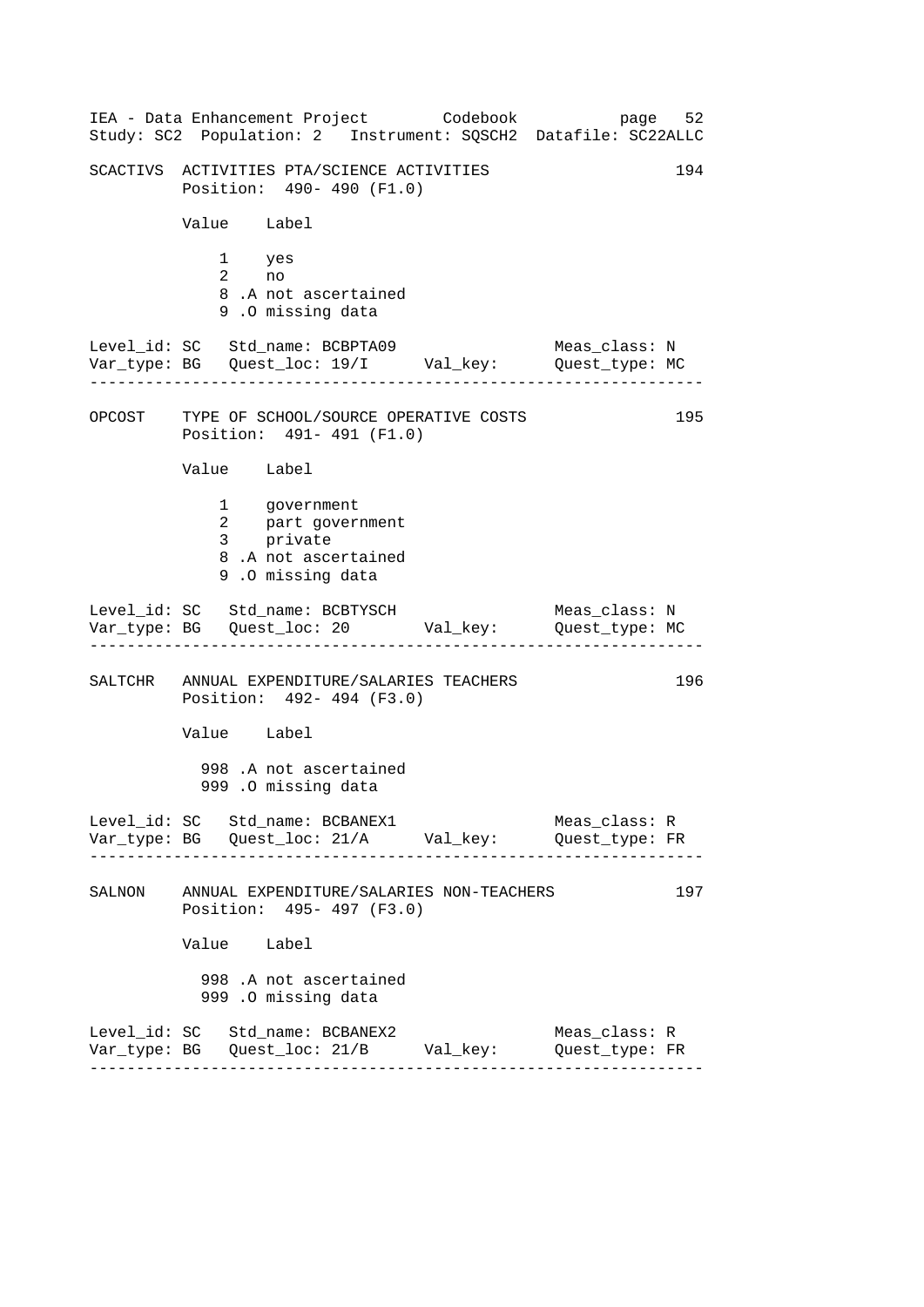IEA - Data Enhancement Project Codebook page 52
Study: SC2 Population: 2 Instrument: SQSCH2 Datafile: SC22ALLC

```
SCACTIVS  ACTIVITIES PTA/SCIENCE ACTIVITIES                       194
          Position:  490- 490 (F1.0)

          Value    Label

              1    yes
              2    no
              8 .A not ascertained
              9 .O missing data

Level_id: SC   Std_name: BCBPTA09                  Meas_class: N
Var_type: BG   Quest_loc: 19/I      Val_key:       Quest_type: MC
-----------------------------------------------------------------

OPCOST    TYPE OF SCHOOL/SOURCE OPERATIVE COSTS                   195
          Position:  491- 491 (F1.0)

          Value    Label

              1    government
              2    part government
              3    private
              8 .A not ascertained
              9 .O missing data

Level_id: SC   Std_name: BCBTYSCH                  Meas_class: N
Var_type: BG   Quest_loc: 20        Val_key:       Quest_type: MC
-----------------------------------------------------------------

SALTCHR   ANNUAL EXPENDITURE/SALARIES TEACHERS                    196
          Position:  492- 494 (F3.0)

          Value    Label

            998 .A not ascertained
            999 .O missing data

Level_id: SC   Std_name: BCBANEX1                  Meas_class: R
Var_type: BG   Quest_loc: 21/A      Val_key:       Quest_type: FR
-----------------------------------------------------------------

SALNON    ANNUAL EXPENDITURE/SALARIES NON-TEACHERS                197
          Position:  495- 497 (F3.0)

          Value    Label

            998 .A not ascertained
            999 .O missing data

Level_id: SC   Std_name: BCBANEX2                  Meas_class: R
Var_type: BG   Quest_loc: 21/B      Val_key:       Quest_type: FR
-----------------------------------------------------------------
```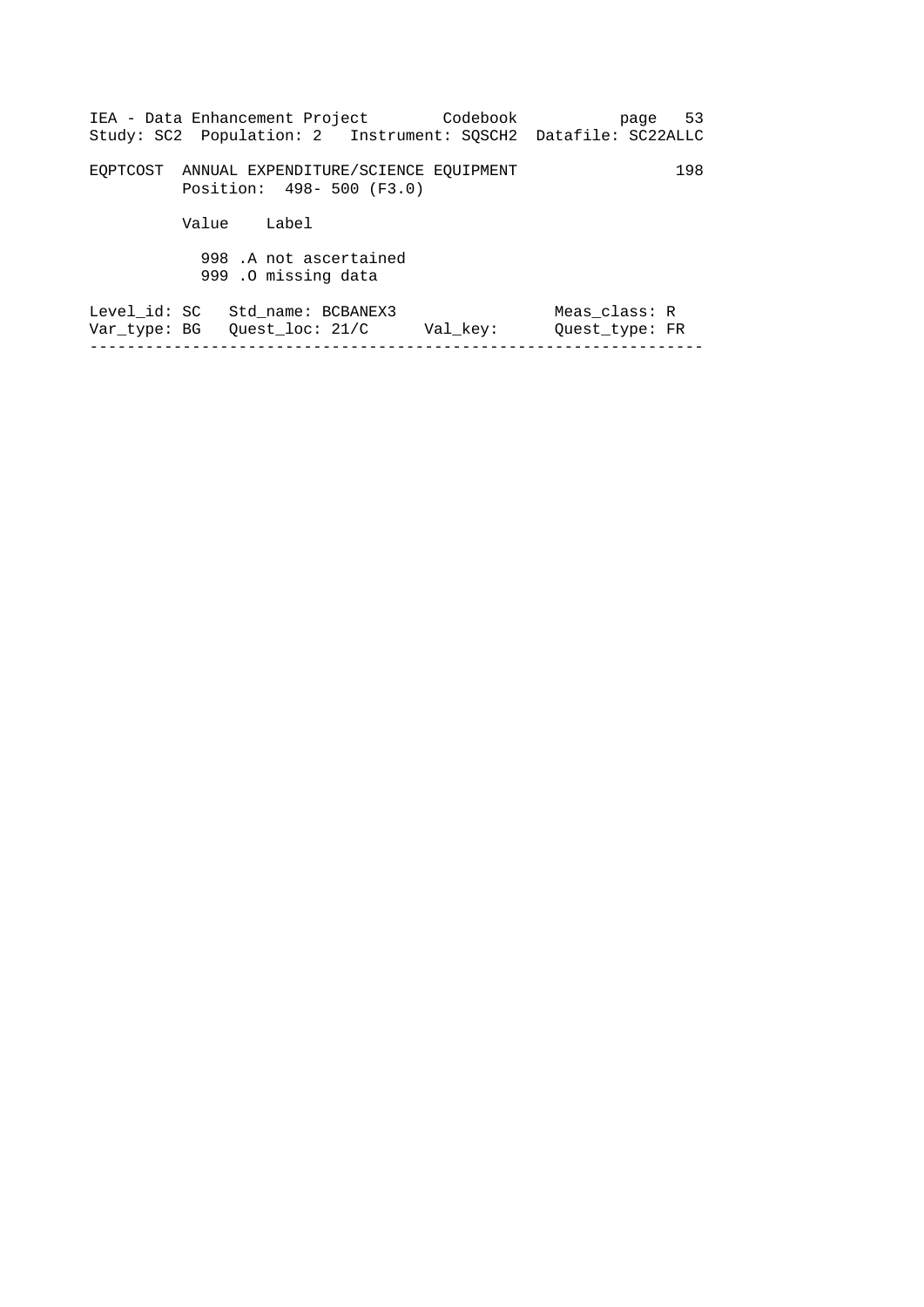EQPTCOST ANNUAL EXPENDITURE/SCIENCE EQUIPMENT 198

Position: 498- 500 (F3.0)

| Value | Label |
|---|---|
| 998 | .A not ascertained |
| 999 | .O missing data |

Level_id: SC Std_name: BCBANEX3 Meas_class: R

Var_type: BG Quest_loc: 21/C Val_key: Quest_type: FR

---